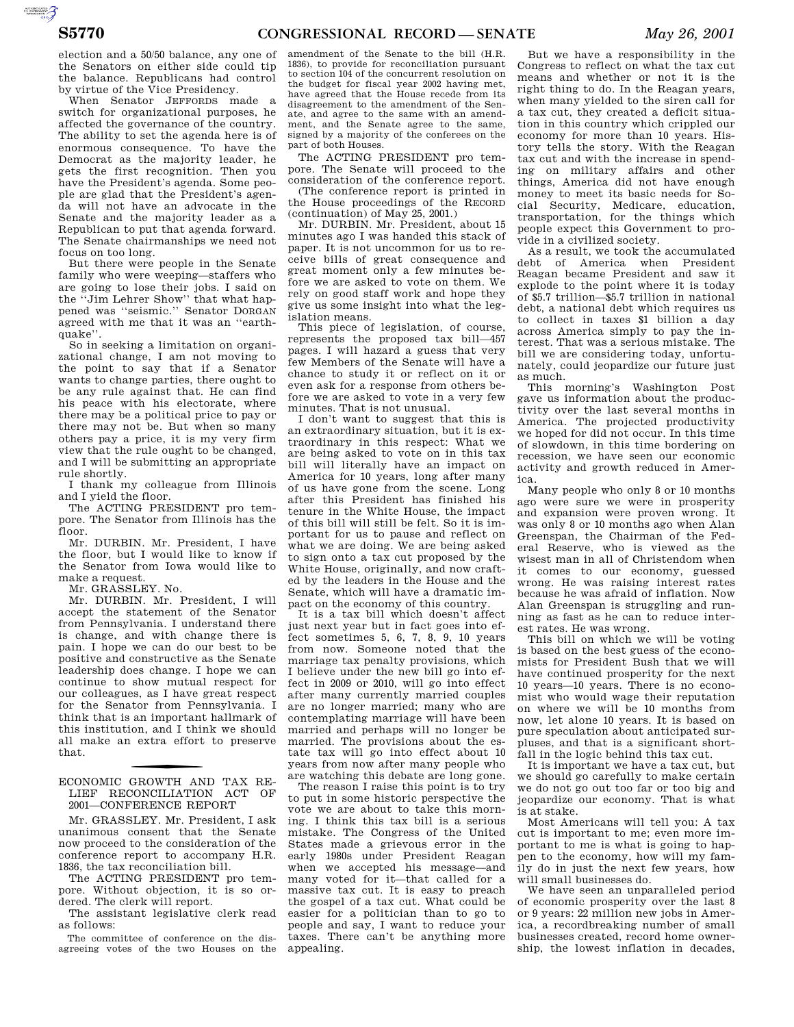election and a 50/50 balance, any one of the Senators on either side could tip the balance. Republicans had control by virtue of the Vice Presidency.

When Senator JEFFORDS made a switch for organizational purposes, he affected the governance of the country. The ability to set the agenda here is of enormous consequence. To have the Democrat as the majority leader, he gets the first recognition. Then you have the President's agenda. Some people are glad that the President's agenda will not have an advocate in the Senate and the majority leader as a Republican to put that agenda forward. The Senate chairmanships we need not focus on too long.

But there were people in the Senate family who were weeping—staffers who are going to lose their jobs. I said on the ''Jim Lehrer Show'' that what happened was ''seismic.'' Senator DORGAN agreed with me that it was an ''earthquake''.

So in seeking a limitation on organizational change, I am not moving to the point to say that if a Senator wants to change parties, there ought to be any rule against that. He can find his peace with his electorate, where there may be a political price to pay or there may not be. But when so many others pay a price, it is my very firm view that the rule ought to be changed, and I will be submitting an appropriate rule shortly.

I thank my colleague from Illinois and I yield the floor.

The ACTING PRESIDENT pro tempore. The Senator from Illinois has the floor.

Mr. DURBIN. Mr. President, I have the floor, but I would like to know if the Senator from Iowa would like to make a request.

Mr. GRASSLEY. No.

Mr. DURBIN. Mr. President, I will accept the statement of the Senator from Pennsylvania. I understand there is change, and with change there is pain. I hope we can do our best to be positive and constructive as the Senate leadership does change. I hope we can continue to show mutual respect for our colleagues, as I have great respect for the Senator from Pennsylvania. I think that is an important hallmark of this institution, and I think we should all make an extra effort to preserve that.

## ECONOMIC GROWTH AND TAX RELIEF RECONCILIATION ACT OF 2001—CONFERENCE REPORT

Mr. GRASSLEY. Mr. President, I ask unanimous consent that the Senate now proceed to the consideration of the conference report to accompany H.R. 1836, the tax reconciliation bill.

The ACTING PRESIDENT pro tempore. Without objection, it is so ordered. The clerk will report.

The assistant legislative clerk read as follows:

The committee of conference on the disagreeing votes of the two Houses on the amendment of the Senate to the bill (H.R. 1836), to provide for reconciliation pursuant to section 104 of the concurrent resolution on the budget for fiscal year 2002 having met, have agreed that the House recede from its disagreement to the amendment of the Senate, and agree to the same with an amendment, and the Senate agree to the same, signed by a majority of the conferees on the part of both Houses.

The ACTING PRESIDENT pro tempore. The Senate will proceed to the consideration of the conference report.

(The conference report is printed in the House proceedings of the RECORD (continuation) of May 25, 2001.)

Mr. DURBIN. Mr. President, about 15 minutes ago I was handed this stack of paper. It is not uncommon for us to receive bills of great consequence and great moment only a few minutes before we are asked to vote on them. We rely on good staff work and hope they give us some insight into what the legislation means.

This piece of legislation, of course, represents the proposed tax bill—457 pages. I will hazard a guess that very few Members of the Senate will have a chance to study it or reflect on it or even ask for a response from others before we are asked to vote in a very few minutes. That is not unusual.

I don't want to suggest that this is an extraordinary situation, but it is extraordinary in this respect: What we are being asked to vote on in this tax bill will literally have an impact on America for 10 years, long after many of us have gone from the scene. Long after this President has finished his tenure in the White House, the impact of this bill will still be felt. So it is important for us to pause and reflect on what we are doing. We are being asked to sign onto a tax cut proposed by the White House, originally, and now crafted by the leaders in the House and the Senate, which will have a dramatic impact on the economy of this country.

It is a tax bill which doesn't affect just next year but in fact goes into effect sometimes 5, 6, 7, 8, 9, 10 years from now. Someone noted that the marriage tax penalty provisions, which I believe under the new bill go into effect in 2009 or 2010, will go into effect after many currently married couples are no longer married; many who are contemplating marriage will have been married and perhaps will no longer be married. The provisions about the estate tax will go into effect about 10 years from now after many people who are watching this debate are long gone.

The reason I raise this point is to try to put in some historic perspective the vote we are about to take this morning. I think this tax bill is a serious mistake. The Congress of the United States made a grievous error in the early 1980s under President Reagan when we accepted his message—and many voted for it—that called for a massive tax cut. It is easy to preach the gospel of a tax cut. What could be easier for a politician than to go to people and say, I want to reduce your taxes. There can't be anything more appealing.

But we have a responsibility in the Congress to reflect on what the tax cut means and whether or not it is the right thing to do. In the Reagan years, when many yielded to the siren call for a tax cut, they created a deficit situation in this country which crippled our economy for more than 10 years. History tells the story. With the Reagan tax cut and with the increase in spending on military affairs and other things, America did not have enough money to meet its basic needs for Social Security, Medicare, education, transportation, for the things which people expect this Government to provide in a civilized society.

As a result, we took the accumulated debt of America when President Reagan became President and saw it explode to the point where it is today of $5.7 trillion—$5.7 trillion in national debt, a national debt which requires us to collect in taxes $1 billion a day across America simply to pay the interest. That was a serious mistake. The bill we are considering today, unfortunately, could jeopardize our future just as much.

This morning's Washington Post gave us information about the productivity over the last several months in America. The projected productivity we hoped for did not occur. In this time of slowdown, in this time bordering on recession, we have seen our economic activity and growth reduced in America.

Many people who only 8 or 10 months ago were sure we were in prosperity and expansion were proven wrong. It was only 8 or 10 months ago when Alan Greenspan, the Chairman of the Federal Reserve, who is viewed as the wisest man in all of Christendom when it comes to our economy, guessed wrong. He was raising interest rates because he was afraid of inflation. Now Alan Greenspan is struggling and running as fast as he can to reduce interest rates. He was wrong.

This bill on which we will be voting is based on the best guess of the economists for President Bush that we will have continued prosperity for the next 10 years—10 years. There is no economist who would wage their reputation on where we will be 10 months from now, let alone 10 years. It is based on pure speculation about anticipated surpluses, and that is a significant shortfall in the logic behind this tax cut.

It is important we have a tax cut, but we should go carefully to make certain we do not go out too far or too big and jeopardize our economy. That is what is at stake.

Most Americans will tell you: A tax cut is important to me; even more important to me is what is going to happen to the economy, how will my family do in just the next few years, how will small businesses do.

We have seen an unparalleled period of economic prosperity over the last 8 or 9 years: 22 million new jobs in America, a recordbreaking number of small businesses created, record home ownership, the lowest inflation in decades,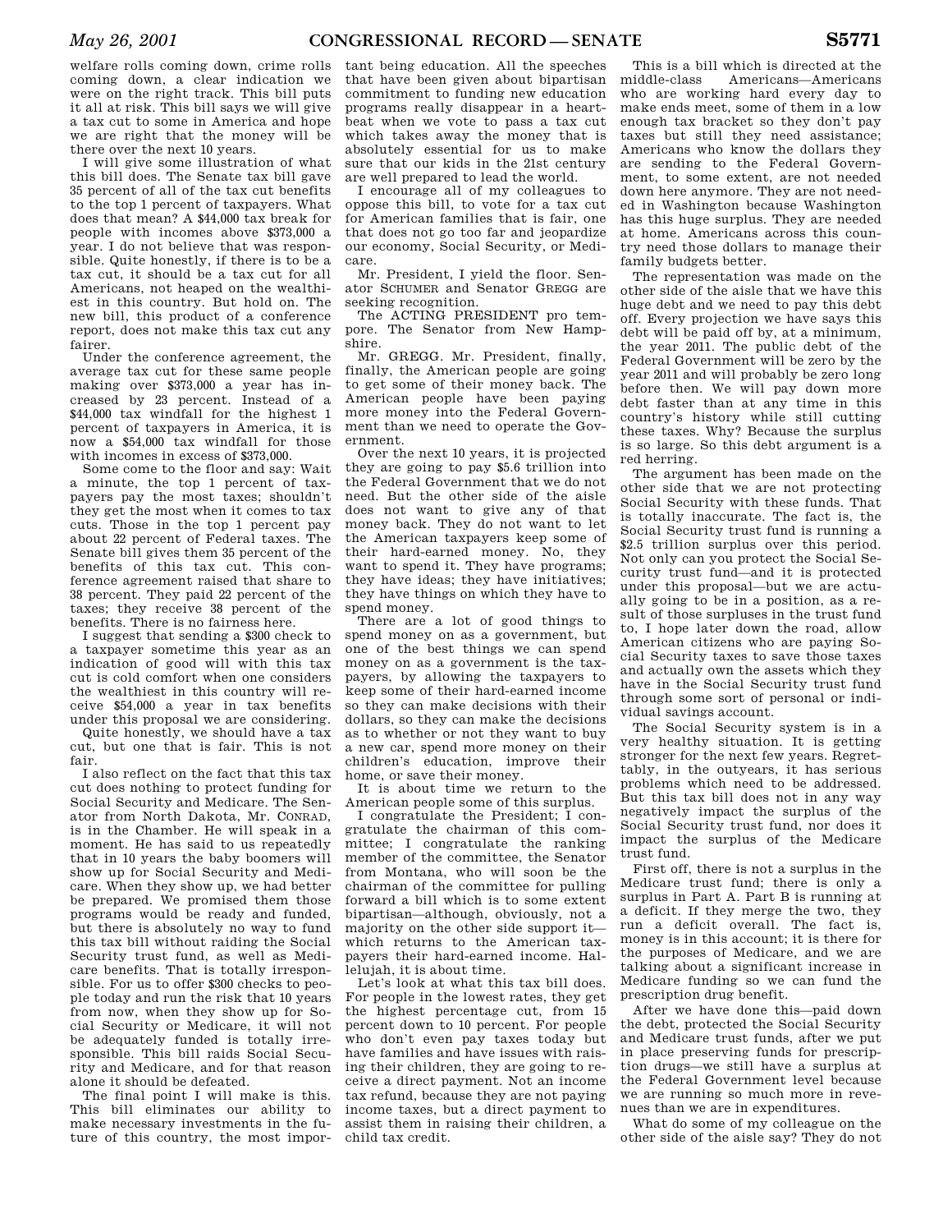welfare rolls coming down, crime rolls coming down, a clear indication we were on the right track. This bill puts it all at risk. This bill says we will give a tax cut to some in America and hope we are right that the money will be there over the next 10 years.

I will give some illustration of what this bill does. The Senate tax bill gave 35 percent of all of the tax cut benefits to the top 1 percent of taxpayers. What does that mean? A $44,000 tax break for people with incomes above $373,000 a year. I do not believe that was responsible. Quite honestly, if there is to be a tax cut, it should be a tax cut for all Americans, not heaped on the wealthiest in this country. But hold on. The new bill, this product of a conference report, does not make this tax cut any fairer.

Under the conference agreement, the average tax cut for these same people making over $373,000 a year has increased by 23 percent. Instead of a $44,000 tax windfall for the highest 1 percent of taxpayers in America, it is now a $54,000 tax windfall for those with incomes in excess of $373,000.

Some come to the floor and say: Wait a minute, the top 1 percent of taxpayers pay the most taxes; shouldn't they get the most when it comes to tax cuts. Those in the top 1 percent pay about 22 percent of Federal taxes. The Senate bill gives them 35 percent of the benefits of this tax cut. This conference agreement raised that share to 38 percent. They paid 22 percent of the taxes; they receive 38 percent of the benefits. There is no fairness here.

I suggest that sending a $300 check to a taxpayer sometime this year as an indication of good will with this tax cut is cold comfort when one considers the wealthiest in this country will receive $54,000 a year in tax benefits under this proposal we are considering.

Quite honestly, we should have a tax cut, but one that is fair. This is not fair.

I also reflect on the fact that this tax cut does nothing to protect funding for Social Security and Medicare. The Senator from North Dakota, Mr. CONRAD, is in the Chamber. He will speak in a moment. He has said to us repeatedly that in 10 years the baby boomers will show up for Social Security and Medicare. When they show up, we had better be prepared. We promised them those programs would be ready and funded, but there is absolutely no way to fund this tax bill without raiding the Social Security trust fund, as well as Medicare benefits. That is totally irresponsible. For us to offer $300 checks to people today and run the risk that 10 years from now, when they show up for Social Security or Medicare, it will not be adequately funded is totally irresponsible. This bill raids Social Security and Medicare, and for that reason alone it should be defeated.

The final point I will make is this. This bill eliminates our ability to make necessary investments in the future of this country, the most important being education. All the speeches that have been given about bipartisan commitment to funding new education programs really disappear in a heartbeat when we vote to pass a tax cut which takes away the money that is absolutely essential for us to make sure that our kids in the 21st century are well prepared to lead the world.

I encourage all of my colleagues to oppose this bill, to vote for a tax cut for American families that is fair, one that does not go too far and jeopardize our economy, Social Security, or Medicare.

Mr. President, I yield the floor. Senator SCHUMER and Senator GREGG are seeking recognition.

The ACTING PRESIDENT pro tempore. The Senator from New Hampshire.

Mr. GREGG. Mr. President, finally, finally, the American people are going to get some of their money back. The American people have been paying more money into the Federal Government than we need to operate the Government.

Over the next 10 years, it is projected they are going to pay $5.6 trillion into the Federal Government that we do not need. But the other side of the aisle does not want to give any of that money back. They do not want to let the American taxpayers keep some of their hard-earned money. No, they want to spend it. They have programs; they have ideas; they have initiatives; they have things on which they have to spend money.

There are a lot of good things to spend money on as a government, but one of the best things we can spend money on as a government is the taxpayers, by allowing the taxpayers to keep some of their hard-earned income so they can make decisions with their dollars, so they can make the decisions as to whether or not they want to buy a new car, spend more money on their children's education, improve their home, or save their money.

It is about time we return to the American people some of this surplus.

I congratulate the President; I congratulate the chairman of this committee; I congratulate the ranking member of the committee, the Senator from Montana, who will soon be the chairman of the committee for pulling forward a bill which is to some extent bipartisan—although, obviously, not a majority on the other side support it—which returns to the American taxpayers their hard-earned income. Hallelujah, it is about time.

Let's look at what this tax bill does. For people in the lowest rates, they get the highest percentage cut, from 15 percent down to 10 percent. For people who don't even pay taxes today but have families and have issues with raising their children, they are going to receive a direct payment. Not an income tax refund, because they are not paying income taxes, but a direct payment to assist them in raising their children, a child tax credit.

This is a bill which is directed at the middle-class Americans—Americans who are working hard every day to make ends meet, some of them in a low enough tax bracket so they don't pay taxes but still they need assistance; Americans who know the dollars they are sending to the Federal Government, to some extent, are not needed down here anymore. They are not needed in Washington because Washington has this huge surplus. They are needed at home. Americans across this country need those dollars to manage their family budgets better.

The representation was made on the other side of the aisle that we have this huge debt and we need to pay this debt off. Every projection we have says this debt will be paid off by, at a minimum, the year 2011. The public debt of the Federal Government will be zero by the year 2011 and will probably be zero long before then. We will pay down more debt faster than at any time in this country's history while still cutting these taxes. Why? Because the surplus is so large. So this debt argument is a red herring.

The argument has been made on the other side that we are not protecting Social Security with these funds. That is totally inaccurate. The fact is, the Social Security trust fund is running a $2.5 trillion surplus over this period. Not only can you protect the Social Security trust fund—and it is protected under this proposal—but we are actually going to be in a position, as a result of those surpluses in the trust fund to, I hope later down the road, allow American citizens who are paying Social Security taxes to save those taxes and actually own the assets which they have in the Social Security trust fund through some sort of personal or individual savings account.

The Social Security system is in a very healthy situation. It is getting stronger for the next few years. Regrettably, in the outyears, it has serious problems which need to be addressed. But this tax bill does not in any way negatively impact the surplus of the Social Security trust fund, nor does it impact the surplus of the Medicare trust fund.

First off, there is not a surplus in the Medicare trust fund; there is only a surplus in Part A. Part B is running at a deficit. If they merge the two, they run a deficit overall. The fact is, money is in this account; it is there for the purposes of Medicare, and we are talking about a significant increase in Medicare funding so we can fund the prescription drug benefit.

After we have done this—paid down the debt, protected the Social Security and Medicare trust funds, after we put in place preserving funds for prescription drugs—we still have a surplus at the Federal Government level because we are running so much more in revenues than we are in expenditures.

What do some of my colleague on the other side of the aisle say? They do not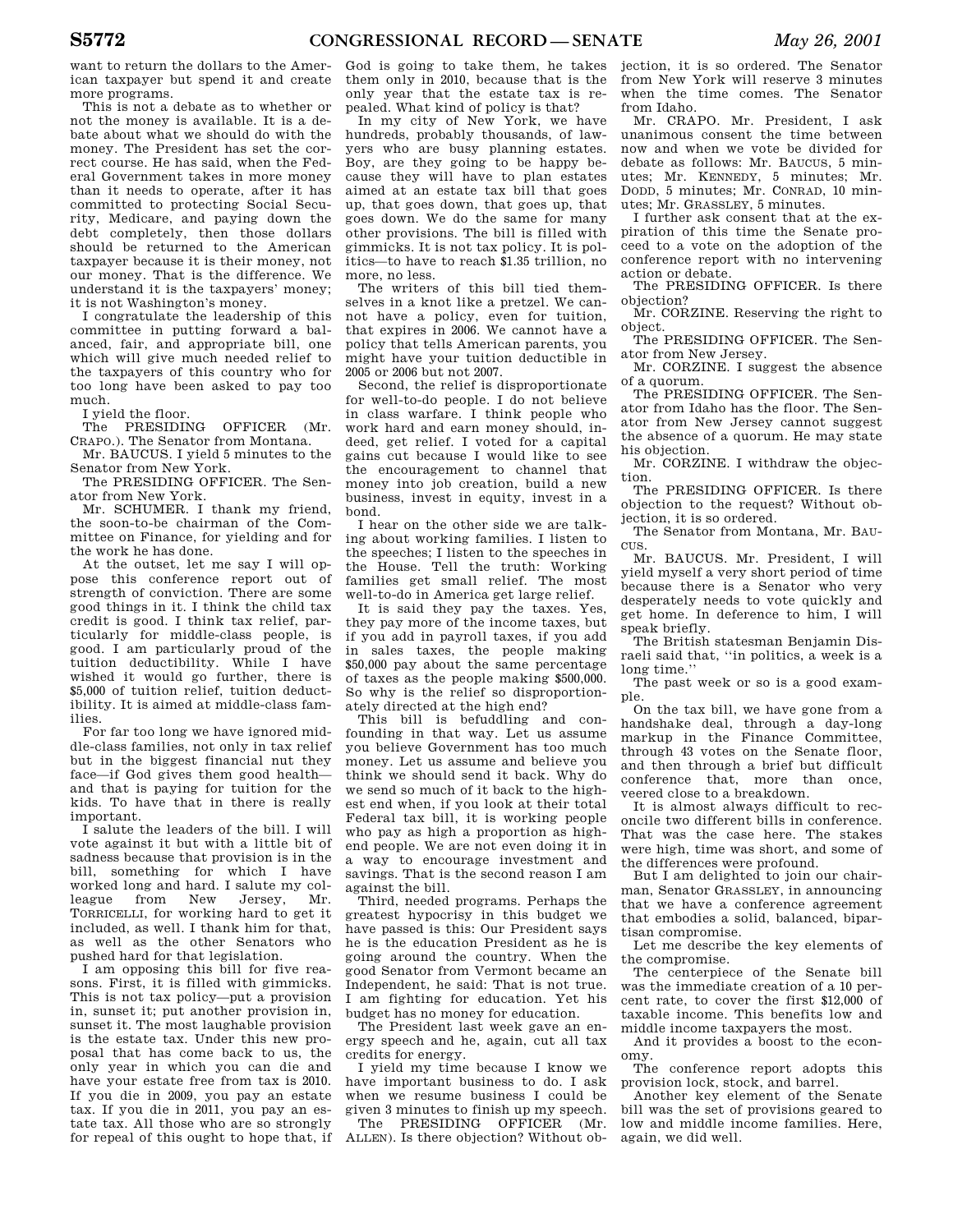want to return the dollars to the American taxpayer but spend it and create more programs.

This is not a debate as to whether or not the money is available. It is a debate about what we should do with the money. The President has set the correct course. He has said, when the Federal Government takes in more money than it needs to operate, after it has committed to protecting Social Security, Medicare, and paying down the debt completely, then those dollars should be returned to the American taxpayer because it is their money, not our money. That is the difference. We understand it is the taxpayers' money; it is not Washington's money.

I congratulate the leadership of this committee in putting forward a balanced, fair, and appropriate bill, one which will give much needed relief to the taxpayers of this country who for too long have been asked to pay too much.

I yield the floor.

The PRESIDING OFFICER (Mr. CRAPO.). The Senator from Montana.

Mr. BAUCUS. I yield 5 minutes to the Senator from New York.

The PRESIDING OFFICER. The Senator from New York.

Mr. SCHUMER. I thank my friend, the soon-to-be chairman of the Committee on Finance, for yielding and for the work he has done.

At the outset, let me say I will oppose this conference report out of strength of conviction. There are some good things in it. I think the child tax credit is good. I think tax relief, particularly for middle-class people, is good. I am particularly proud of the tuition deductibility. While I have wished it would go further, there is $5,000 of tuition relief, tuition deductibility. It is aimed at middle-class families.

For far too long we have ignored middle-class families, not only in tax relief but in the biggest financial nut they face—if God gives them good health—and that is paying for tuition for the kids. To have that in there is really important.

I salute the leaders of the bill. I will vote against it but with a little bit of sadness because that provision is in the bill, something for which I have worked long and hard. I salute my colleague from New Jersey, Mr. TORRICELLI, for working hard to get it included, as well. I thank him for that, as well as the other Senators who pushed hard for that legislation.

I am opposing this bill for five reasons. First, it is filled with gimmicks. This is not tax policy—put a provision in, sunset it; put another provision in, sunset it. The most laughable provision is the estate tax. Under this new proposal that has come back to us, the only year in which you can die and have your estate free from tax is 2010. If you die in 2009, you pay an estate tax. If you die in 2011, you pay an estate tax. All those who are so strongly for repeal of this ought to hope that, if God is going to take them, he takes them only in 2010, because that is the only year that the estate tax is repealed. What kind of policy is that?

In my city of New York, we have hundreds, probably thousands, of lawyers who are busy planning estates. Boy, are they going to be happy because they will have to plan estates aimed at an estate tax bill that goes up, that goes down, that goes up, that goes down. We do the same for many other provisions. The bill is filled with gimmicks. It is not tax policy. It is politics—to have to reach $1.35 trillion, no more, no less.

The writers of this bill tied themselves in a knot like a pretzel. We cannot have a policy, even for tuition, that expires in 2006. We cannot have a policy that tells American parents, you might have your tuition deductible in 2005 or 2006 but not 2007.

Second, the relief is disproportionate for well-to-do people. I do not believe in class warfare. I think people who work hard and earn money should, indeed, get relief. I voted for a capital gains cut because I would like to see the encouragement to channel that money into job creation, build a new business, invest in equity, invest in a bond.

I hear on the other side we are talking about working families. I listen to the speeches; I listen to the speeches in the House. Tell the truth: Working families get small relief. The most well-to-do in America get large relief.

It is said they pay the taxes. Yes, they pay more of the income taxes, but if you add in payroll taxes, if you add in sales taxes, the people making $50,000 pay about the same percentage of taxes as the people making $500,000. So why is the relief so disproportionately directed at the high end?

This bill is befuddling and confounding in that way. Let us assume you believe Government has too much money. Let us assume and believe you think we should send it back. Why do we send so much of it back to the highest end when, if you look at their total Federal tax bill, it is working people who pay as high a proportion as high-end people. We are not even doing it in a way to encourage investment and savings. That is the second reason I am against the bill.

Third, needed programs. Perhaps the greatest hypocrisy in this budget we have passed is this: Our President says he is the education President as he is going around the country. When the good Senator from Vermont became an Independent, he said: That is not true. I am fighting for education. Yet his budget has no money for education.

The President last week gave an energy speech and he, again, cut all tax credits for energy.

I yield my time because I know we have important business to do. I ask when we resume business I could be given 3 minutes to finish up my speech.

The PRESIDING OFFICER (Mr. ALLEN). Is there objection? Without objection, it is so ordered. The Senator from New York will reserve 3 minutes when the time comes. The Senator from Idaho.

Mr. CRAPO. Mr. President, I ask unanimous consent the time between now and when we vote be divided for debate as follows: Mr. BAUCUS, 5 minutes; Mr. KENNEDY, 5 minutes; Mr. DODD, 5 minutes; Mr. CONRAD, 10 minutes; Mr. GRASSLEY, 5 minutes.

I further ask consent that at the expiration of this time the Senate proceed to a vote on the adoption of the conference report with no intervening action or debate.

The PRESIDING OFFICER. Is there objection?

Mr. CORZINE. Reserving the right to object.

The PRESIDING OFFICER. The Senator from New Jersey.

Mr. CORZINE. I suggest the absence of a quorum.

The PRESIDING OFFICER. The Senator from Idaho has the floor. The Senator from New Jersey cannot suggest the absence of a quorum. He may state his objection.

Mr. CORZINE. I withdraw the objection.

The PRESIDING OFFICER. Is there objection to the request? Without objection, it is so ordered.

The Senator from Montana, Mr. BAUCUS.

Mr. BAUCUS. Mr. President, I will yield myself a very short period of time because there is a Senator who very desperately needs to vote quickly and get home. In deference to him, I will speak briefly.

The British statesman Benjamin Disraeli said that, "in politics, a week is a long time."

The past week or so is a good example.

On the tax bill, we have gone from a handshake deal, through a day-long markup in the Finance Committee, through 43 votes on the Senate floor, and then through a brief but difficult conference that, more than once, veered close to a breakdown.

It is almost always difficult to reconcile two different bills in conference. That was the case here. The stakes were high, time was short, and some of the differences were profound.

But I am delighted to join our chairman, Senator GRASSLEY, in announcing that we have a conference agreement that embodies a solid, balanced, bipartisan compromise.

Let me describe the key elements of the compromise.

The centerpiece of the Senate bill was the immediate creation of a 10 percent rate, to cover the first $12,000 of taxable income. This benefits low and middle income taxpayers the most.

And it provides a boost to the economy.

The conference report adopts this provision lock, stock, and barrel.

Another key element of the Senate bill was the set of provisions geared to low and middle income families. Here, again, we did well.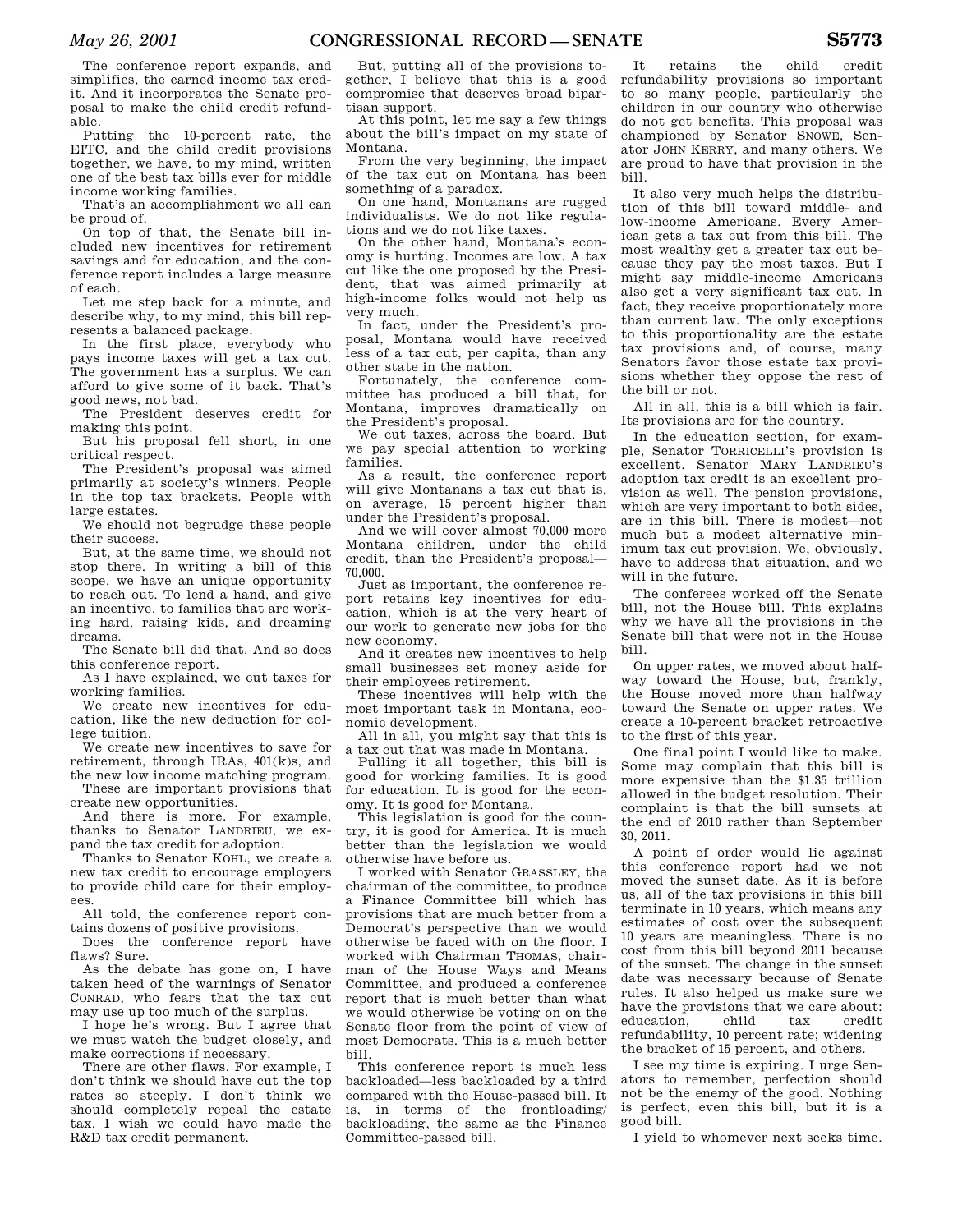The conference report expands, and simplifies, the earned income tax credit. And it incorporates the Senate proposal to make the child credit refundable.

Putting the 10-percent rate, the EITC, and the child credit provisions together, we have, to my mind, written one of the best tax bills ever for middle income working families.

That's an accomplishment we all can be proud of.

On top of that, the Senate bill included new incentives for retirement savings and for education, and the conference report includes a large measure of each.

Let me step back for a minute, and describe why, to my mind, this bill represents a balanced package.

In the first place, everybody who pays income taxes will get a tax cut. The government has a surplus. We can afford to give some of it back. That's good news, not bad.

The President deserves credit for making this point.

But his proposal fell short, in one critical respect.

The President's proposal was aimed primarily at society's winners. People in the top tax brackets. People with large estates.

We should not begrudge these people their success.

But, at the same time, we should not stop there. In writing a bill of this scope, we have an unique opportunity to reach out. To lend a hand, and give an incentive, to families that are working hard, raising kids, and dreaming dreams.

The Senate bill did that. And so does this conference report.

As I have explained, we cut taxes for working families.

We create new incentives for education, like the new deduction for college tuition.

We create new incentives to save for retirement, through IRAs, 401(k)s, and the new low income matching program.

These are important provisions that create new opportunities.

And there is more. For example, thanks to Senator LANDRIEU, we expand the tax credit for adoption.

Thanks to Senator KOHL, we create a new tax credit to encourage employers to provide child care for their employees.

All told, the conference report contains dozens of positive provisions.

Does the conference report have flaws? Sure.

As the debate has gone on, I have taken heed of the warnings of Senator CONRAD, who fears that the tax cut may use up too much of the surplus.

I hope he's wrong. But I agree that we must watch the budget closely, and make corrections if necessary.

There are other flaws. For example, I don't think we should have cut the top rates so steeply. I don't think we should completely repeal the estate tax. I wish we could have made the R&D tax credit permanent.

But, putting all of the provisions together, I believe that this is a good compromise that deserves broad bipartisan support.

At this point, let me say a few things about the bill's impact on my state of Montana.

From the very beginning, the impact of the tax cut on Montana has been something of a paradox.

On one hand, Montanans are rugged individualists. We do not like regulations and we do not like taxes.

On the other hand, Montana's economy is hurting. Incomes are low. A tax cut like the one proposed by the President, that was aimed primarily at high-income folks would not help us very much.

In fact, under the President's proposal, Montana would have received less of a tax cut, per capita, than any other state in the nation.

Fortunately, the conference committee has produced a bill that, for Montana, improves dramatically on the President's proposal.

We cut taxes, across the board. But we pay special attention to working families.

As a result, the conference report will give Montanans a tax cut that is, on average, 15 percent higher than under the President's proposal.

And we will cover almost 70,000 more Montana children, under the child credit, than the President's proposal—70,000.

Just as important, the conference report retains key incentives for education, which is at the very heart of our work to generate new jobs for the new economy.

And it creates new incentives to help small businesses set money aside for their employees retirement.

These incentives will help with the most important task in Montana, economic development.

All in all, you might say that this is a tax cut that was made in Montana.

Pulling it all together, this bill is good for working families. It is good for education. It is good for the economy. It is good for Montana.

This legislation is good for the country, it is good for America. It is much better than the legislation we would otherwise have before us.

I worked with Senator GRASSLEY, the chairman of the committee, to produce a Finance Committee bill which has provisions that are much better from a Democrat's perspective than we would otherwise be faced with on the floor. I worked with Chairman THOMAS, chairman of the House Ways and Means Committee, and produced a conference report that is much better than what we would otherwise be voting on on the Senate floor from the point of view of most Democrats. This is a much better bill.

This conference report is much less backloaded—less backloaded by a third compared with the House-passed bill. It is, in terms of the frontloading/backloading, the same as the Finance Committee-passed bill.

It retains the child credit refundability provisions so important to so many people, particularly the children in our country who otherwise do not get benefits. This proposal was championed by Senator SNOWE, Senator JOHN KERRY, and many others. We are proud to have that provision in the bill.

It also very much helps the distribution of this bill toward middle- and low-income Americans. Every American gets a tax cut from this bill. The most wealthy get a greater tax cut because they pay the most taxes. But I might say middle-income Americans also get a very significant tax cut. In fact, they receive proportionately more than current law. The only exceptions to this proportionality are the estate tax provisions and, of course, many Senators favor those estate tax provisions whether they oppose the rest of the bill or not.

All in all, this is a bill which is fair. Its provisions are for the country.

In the education section, for example, Senator TORRICELLI's provision is excellent. Senator MARY LANDRIEU's adoption tax credit is an excellent provision as well. The pension provisions, which are very important to both sides, are in this bill. There is modest—not much but a modest alternative minimum tax cut provision. We, obviously, have to address that situation, and we will in the future.

The conferees worked off the Senate bill, not the House bill. This explains why we have all the provisions in the Senate bill that were not in the House bill.

On upper rates, we moved about halfway toward the House, but, frankly, the House moved more than halfway toward the Senate on upper rates. We create a 10-percent bracket retroactive to the first of this year.

One final point I would like to make. Some may complain that this bill is more expensive than the $1.35 trillion allowed in the budget resolution. Their complaint is that the bill sunsets at the end of 2010 rather than September 30, 2011.

A point of order would lie against this conference report had we not moved the sunset date. As it is before us, all of the tax provisions in this bill terminate in 10 years, which means any estimates of cost over the subsequent 10 years are meaningless. There is no cost from this bill beyond 2011 because of the sunset. The change in the sunset date was necessary because of Senate rules. It also helped us make sure we have the provisions that we care about: education, child tax credit refundability, 10 percent rate; widening the bracket of 15 percent, and others.

I see my time is expiring. I urge Senators to remember, perfection should not be the enemy of the good. Nothing is perfect, even this bill, but it is a good bill.

I yield to whomever next seeks time.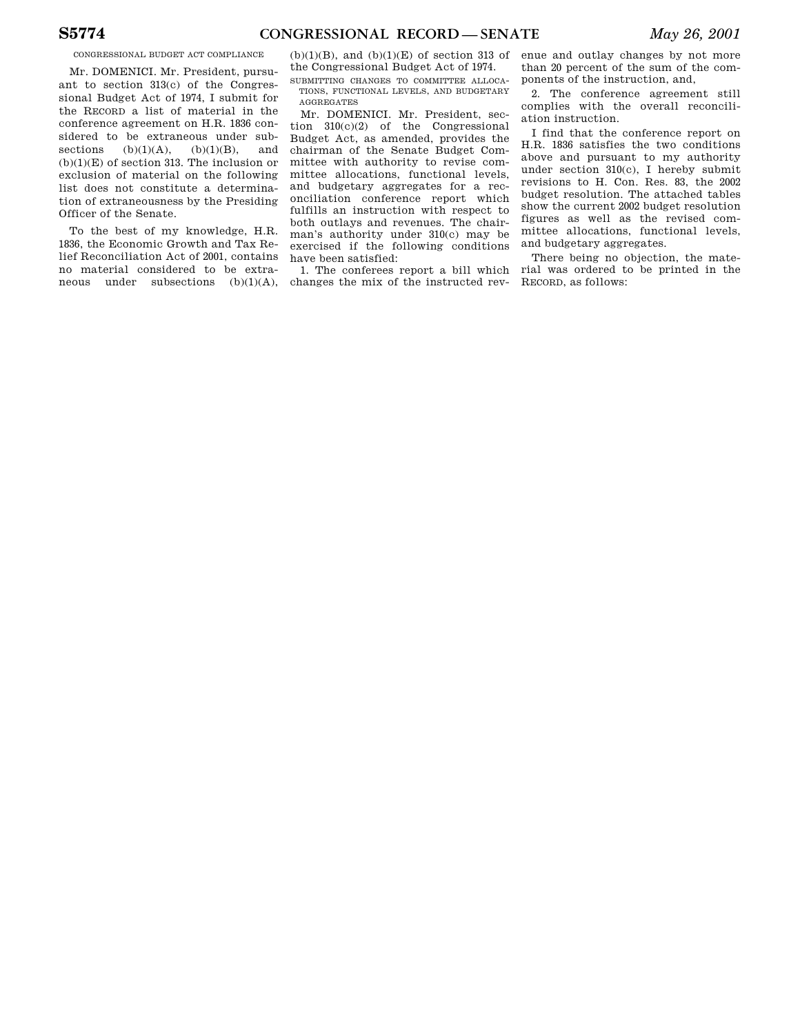CONGRESSIONAL BUDGET ACT COMPLIANCE

Mr. DOMENICI. Mr. President, pursuant to section 313(c) of the Congressional Budget Act of 1974, I submit for the RECORD a list of material in the conference agreement on H.R. 1836 considered to be extraneous under subsections (b)(1)(A), (b)(1)(B), and (b)(1)(E) of section 313. The inclusion or exclusion of material on the following list does not constitute a determination of extraneousness by the Presiding Officer of the Senate.

To the best of my knowledge, H.R. 1836, the Economic Growth and Tax Relief Reconciliation Act of 2001, contains no material considered to be extraneous under subsections (b)(1)(A), (b)(1)(B), and (b)(1)(E) of section 313 of the Congressional Budget Act of 1974.

SUBMITTING CHANGES TO COMMITTEE ALLOCATIONS, FUNCTIONAL LEVELS, AND BUDGETARY AGGREGATES

Mr. DOMENICI. Mr. President, section 310(c)(2) of the Congressional Budget Act, as amended, provides the chairman of the Senate Budget Committee with authority to revise committee allocations, functional levels, and budgetary aggregates for a reconciliation conference report which fulfills an instruction with respect to both outlays and revenues. The chairman's authority under 310(c) may be exercised if the following conditions have been satisfied:

1. The conferees report a bill which changes the mix of the instructed revenue and outlay changes by not more than 20 percent of the sum of the components of the instruction, and,

2. The conference agreement still complies with the overall reconciliation instruction.

I find that the conference report on H.R. 1836 satisfies the two conditions above and pursuant to my authority under section 310(c), I hereby submit revisions to H. Con. Res. 83, the 2002 budget resolution. The attached tables show the current 2002 budget resolution figures as well as the revised committee allocations, functional levels, and budgetary aggregates.

There being no objection, the material was ordered to be printed in the RECORD, as follows: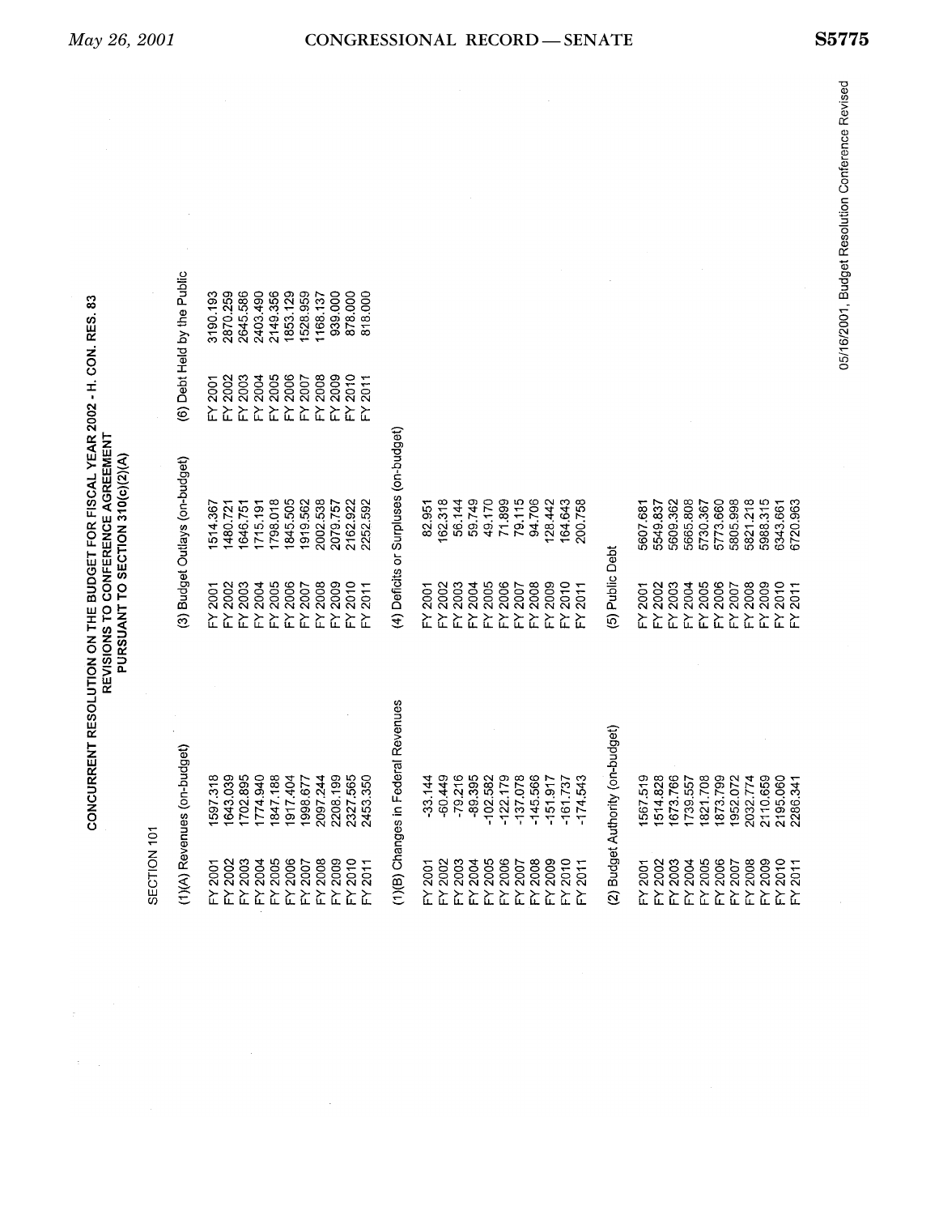# CONCURRENT RESOLUTION ON THE BUDGET FOR FISCAL YEAR 2002 - H. CON. RES. 83
## REVISIONS TO CONFERENCE AGREEMENT PURSUANT TO SECTION 310(c)(2)(A)

SECTION 101

**(1)(A) Revenues (on-budget)**

| | |
|---|---|
| FY 2001 | 1597.318 |
| FY 2002 | 1643.039 |
| FY 2003 | 1702.895 |
| FY 2004 | 1774.940 |
| FY 2005 | 1847.188 |
| FY 2006 | 1917.404 |
| FY 2007 | 1998.677 |
| FY 2008 | 2097.244 |
| FY 2009 | 2208.199 |
| FY 2010 | 2327.565 |
| FY 2011 | 2453.350 |

**(1)(B) Changes in Federal Revenues**

| | |
|---|---|
| FY 2001 | -33.144 |
| FY 2002 | -60.449 |
| FY 2003 | -79.216 |
| FY 2004 | -89.395 |
| FY 2005 | -102.582 |
| FY 2006 | -122.179 |
| FY 2007 | -137.078 |
| FY 2008 | -145.566 |
| FY 2009 | -151.917 |
| FY 2010 | -161.737 |
| FY 2011 | -174.543 |

**(2) Budget Authority (on-budget)**

| | |
|---|---|
| FY 2001 | 1567.519 |
| FY 2002 | 1514.828 |
| FY 2003 | 1673.766 |
| FY 2004 | 1739.557 |
| FY 2005 | 1821.708 |
| FY 2006 | 1873.799 |
| FY 2007 | 1952.072 |
| FY 2008 | 2032.774 |
| FY 2009 | 2110.659 |
| FY 2010 | 2195.060 |
| FY 2011 | 2286.341 |

**(3) Budget Outlays (on-budget)**

| | |
|---|---|
| FY 2001 | 1514.367 |
| FY 2002 | 1480.721 |
| FY 2003 | 1646.751 |
| FY 2004 | 1715.191 |
| FY 2005 | 1798.018 |
| FY 2006 | 1845.505 |
| FY 2007 | 1919.562 |
| FY 2008 | 2002.538 |
| FY 2009 | 2079.757 |
| FY 2010 | 2162.922 |
| FY 2011 | 2252.592 |

**(4) Deficits or Surpluses (on-budget)**

| | |
|---|---|
| FY 2001 | 82.951 |
| FY 2002 | 162.318 |
| FY 2003 | 56.144 |
| FY 2004 | 59.749 |
| FY 2005 | 49.170 |
| FY 2006 | 71.899 |
| FY 2007 | 79.115 |
| FY 2008 | 94.706 |
| FY 2009 | 128.442 |
| FY 2010 | 164.643 |
| FY 2011 | 200.758 |

**(5) Public Debt**

| | |
|---|---|
| FY 2001 | 5607.681 |
| FY 2002 | 5549.837 |
| FY 2003 | 5609.362 |
| FY 2004 | 5665.808 |
| FY 2005 | 5730.367 |
| FY 2006 | 5773.660 |
| FY 2007 | 5805.998 |
| FY 2008 | 5821.218 |
| FY 2009 | 5988.315 |
| FY 2010 | 6343.661 |
| FY 2011 | 6720.963 |

**(6) Debt Held by the Public**

| | |
|---|---|
| FY 2001 | 3190.193 |
| FY 2002 | 2870.259 |
| FY 2003 | 2645.586 |
| FY 2004 | 2403.490 |
| FY 2005 | 2149.356 |
| FY 2006 | 1853.129 |
| FY 2007 | 1528.959 |
| FY 2008 | 1168.137 |
| FY 2009 | 939.000 |
| FY 2010 | 878.000 |
| FY 2011 | 818.000 |

05/16/2001, Budget Resolution Conference Revised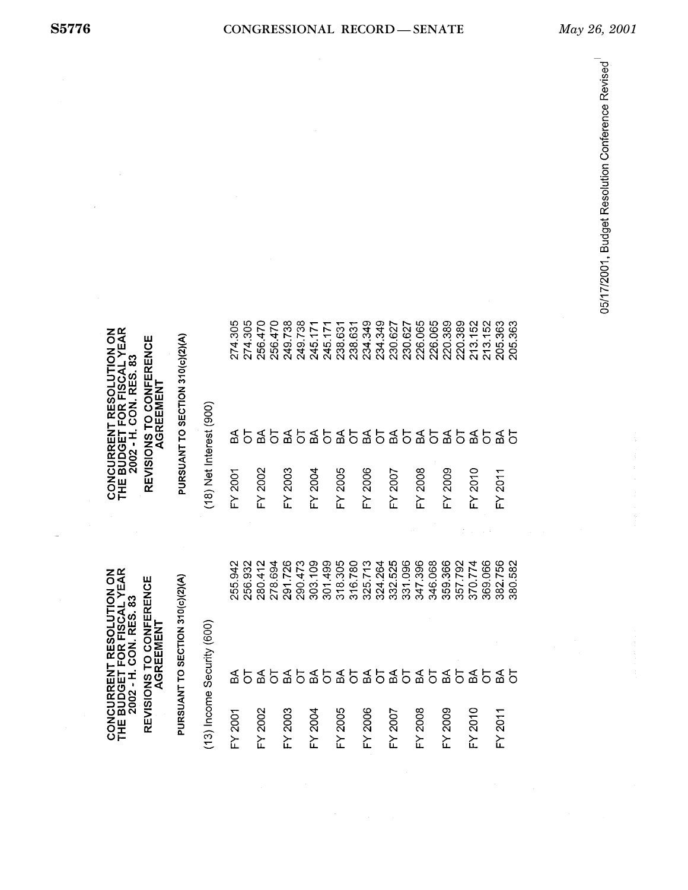CONCURRENT RESOLUTION ON THE BUDGET FOR FISCAL YEAR 2002 - H. CON. RES. 83

REVISIONS TO CONFERENCE AGREEMENT

PURSUANT TO SECTION 310(c)(2)(A)

(13) Income Security (600)

| | | |
|---|---|---|
| FY 2001 | BA | 255.942 |
| | OT | 256.932 |
| FY 2002 | BA | 280.412 |
| | OT | 278.694 |
| FY 2003 | BA | 291.726 |
| | OT | 290.473 |
| FY 2004 | BA | 303.109 |
| | OT | 301.499 |
| FY 2005 | BA | 318.305 |
| | OT | 316.780 |
| FY 2006 | BA | 325.713 |
| | OT | 324.264 |
| FY 2007 | BA | 332.525 |
| | OT | 331.096 |
| FY 2008 | BA | 347.396 |
| | OT | 346.068 |
| FY 2009 | BA | 359.366 |
| | OT | 357.792 |
| FY 2010 | BA | 370.774 |
| | OT | 369.066 |
| FY 2011 | BA | 382.756 |
| | OT | 380.582 |

CONCURRENT RESOLUTION ON THE BUDGET FOR FISCAL YEAR 2002 - H. CON. RES. 83

REVISIONS TO CONFERENCE AGREEMENT

PURSUANT TO SECTION 310(c)(2)(A)

(18) Net Interest (900)

| | | |
|---|---|---|
| FY 2001 | BA | 274.305 |
| | OT | 274.305 |
| FY 2002 | BA | 256.470 |
| | OT | 256.470 |
| FY 2003 | BA | 249.738 |
| | OT | 249.738 |
| FY 2004 | BA | 245.171 |
| | OT | 245.171 |
| FY 2005 | BA | 238.631 |
| | OT | 238.631 |
| FY 2006 | BA | 234.349 |
| | OT | 234.349 |
| FY 2007 | BA | 230.627 |
| | OT | 230.627 |
| FY 2008 | BA | 226.065 |
| | OT | 226.065 |
| FY 2009 | BA | 220.389 |
| | OT | 220.389 |
| FY 2010 | BA | 213.152 |
| | OT | 213.152 |
| FY 2011 | BA | 205.363 |
| | OT | 205.363 |

05/17/2001, Budget Resolution Conference Revised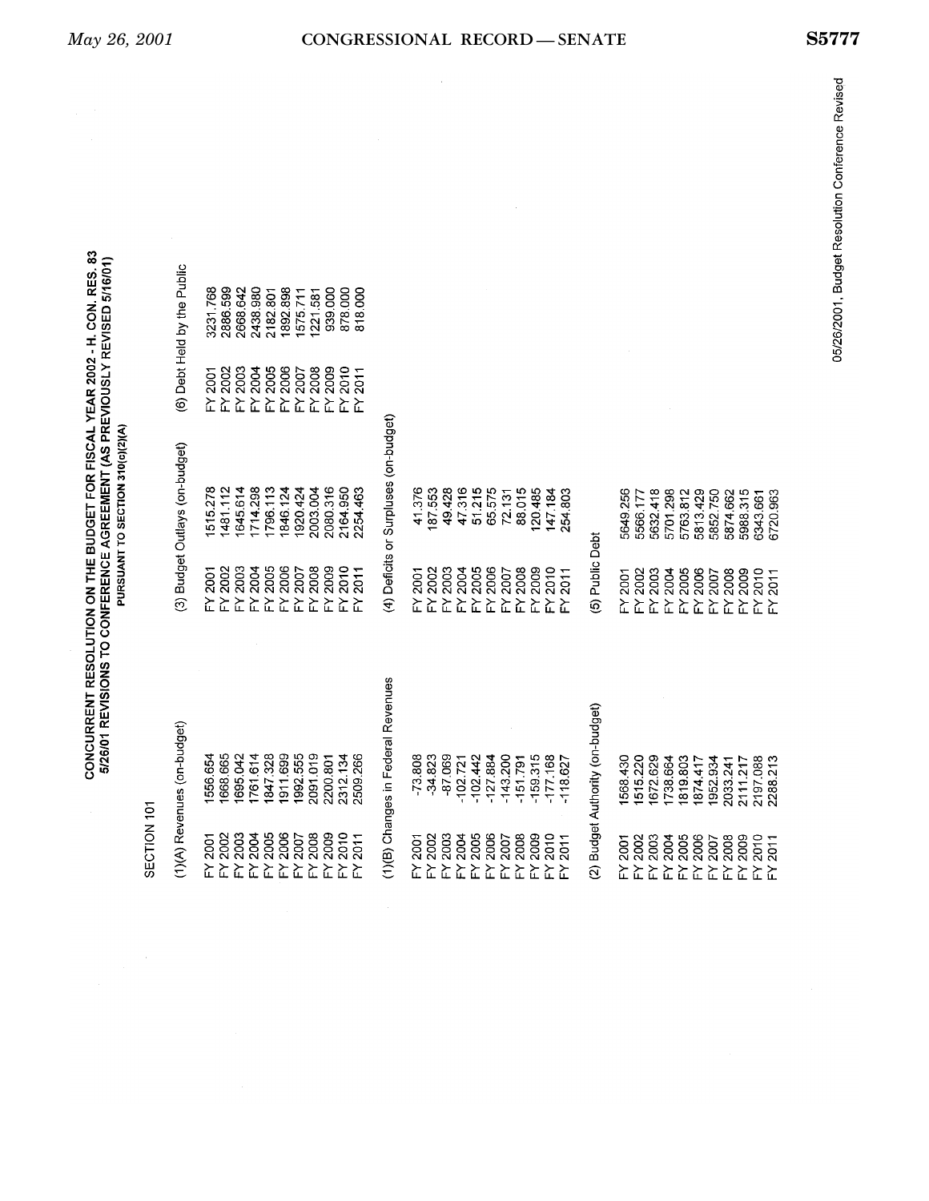# CONCURRENT RESOLUTION ON THE BUDGET FOR FISCAL YEAR 2002 - H. CON. RES. 83

## 5/26/01 REVISIONS TO CONFERENCE AGREEMENT (AS PREVIOUSLY REVISED 5/16/01)

### PURSUANT TO SECTION 310(c)(2)(A)

SECTION 101

**(1)(A) Revenues (on-budget)**

| | |
|---|---|
| FY 2001 | 1556.654 |
| FY 2002 | 1668.665 |
| FY 2003 | 1695.042 |
| FY 2004 | 1761.614 |
| FY 2005 | 1847.328 |
| FY 2006 | 1911.699 |
| FY 2007 | 1992.555 |
| FY 2008 | 2091.019 |
| FY 2009 | 2200.801 |
| FY 2010 | 2312.134 |
| FY 2011 | 2509.266 |

**(1)(B) Changes in Federal Revenues**

| | |
|---|---|
| FY 2001 | -73.808 |
| FY 2002 | -34.823 |
| FY 2003 | -87.069 |
| FY 2004 | -102.721 |
| FY 2005 | -102.442 |
| FY 2006 | -127.884 |
| FY 2007 | -143.200 |
| FY 2008 | -151.791 |
| FY 2009 | -159.315 |
| FY 2010 | -177.168 |
| FY 2011 | -118.627 |

**(2) Budget Authority (on-budget)**

| | |
|---|---|
| FY 2001 | 1568.430 |
| FY 2002 | 1515.220 |
| FY 2003 | 1672.629 |
| FY 2004 | 1738.664 |
| FY 2005 | 1819.803 |
| FY 2006 | 1874.417 |
| FY 2007 | 1952.934 |
| FY 2008 | 2033.241 |
| FY 2009 | 2111.217 |
| FY 2010 | 2197.088 |
| FY 2011 | 2288.213 |

**(3) Budget Outlays (on-budget)**

| | |
|---|---|
| FY 2001 | 1515.278 |
| FY 2002 | 1481.112 |
| FY 2003 | 1645.614 |
| FY 2004 | 1714.298 |
| FY 2005 | 1796.113 |
| FY 2006 | 1846.124 |
| FY 2007 | 1920.424 |
| FY 2008 | 2003.004 |
| FY 2009 | 2080.316 |
| FY 2010 | 2164.950 |
| FY 2011 | 2254.463 |

**(4) Deficits or Surpluses (on-budget)**

| | |
|---|---|
| FY 2001 | 41.376 |
| FY 2002 | 187.553 |
| FY 2003 | 49.428 |
| FY 2004 | 47.316 |
| FY 2005 | 51.215 |
| FY 2006 | 65.575 |
| FY 2007 | 72.131 |
| FY 2008 | 88.015 |
| FY 2009 | 120.485 |
| FY 2010 | 147.184 |
| FY 2011 | 254.803 |

**(5) Public Debt**

| | |
|---|---|
| FY 2001 | 5649.256 |
| FY 2002 | 5566.177 |
| FY 2003 | 5632.418 |
| FY 2004 | 5701.298 |
| FY 2005 | 5763.812 |
| FY 2006 | 5813.429 |
| FY 2007 | 5852.750 |
| FY 2008 | 5874.662 |
| FY 2009 | 5988.315 |
| FY 2010 | 6343.661 |
| FY 2011 | 6720.963 |

**(6) Debt Held by the Public**

| | |
|---|---|
| FY 2001 | 3231.768 |
| FY 2002 | 2886.599 |
| FY 2003 | 2668.642 |
| FY 2004 | 2438.980 |
| FY 2005 | 2182.801 |
| FY 2006 | 1892.898 |
| FY 2007 | 1575.711 |
| FY 2008 | 1221.581 |
| FY 2009 | 939.000 |
| FY 2010 | 878.000 |
| FY 2011 | 818.000 |

05/26/2001, Budget Resolution Conference Revised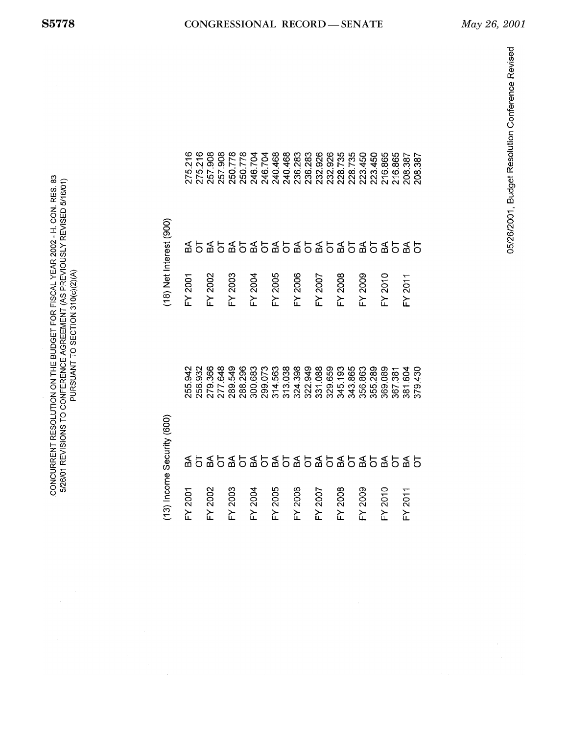CONCURRENT RESOLUTION ON THE BUDGET FOR FISCAL YEAR 2002 - H. CON. RES. 83
5/26/01 REVISIONS TO CONFERENCE AGREEMENT (AS PREVIOUSLY REVISED 5/16/01)
PURSUANT TO SECTION 310(c)(2)(A)

| (13) Income Security (600) | | | (18) Net Interest (900) | | |
|---|---|---|---|---|---|
| FY 2001 | BA | 255.942 | FY 2001 | BA | 275.216 |
| | OT | 256.932 | | OT | 275.216 |
| FY 2002 | BA | 279.366 | FY 2002 | BA | 257.908 |
| | OT | 277.648 | | OT | 257.908 |
| FY 2003 | BA | 289.549 | FY 2003 | BA | 250.778 |
| | OT | 288.296 | | OT | 250.778 |
| FY 2004 | BA | 300.683 | FY 2004 | BA | 246.704 |
| | OT | 299.073 | | OT | 246.704 |
| FY 2005 | BA | 314.563 | FY 2005 | BA | 240.468 |
| | OT | 313.038 | | OT | 240.468 |
| FY 2006 | BA | 324.398 | FY 2006 | BA | 236.283 |
| | OT | 322.949 | | OT | 236.283 |
| FY 2007 | BA | 331.088 | FY 2007 | BA | 232.926 |
| | OT | 329.659 | | OT | 232.926 |
| FY 2008 | BA | 345.193 | FY 2008 | BA | 228.735 |
| | OT | 343.865 | | OT | 228.735 |
| FY 2009 | BA | 356.863 | FY 2009 | BA | 223.450 |
| | OT | 355.289 | | OT | 223.450 |
| FY 2010 | BA | 369.089 | FY 2010 | BA | 216.865 |
| | OT | 367.381 | | OT | 216.865 |
| FY 2011 | BA | 381.604 | FY 2011 | BA | 208.387 |
| | OT | 379.430 | | OT | 208.387 |

05/26/2001, Budget Resolution Conference Revised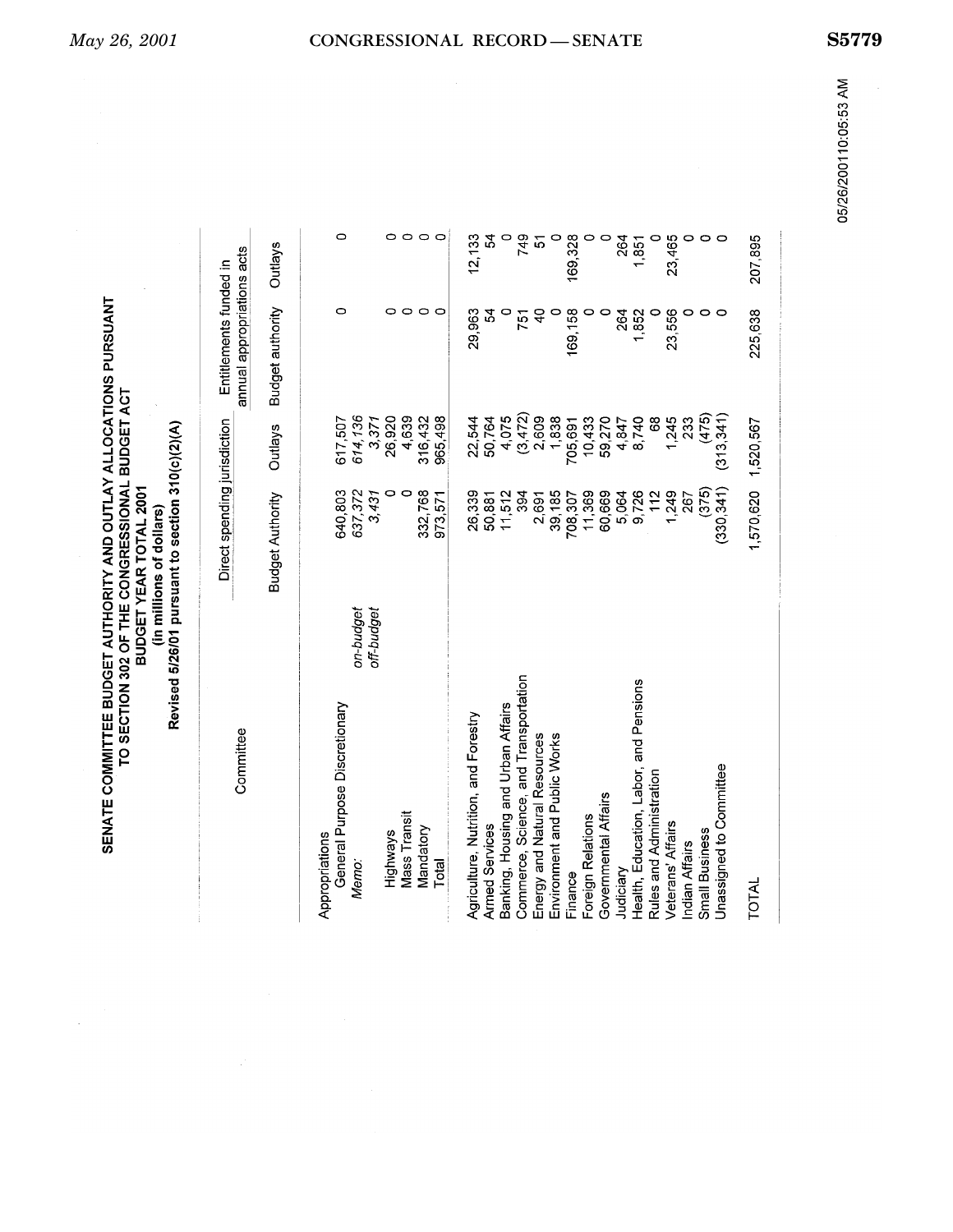**SENATE COMMITTEE BUDGET AUTHORITY AND OUTLAY ALLOCATIONS PURSUANT TO SECTION 302 OF THE CONGRESSIONAL BUDGET ACT**

**BUDGET YEAR TOTAL 2001**

**(in millions of dollars)**

**Revised 5/26/01 pursuant to section 310(c)(2)(A)**

| Committee | | Direct spending jurisdiction | | Entitlements funded in annual appropriations acts | |
|---|---|---|---|---|---|
| | | Budget Authority | Outlays | Budget authority | Outlays |
| Appropriations | | | | | |
| General Purpose Discretionary | | 640,803 | 617,507 | 0 | 0 |
| *Memo:* | *on-budget* | *637,372* | *614,136* | | |
| | *off-budget* | *3,431* | *3,371* | | |
| Highways | | 0 | 26,920 | 0 | 0 |
| Mass Transit | | 0 | 4,639 | 0 | 0 |
| Mandatory | | 332,768 | 316,432 | 0 | 0 |
| Total | | 973,571 | 965,498 | 0 | 0 |
| Agriculture, Nutrition, and Forestry | | 26,339 | 22,544 | 29,963 | 12,133 |
| Armed Services | | 50,881 | 50,764 | 54 | 54 |
| Banking, Housing and Urban Affairs | | 11,512 | 4,075 | 0 | 0 |
| Commerce, Science, and Transportation | | 394 | (3,472) | 751 | 749 |
| Energy and Natural Resources | | 2,691 | 2,609 | 40 | 51 |
| Environment and Public Works | | 39,185 | 1,838 | 0 | 0 |
| Finance | | 708,307 | 705,691 | 169,158 | 169,328 |
| Foreign Relations | | 11,369 | 10,433 | 0 | 0 |
| Governmental Affairs | | 60,669 | 59,270 | 0 | 0 |
| Judiciary | | 5,064 | 4,847 | 264 | 264 |
| Health, Education, Labor, and Pensions | | 9,726 | 8,740 | 1,852 | 1,851 |
| Rules and Administration | | 112 | 68 | 0 | 0 |
| Veterans' Affairs | | 1,249 | 1,245 | 23,556 | 23,465 |
| Indian Affairs | | 267 | 233 | 0 | 0 |
| Small Business | | (375) | (475) | 0 | 0 |
| Unassigned to Committee | | (330,341) | (313,341) | 0 | 0 |
| TOTAL | | 1,570,620 | 1,520,567 | 225,638 | 207,895 |

05/26/2001 10:05:53 AM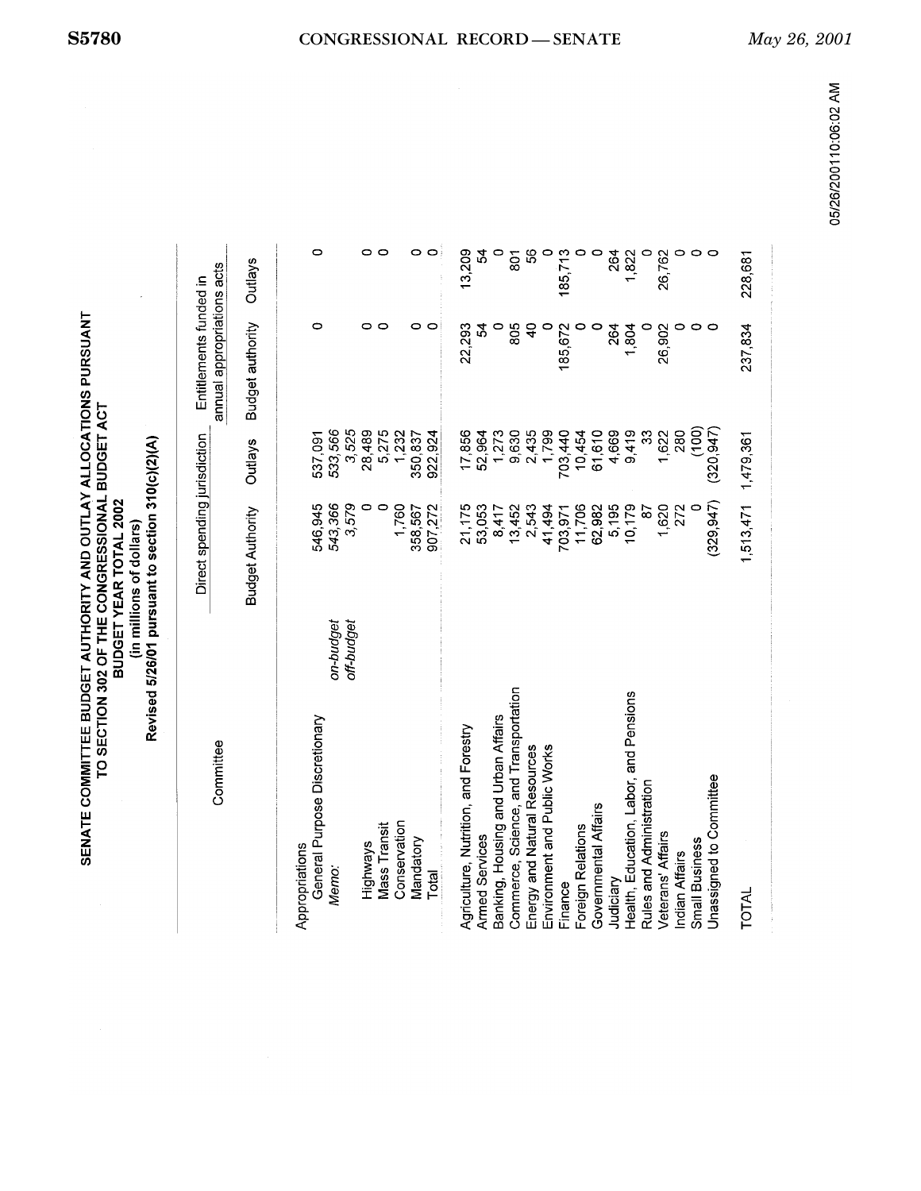**SENATE COMMITTEE BUDGET AUTHORITY AND OUTLAY ALLOCATIONS PURSUANT TO SECTION 302 OF THE CONGRESSIONAL BUDGET ACT**

**BUDGET YEAR TOTAL 2002**

**(in millions of dollars)**

**Revised 5/26/01 pursuant to section 310(c)(2)(A)**

| Committee | | Direct spending jurisdiction | | Entitlements funded in annual appropriations acts | |
|---|---|---|---|---|---|
| | | Budget Authority | Outlays | Budget authority | Outlays |
| Appropriations | | | | | |
| General Purpose Discretionary | | 546,945 | 537,091 | 0 | 0 |
| *Memo:* | *on-budget* | *543,366* | *533,566* | | |
| | *off-budget* | *3,579* | *3,525* | | |
| Highways | | 0 | 28,489 | 0 | 0 |
| Mass Transit | | 0 | 5,275 | 0 | 0 |
| Conservation | | 1,760 | 1,232 | | |
| Mandatory | | 358,567 | 350,837 | 0 | 0 |
| Total | | 907,272 | 922,924 | 0 | 0 |
| Agriculture, Nutrition, and Forestry | | 21,175 | 17,856 | 22,293 | 13,209 |
| Armed Services | | 53,053 | 52,964 | 54 | 54 |
| Banking, Housing and Urban Affairs | | 8,417 | 1,273 | 0 | 0 |
| Commerce, Science, and Transportation | | 13,452 | 9,630 | 805 | 801 |
| Energy and Natural Resources | | 2,543 | 2,435 | 40 | 56 |
| Environment and Public Works | | 41,494 | 1,799 | 0 | 0 |
| Finance | | 703,971 | 703,440 | 185,672 | 185,713 |
| Foreign Relations | | 11,706 | 10,454 | 0 | 0 |
| Governmental Affairs | | 62,982 | 61,610 | 0 | 0 |
| Judiciary | | 5,195 | 4,669 | 264 | 264 |
| Health, Education, Labor, and Pensions | | 10,179 | 9,419 | 1,804 | 1,822 |
| Rules and Administration | | 87 | 33 | 0 | 0 |
| Veterans' Affairs | | 1,620 | 1,622 | 26,902 | 26,762 |
| Indian Affairs | | 272 | 280 | 0 | 0 |
| Small Business | | 0 | (100) | 0 | 0 |
| Unassigned to Committee | | (329,947) | (320,947) | 0 | 0 |
| TOTAL | | 1,513,471 | 1,479,361 | 237,834 | 228,681 |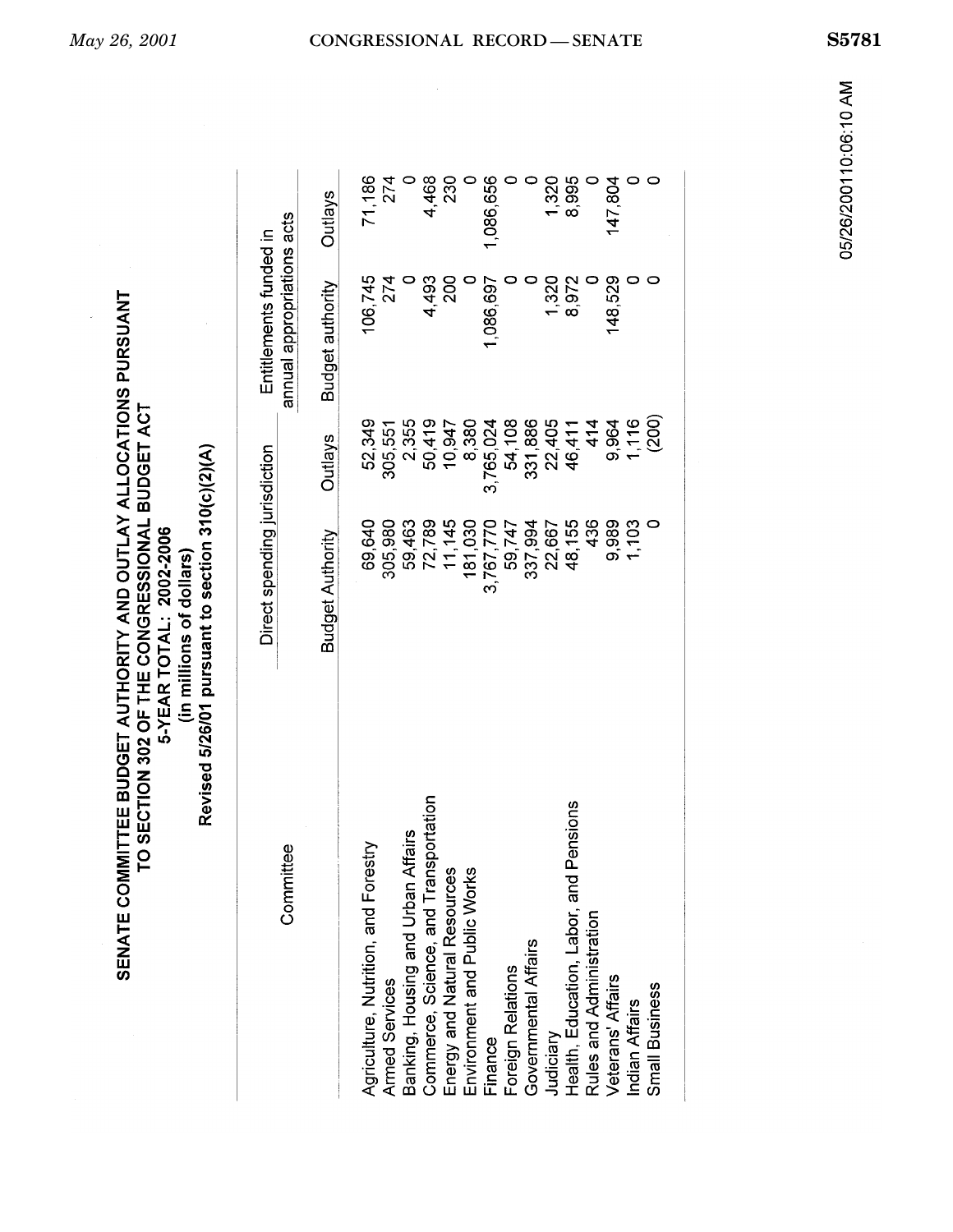# SENATE COMMITTEE BUDGET AUTHORITY AND OUTLAY ALLOCATIONS PURSUANT TO SECTION 302 OF THE CONGRESSIONAL BUDGET ACT

**5-YEAR TOTAL: 2002-2006**

**(in millions of dollars)**

**Revised 5/26/01 pursuant to section 310(c)(2)(A)**

| Committee | Direct spending jurisdiction | | Entitlements funded in annual appropriations acts | |
|---|---|---|---|---|
| | Budget Authority | Outlays | Budget authority | Outlays |
| Agriculture, Nutrition, and Forestry | 69,640 | 52,349 | 106,745 | 71,186 |
| Armed Services | 305,980 | 305,551 | 274 | 274 |
| Banking, Housing and Urban Affairs | 59,463 | 2,355 | 0 | 0 |
| Commerce, Science, and Transportation | 72,789 | 50,419 | 4,493 | 4,468 |
| Energy and Natural Resources | 11,145 | 10,947 | 200 | 230 |
| Environment and Public Works | 181,030 | 8,380 | 0 | 0 |
| Finance | 3,767,770 | 3,765,024 | 1,086,697 | 1,086,656 |
| Foreign Relations | 59,747 | 54,108 | 0 | 0 |
| Governmental Affairs | 337,994 | 331,886 | 0 | 0 |
| Judiciary | 22,667 | 22,405 | 1,320 | 1,320 |
| Health, Education, Labor, and Pensions | 48,155 | 46,411 | 8,972 | 8,995 |
| Rules and Administration | 436 | 414 | 0 | 0 |
| Veterans' Affairs | 9,989 | 9,964 | 148,529 | 147,804 |
| Indian Affairs | 1,103 | 1,116 | 0 | 0 |
| Small Business | 0 | (200) | 0 | 0 |

05/26/200110:06:10 AM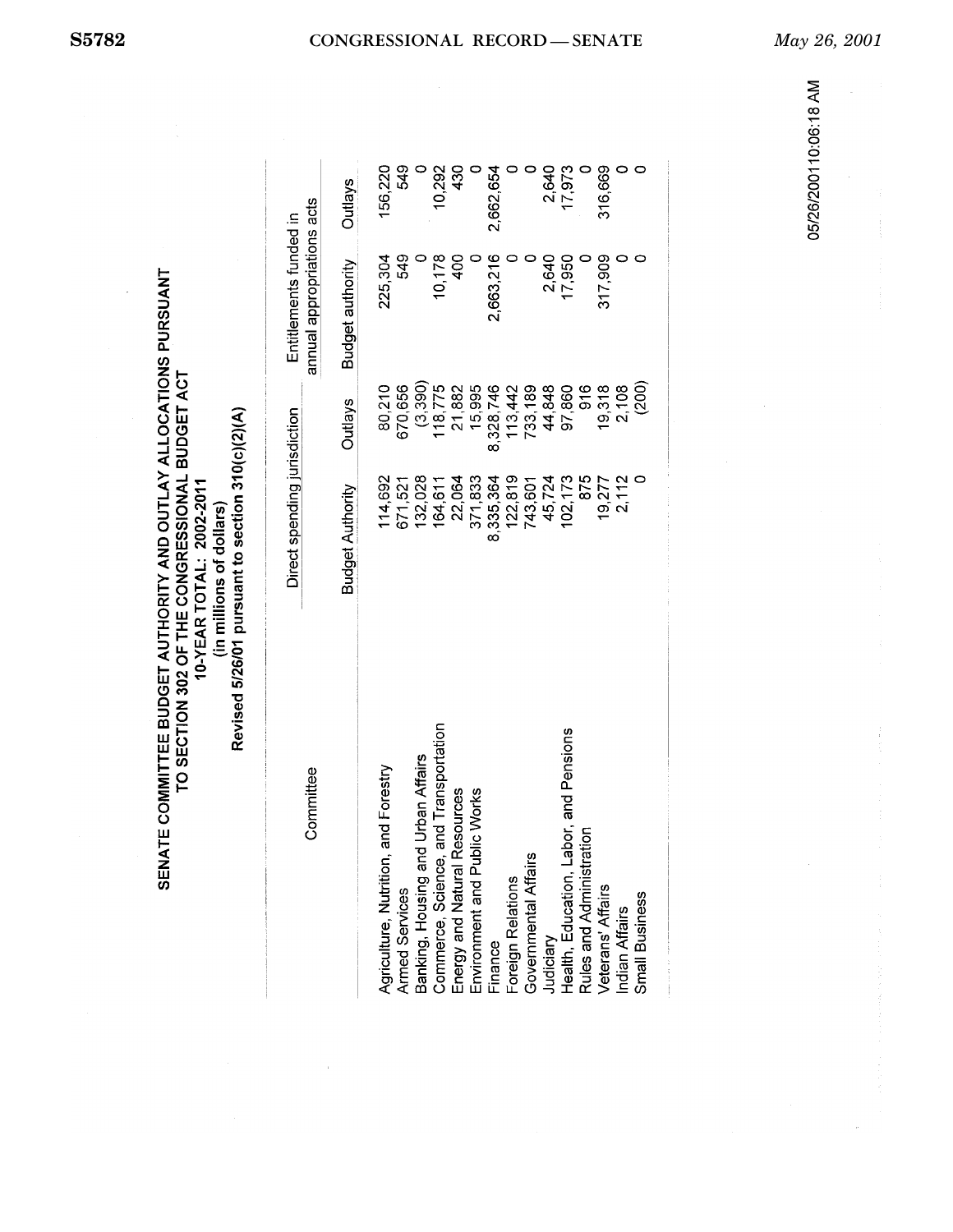**SENATE COMMITTEE BUDGET AUTHORITY AND OUTLAY ALLOCATIONS PURSUANT TO SECTION 302 OF THE CONGRESSIONAL BUDGET ACT**

**10-YEAR TOTAL: 2002-2011**

**(in millions of dollars)**

**Revised 5/26/01 pursuant to section 310(c)(2)(A)**

| Committee | Direct spending jurisdiction | | Entitlements funded in annual appropriations acts | |
|---|---|---|---|---|
| | Budget Authority | Outlays | Budget authority | Outlays |
| Agriculture, Nutrition, and Forestry | 114,692 | 80,210 | 225,304 | 156,220 |
| Armed Services | 671,521 | 670,656 | 549 | 549 |
| Banking, Housing and Urban Affairs | 132,028 | (3,390) | 0 | 0 |
| Commerce, Science, and Transportation | 164,611 | 118,775 | 10,178 | 10,292 |
| Energy and Natural Resources | 22,064 | 21,882 | 400 | 430 |
| Environment and Public Works | 371,833 | 15,995 | 0 | 0 |
| Finance | 8,335,364 | 8,328,746 | 2,663,216 | 2,662,654 |
| Foreign Relations | 122,819 | 113,442 | 0 | 0 |
| Governmental Affairs | 743,601 | 733,189 | 0 | 0 |
| Judiciary | 45,724 | 44,848 | 2,640 | 2,640 |
| Health, Education, Labor, and Pensions | 102,173 | 97,860 | 17,950 | 17,973 |
| Rules and Administration | 875 | 916 | 0 | 0 |
| Veterans' Affairs | 19,277 | 19,318 | 317,909 | 316,669 |
| Indian Affairs | 2,112 | 2,108 | 0 | 0 |
| Small Business | 0 | (200) | 0 | 0 |

05/26/200110:06:18 AM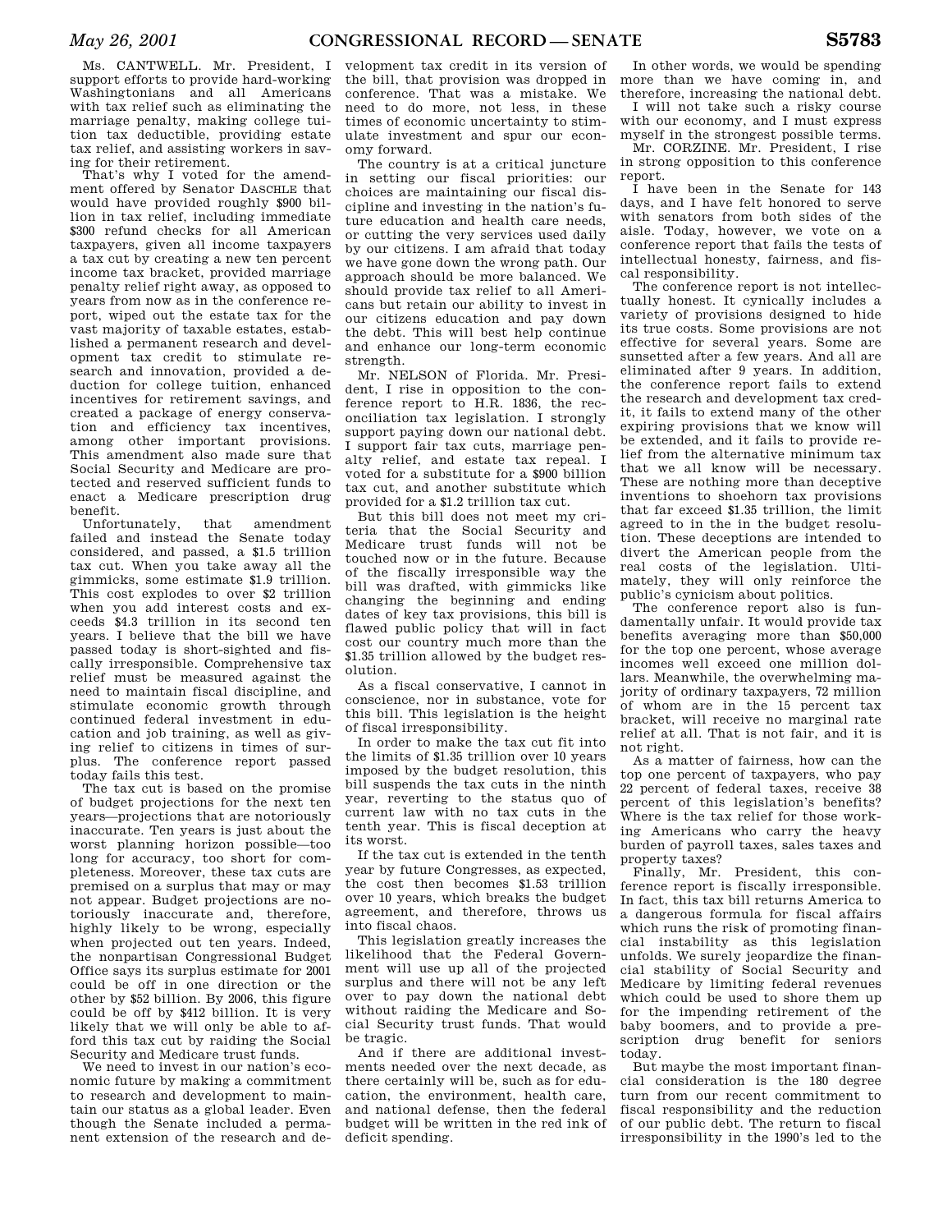Ms. CANTWELL. Mr. President, I support efforts to provide hard-working Washingtonians and all Americans with tax relief such as eliminating the marriage penalty, making college tuition tax deductible, providing estate tax relief, and assisting workers in saving for their retirement.

That's why I voted for the amendment offered by Senator DASCHLE that would have provided roughly $900 billion in tax relief, including immediate $300 refund checks for all American taxpayers, given all income taxpayers a tax cut by creating a new ten percent income tax bracket, provided marriage penalty relief right away, as opposed to years from now as in the conference report, wiped out the estate tax for the vast majority of taxable estates, established a permanent research and development tax credit to stimulate research and innovation, provided a deduction for college tuition, enhanced incentives for retirement savings, and created a package of energy conservation and efficiency tax incentives, among other important provisions. This amendment also made sure that Social Security and Medicare are protected and reserved sufficient funds to enact a Medicare prescription drug benefit.

Unfortunately, that amendment failed and instead the Senate today considered, and passed, a $1.5 trillion tax cut. When you take away all the gimmicks, some estimate $1.9 trillion. This cost explodes to over $2 trillion when you add interest costs and exceeds $4.3 trillion in its second ten years. I believe that the bill we have passed today is short-sighted and fiscally irresponsible. Comprehensive tax relief must be measured against the need to maintain fiscal discipline, and stimulate economic growth through continued federal investment in education and job training, as well as giving relief to citizens in times of surplus. The conference report passed today fails this test.

The tax cut is based on the promise of budget projections for the next ten years—projections that are notoriously inaccurate. Ten years is just about the worst planning horizon possible—too long for accuracy, too short for completeness. Moreover, these tax cuts are premised on a surplus that may or may not appear. Budget projections are notoriously inaccurate and, therefore, highly likely to be wrong, especially when projected out ten years. Indeed, the nonpartisan Congressional Budget Office says its surplus estimate for 2001 could be off in one direction or the other by $52 billion. By 2006, this figure could be off by $412 billion. It is very likely that we will only be able to afford this tax cut by raiding the Social Security and Medicare trust funds.

We need to invest in our nation's economic future by making a commitment to research and development to maintain our status as a global leader. Even though the Senate included a permanent extension of the research and development tax credit in its version of the bill, that provision was dropped in conference. That was a mistake. We need to do more, not less, in these times of economic uncertainty to stimulate investment and spur our economy forward.

The country is at a critical juncture in setting our fiscal priorities: our choices are maintaining our fiscal discipline and investing in the nation's future education and health care needs, or cutting the very services used daily by our citizens. I am afraid that today we have gone down the wrong path. Our approach should be more balanced. We should provide tax relief to all Americans but retain our ability to invest in our citizens education and pay down the debt. This will best help continue and enhance our long-term economic strength.

Mr. NELSON of Florida. Mr. President, I rise in opposition to the conference report to H.R. 1836, the reconciliation tax legislation. I strongly support paying down our national debt. I support fair tax cuts, marriage penalty relief, and estate tax repeal. I voted for a substitute for a $900 billion tax cut, and another substitute which provided for a $1.2 trillion tax cut.

But this bill does not meet my criteria that the Social Security and Medicare trust funds will not be touched now or in the future. Because of the fiscally irresponsible way the bill was drafted, with gimmicks like changing the beginning and ending dates of key tax provisions, this bill is flawed public policy that will in fact cost our country much more than the $1.35 trillion allowed by the budget resolution.

As a fiscal conservative, I cannot in conscience, nor in substance, vote for this bill. This legislation is the height of fiscal irresponsibility.

In order to make the tax cut fit into the limits of $1.35 trillion over 10 years imposed by the budget resolution, this bill suspends the tax cuts in the ninth year, reverting to the status quo of current law with no tax cuts in the tenth year. This is fiscal deception at its worst.

If the tax cut is extended in the tenth year by future Congresses, as expected, the cost then becomes $1.53 trillion over 10 years, which breaks the budget agreement, and therefore, throws us into fiscal chaos.

This legislation greatly increases the likelihood that the Federal Government will use up all of the projected surplus and there will not be any left over to pay down the national debt without raiding the Medicare and Social Security trust funds. That would be tragic.

And if there are additional investments needed over the next decade, as there certainly will be, such as for education, the environment, health care, and national defense, then the federal budget will be written in the red ink of deficit spending.

In other words, we would be spending more than we have coming in, and therefore, increasing the national debt.

I will not take such a risky course with our economy, and I must express myself in the strongest possible terms.

Mr. CORZINE. Mr. President, I rise in strong opposition to this conference report.

I have been in the Senate for 143 days, and I have felt honored to serve with senators from both sides of the aisle. Today, however, we vote on a conference report that fails the tests of intellectual honesty, fairness, and fiscal responsibility.

The conference report is not intellectually honest. It cynically includes a variety of provisions designed to hide its true costs. Some provisions are not effective for several years. Some are sunsetted after a few years. And all are eliminated after 9 years. In addition, the conference report fails to extend the research and development tax credit, it fails to extend many of the other expiring provisions that we know will be extended, and it fails to provide relief from the alternative minimum tax that we all know will be necessary. These are nothing more than deceptive inventions to shoehorn tax provisions that far exceed $1.35 trillion, the limit agreed to in the in the budget resolution. These deceptions are intended to divert the American people from the real costs of the legislation. Ultimately, they will only reinforce the public's cynicism about politics.

The conference report also is fundamentally unfair. It would provide tax benefits averaging more than $50,000 for the top one percent, whose average incomes well exceed one million dollars. Meanwhile, the overwhelming majority of ordinary taxpayers, 72 million of whom are in the 15 percent tax bracket, will receive no marginal rate relief at all. That is not fair, and it is not right.

As a matter of fairness, how can the top one percent of taxpayers, who pay 22 percent of federal taxes, receive 38 percent of this legislation's benefits? Where is the tax relief for those working Americans who carry the heavy burden of payroll taxes, sales taxes and property taxes?

Finally, Mr. President, this conference report is fiscally irresponsible. In fact, this tax bill returns America to a dangerous formula for fiscal affairs which runs the risk of promoting financial instability as this legislation unfolds. We surely jeopardize the financial stability of Social Security and Medicare by limiting federal revenues which could be used to shore them up for the impending retirement of the baby boomers, and to provide a prescription drug benefit for seniors today.

But maybe the most important financial consideration is the 180 degree turn from our recent commitment to fiscal responsibility and the reduction of our public debt. The return to fiscal irresponsibility in the 1990's led to the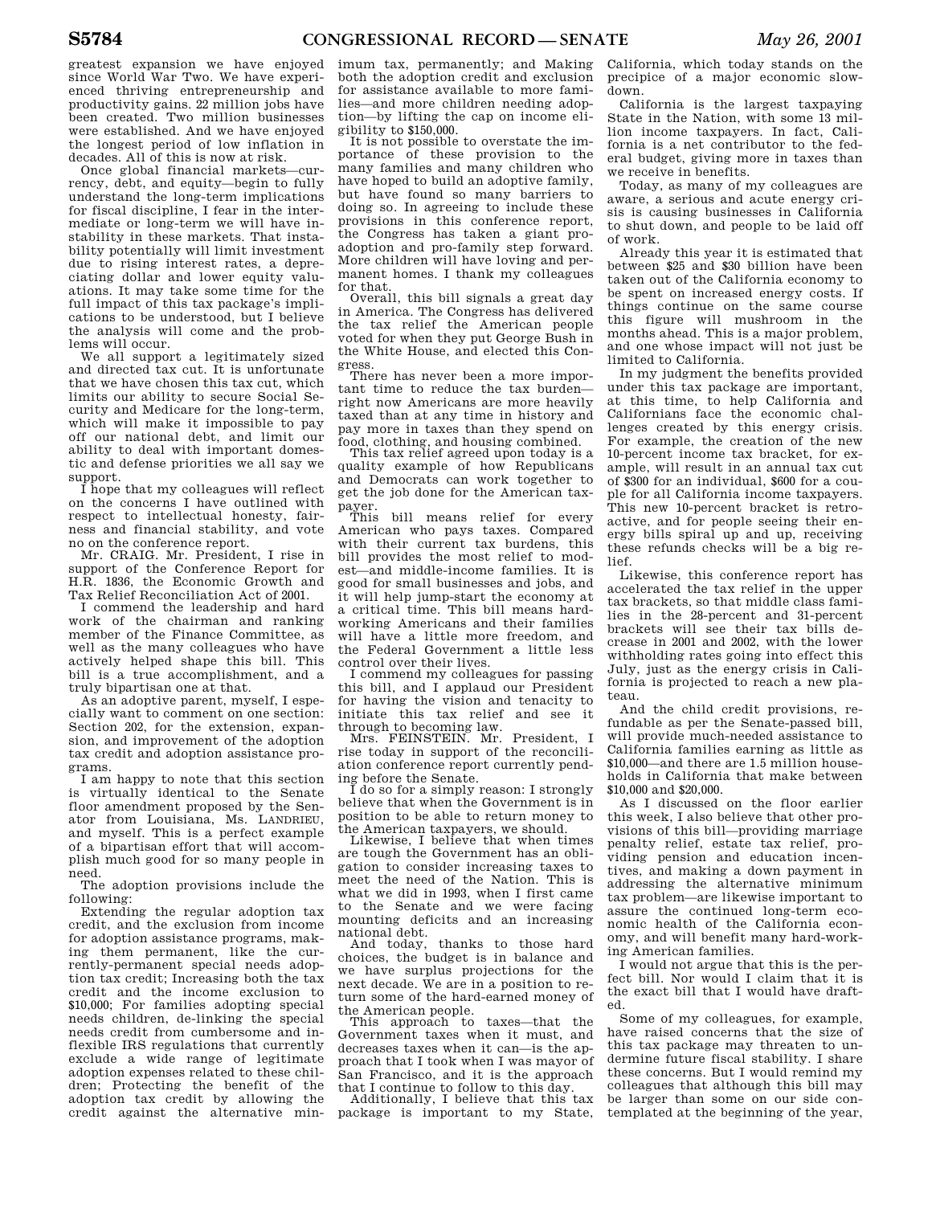greatest expansion we have enjoyed since World War Two. We have experienced thriving entrepreneurship and productivity gains. 22 million jobs have been created. Two million businesses were established. And we have enjoyed the longest period of low inflation in decades. All of this is now at risk.

Once global financial markets—currency, debt, and equity—begin to fully understand the long-term implications for fiscal discipline, I fear in the intermediate or long-term we will have instability in these markets. That instability potentially will limit investment due to rising interest rates, a depreciating dollar and lower equity valuations. It may take some time for the full impact of this tax package's implications to be understood, but I believe the analysis will come and the problems will occur.

We all support a legitimately sized and directed tax cut. It is unfortunate that we have chosen this tax cut, which limits our ability to secure Social Security and Medicare for the long-term, which will make it impossible to pay off our national debt, and limit our ability to deal with important domestic and defense priorities we all say we support.

I hope that my colleagues will reflect on the concerns I have outlined with respect to intellectual honesty, fairness and financial stability, and vote no on the conference report.

Mr. CRAIG. Mr. President, I rise in support of the Conference Report for H.R. 1836, the Economic Growth and Tax Relief Reconciliation Act of 2001.

I commend the leadership and hard work of the chairman and ranking member of the Finance Committee, as well as the many colleagues who have actively helped shape this bill. This bill is a true accomplishment, and a truly bipartisan one at that.

As an adoptive parent, myself, I especially want to comment on one section: Section 202, for the extension, expansion, and improvement of the adoption tax credit and adoption assistance programs.

I am happy to note that this section is virtually identical to the Senate floor amendment proposed by the Senator from Louisiana, Ms. LANDRIEU, and myself. This is a perfect example of a bipartisan effort that will accomplish much good for so many people in need.

The adoption provisions include the following:

Extending the regular adoption tax credit, and the exclusion from income for adoption assistance programs, making them permanent, like the currently-permanent special needs adoption tax credit; Increasing both the tax credit and the income exclusion to $10,000; For families adopting special needs children, de-linking the special needs credit from cumbersome and inflexible IRS regulations that currently exclude a wide range of legitimate adoption expenses related to these children; Protecting the benefit of the adoption tax credit by allowing the credit against the alternative minimum tax, permanently; and Making both the adoption credit and exclusion for assistance available to more families—and more children needing adoption—by lifting the cap on income eligibility to $150,000.

It is not possible to overstate the importance of these provision to the many families and many children who have hoped to build an adoptive family, but have found so many barriers to doing so. In agreeing to include these provisions in this conference report, the Congress has taken a giant pro-adoption and pro-family step forward. More children will have loving and permanent homes. I thank my colleagues for that.

Overall, this bill signals a great day in America. The Congress has delivered the tax relief the American people voted for when they put George Bush in the White House, and elected this Congress.

There has never been a more important time to reduce the tax burden—right now Americans are more heavily taxed than at any time in history and pay more in taxes than they spend on food, clothing, and housing combined.

This tax relief agreed upon today is a quality example of how Republicans and Democrats can work together to get the job done for the American taxpayer.

This bill means relief for every American who pays taxes. Compared with their current tax burdens, this bill provides the most relief to modest—and middle-income families. It is good for small businesses and jobs, and it will help jump-start the economy at a critical time. This bill means hardworking Americans and their families will have a little more freedom, and the Federal Government a little less control over their lives.

I commend my colleagues for passing this bill, and I applaud our President for having the vision and tenacity to initiate this tax relief and see it through to becoming law.

Mrs. FEINSTEIN. Mr. President, I rise today in support of the reconciliation conference report currently pending before the Senate.

I do so for a simply reason: I strongly believe that when the Government is in position to be able to return money to the American taxpayers, we should.

Likewise, I believe that when times are tough the Government has an obligation to consider increasing taxes to meet the need of the Nation. This is what we did in 1993, when I first came to the Senate and we were facing mounting deficits and an increasing national debt.

And today, thanks to those hard choices, the budget is in balance and we have surplus projections for the next decade. We are in a position to return some of the hard-earned money of the American people.

This approach to taxes—that the Government taxes when it must, and decreases taxes when it can—is the approach that I took when I was mayor of San Francisco, and it is the approach that I continue to follow to this day.

Additionally, I believe that this tax package is important to my State, California, which today stands on the precipice of a major economic slowdown.

California is the largest taxpaying State in the Nation, with some 13 million income taxpayers. In fact, California is a net contributor to the federal budget, giving more in taxes than we receive in benefits.

Today, as many of my colleagues are aware, a serious and acute energy crisis is causing businesses in California to shut down, and people to be laid off of work.

Already this year it is estimated that between $25 and $30 billion have been taken out of the California economy to be spent on increased energy costs. If things continue on the same course this figure will mushroom in the months ahead. This is a major problem, and one whose impact will not just be limited to California.

In my judgment the benefits provided under this tax package are important, at this time, to help California and Californians face the economic challenges created by this energy crisis. For example, the creation of the new 10-percent income tax bracket, for example, will result in an annual tax cut of $300 for an individual, $600 for a couple for all California income taxpayers. This new 10-percent bracket is retroactive, and for people seeing their energy bills spiral up and up, receiving these refunds checks will be a big relief.

Likewise, this conference report has accelerated the tax relief in the upper tax brackets, so that middle class families in the 28-percent and 31-percent brackets will see their tax bills decrease in 2001 and 2002, with the lower withholding rates going into effect this July, just as the energy crisis in California is projected to reach a new plateau.

And the child credit provisions, refundable as per the Senate-passed bill, will provide much-needed assistance to California families earning as little as $10,000—and there are 1.5 million households in California that make between $10,000 and $20,000.

As I discussed on the floor earlier this week, I also believe that other provisions of this bill—providing marriage penalty relief, estate tax relief, providing pension and education incentives, and making a down payment in addressing the alternative minimum tax problem—are likewise important to assure the continued long-term economic health of the California economy, and will benefit many hard-working American families.

I would not argue that this is the perfect bill. Nor would I claim that it is the exact bill that I would have drafted.

Some of my colleagues, for example, have raised concerns that the size of this tax package may threaten to undermine future fiscal stability. I share these concerns. But I would remind my colleagues that although this bill may be larger than some on our side contemplated at the beginning of the year,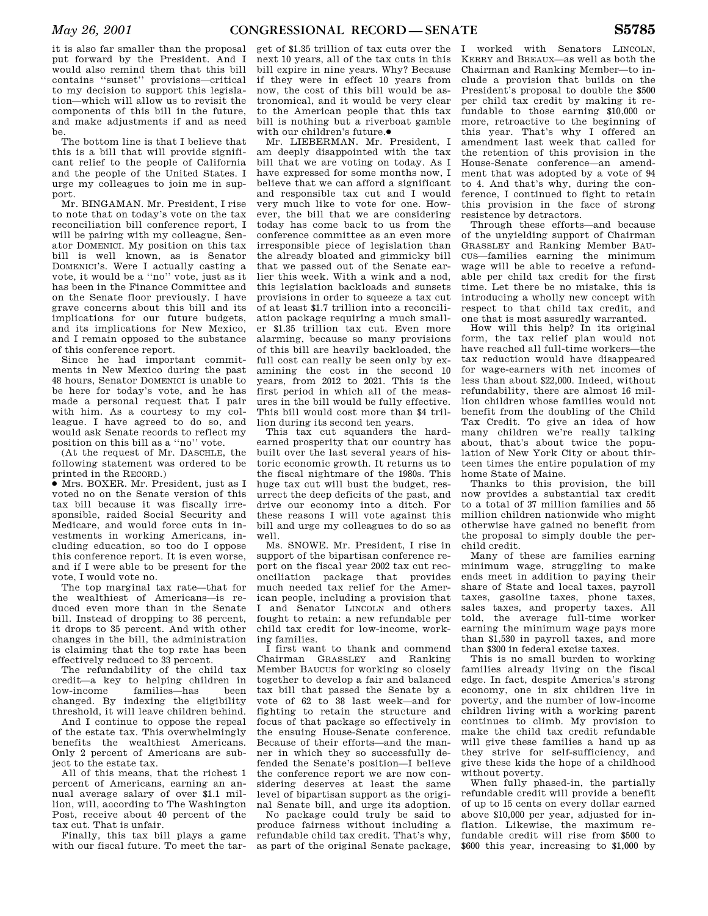it is also far smaller than the proposal put forward by the President. And I would also remind them that this bill contains ''sunset'' provisions—critical to my decision to support this legislation—which will allow us to revisit the components of this bill in the future, and make adjustments if and as need be.

The bottom line is that I believe that this is a bill that will provide significant relief to the people of California and the people of the United States. I urge my colleagues to join me in support.

Mr. BINGAMAN. Mr. President, I rise to note that on today's vote on the tax reconciliation bill conference report, I will be pairing with my colleague, Senator DOMENICI. My position on this tax bill is well known, as is Senator DOMENICI's. Were I actually casting a vote, it would be a ''no'' vote, just as it has been in the Finance Committee and on the Senate floor previously. I have grave concerns about this bill and its implications for our future budgets, and its implications for New Mexico, and I remain opposed to the substance of this conference report.

Since he had important commitments in New Mexico during the past 48 hours, Senator DOMENICI is unable to be here for today's vote, and he has made a personal request that I pair with him. As a courtesy to my colleague. I have agreed to do so, and would ask Senate records to reflect my position on this bill as a ''no'' vote.

(At the request of Mr. DASCHLE, the following statement was ordered to be printed in the RECORD.)

● Mrs. BOXER. Mr. President, just as I voted no on the Senate version of this tax bill because it was fiscally irresponsible, raided Social Security and Medicare, and would force cuts in investments in working Americans, including education, so too do I oppose this conference report. It is even worse, and if I were able to be present for the vote, I would vote no.

The top marginal tax rate—that for the wealthiest of Americans—is reduced even more than in the Senate bill. Instead of dropping to 36 percent, it drops to 35 percent. And with other changes in the bill, the administration is claiming that the top rate has been effectively reduced to 33 percent.

The refundability of the child tax credit—a key to helping children in low-income families—has been changed. By indexing the eligibility threshold, it will leave children behind.

And I continue to oppose the repeal of the estate tax. This overwhelmingly benefits the wealthiest Americans. Only 2 percent of Americans are subject to the estate tax.

All of this means, that the richest 1 percent of Americans, earning an annual average salary of over $1.1 million, will, according to The Washington Post, receive about 40 percent of the tax cut. That is unfair.

Finally, this tax bill plays a game with our fiscal future. To meet the target of $1.35 trillion of tax cuts over the next 10 years, all of the tax cuts in this bill expire in nine years. Why? Because if they were in effect 10 years from now, the cost of this bill would be astronomical, and it would be very clear to the American people that this tax bill is nothing but a riverboat gamble with our children's future.●

Mr. LIEBERMAN. Mr. President, I am deeply disappointed with the tax bill that we are voting on today. As I have expressed for some months now, I believe that we can afford a significant and responsible tax cut and I would very much like to vote for one. However, the bill that we are considering today has come back to us from the conference committee as an even more irresponsible piece of legislation than the already bloated and gimmicky bill that we passed out of the Senate earlier this week. With a wink and a nod, this legislation backloads and sunsets provisions in order to squeeze a tax cut of at least $1.7 trillion into a reconciliation package requiring a much smaller $1.35 trillion tax cut. Even more alarming, because so many provisions of this bill are heavily backloaded, the full cost can really be seen only by examining the cost in the second 10 years, from 2012 to 2021. This is the first period in which all of the measures in the bill would be fully effective. This bill would cost more than $4 trillion during its second ten years.

This tax cut squanders the hard-earned prosperity that our country has built over the last several years of historic economic growth. It returns us to the fiscal nightmare of the 1980s. This huge tax cut will bust the budget, resurrect the deep deficits of the past, and drive our economy into a ditch. For these reasons I will vote against this bill and urge my colleagues to do so as well.

Ms. SNOWE. Mr. President, I rise in support of the bipartisan conference report on the fiscal year 2002 tax cut reconciliation package that provides much needed tax relief for the American people, including a provision that I and Senator LINCOLN and others fought to retain: a new refundable per child tax credit for low-income, working families.

I first want to thank and commend Chairman GRASSLEY and Ranking Member BAUCUS for working so closely together to develop a fair and balanced tax bill that passed the Senate by a vote of 62 to 38 last week—and for fighting to retain the structure and focus of that package so effectively in the ensuing House-Senate conference. Because of their efforts—and the manner in which they so successfully defended the Senate's position—I believe the conference report we are now considering deserves at least the same level of bipartisan support as the original Senate bill, and urge its adoption.

No package could truly be said to produce fairness without including a refundable child tax credit. That's why, as part of the original Senate package, I worked with Senators LINCOLN, KERRY and BREAUX—as well as both the Chairman and Ranking Member—to include a provision that builds on the President's proposal to double the $500 per child tax credit by making it refundable to those earning $10,000 or more, retroactive to the beginning of this year. That's why I offered an amendment last week that called for the retention of this provision in the House-Senate conference—an amendment that was adopted by a vote of 94 to 4. And that's why, during the conference, I continued to fight to retain this provision in the face of strong resistence by detractors.

Through these efforts—and because of the unyielding support of Chairman GRASSLEY and Ranking Member BAUCUS—families earning the minimum wage will be able to receive a refundable per child tax credit for the first time. Let there be no mistake, this is introducing a wholly new concept with respect to that child tax credit, and one that is most assuredly warranted.

How will this help? In its original form, the tax relief plan would not have reached all full-time workers—the tax reduction would have disappeared for wage-earners with net incomes of less than about $22,000. Indeed, without refundability, there are almost 16 million children whose families would not benefit from the doubling of the Child Tax Credit. To give an idea of how many children we're really talking about, that's about twice the population of New York City or about thirteen times the entire population of my home State of Maine.

Thanks to this provision, the bill now provides a substantial tax credit to a total of 37 million families and 55 million children nationwide who might otherwise have gained no benefit from the proposal to simply double the per-child credit.

Many of these are families earning minimum wage, struggling to make ends meet in addition to paying their share of State and local taxes, payroll taxes, gasoline taxes, phone taxes, sales taxes, and property taxes. All told, the average full-time worker earning the minimum wage pays more than $1,530 in payroll taxes, and more than $300 in federal excise taxes.

This is no small burden to working families already living on the fiscal edge. In fact, despite America's strong economy, one in six children live in poverty, and the number of low-income children living with a working parent continues to climb. My provision to make the child tax credit refundable will give these families a hand up as they strive for self-sufficiency, and give these kids the hope of a childhood without poverty.

When fully phased-in, the partially refundable credit will provide a benefit of up to 15 cents on every dollar earned above $10,000 per year, adjusted for inflation. Likewise, the maximum refundable credit will rise from $500 to $600 this year, increasing to $1,000 by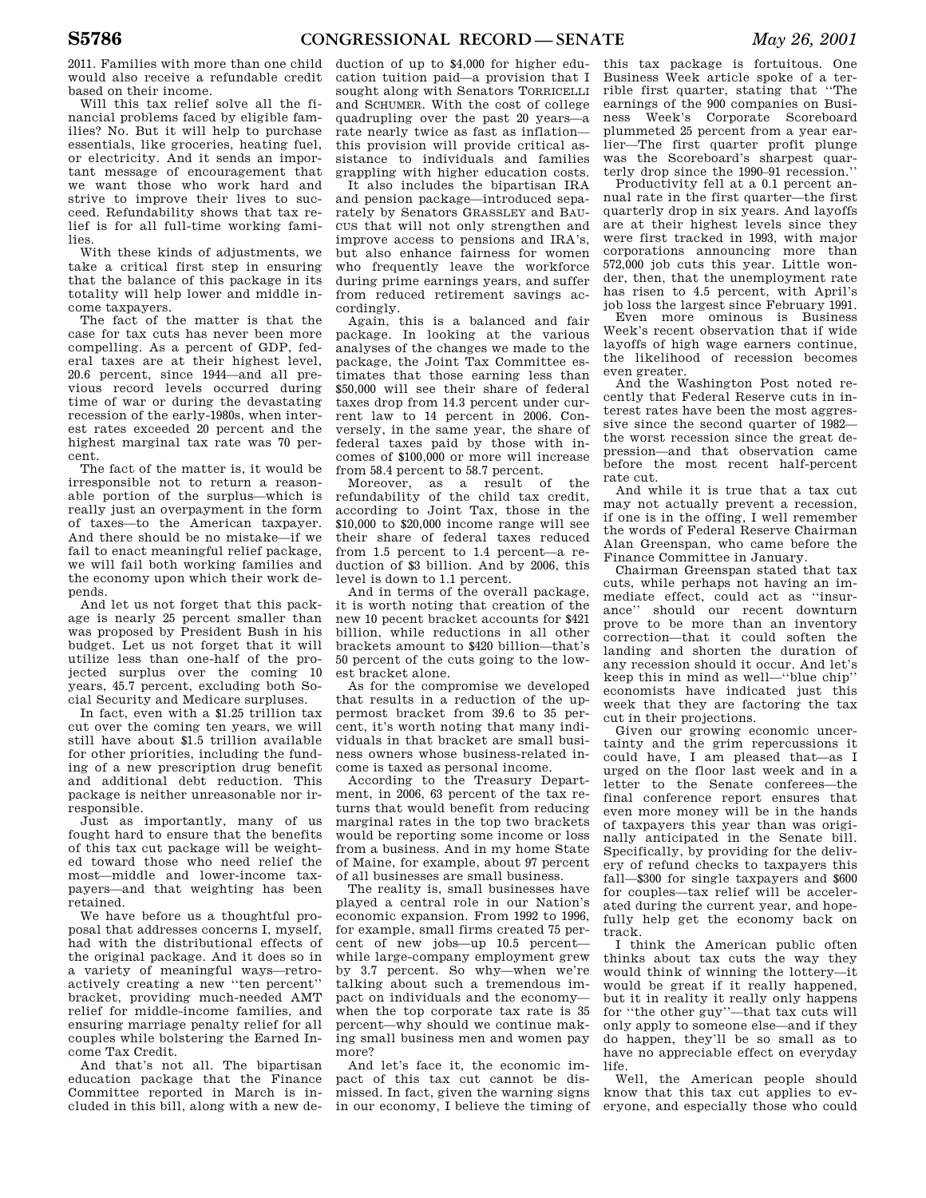2011. Families with more than one child would also receive a refundable credit based on their income.

Will this tax relief solve all the financial problems faced by eligible families? No. But it will help to purchase essentials, like groceries, heating fuel, or electricity. And it sends an important message of encouragement that we want those who work hard and strive to improve their lives to succeed. Refundability shows that tax relief is for all full-time working families.

With these kinds of adjustments, we take a critical first step in ensuring that the balance of this package in its totality will help lower and middle income taxpayers.

The fact of the matter is that the case for tax cuts has never been more compelling. As a percent of GDP, federal taxes are at their highest level, 20.6 percent, since 1944—and all previous record levels occurred during time of war or during the devastating recession of the early-1980s, when interest rates exceeded 20 percent and the highest marginal tax rate was 70 percent.

The fact of the matter is, it would be irresponsible not to return a reasonable portion of the surplus—which is really just an overpayment in the form of taxes—to the American taxpayer. And there should be no mistake—if we fail to enact meaningful relief package, we will fail both working families and the economy upon which their work depends.

And let us not forget that this package is nearly 25 percent smaller than was proposed by President Bush in his budget. Let us not forget that it will utilize less than one-half of the projected surplus over the coming 10 years, 45.7 percent, excluding both Social Security and Medicare surpluses.

In fact, even with a $1.25 trillion tax cut over the coming ten years, we will still have about $1.5 trillion available for other priorities, including the funding of a new prescription drug benefit and additional debt reduction. This package is neither unreasonable nor irresponsible.

Just as importantly, many of us fought hard to ensure that the benefits of this tax cut package will be weighted toward those who need relief the most—middle and lower-income taxpayers—and that weighting has been retained.

We have before us a thoughtful proposal that addresses concerns I, myself, had with the distributional effects of the original package. And it does so in a variety of meaningful ways—retroactively creating a new "ten percent" bracket, providing much-needed AMT relief for middle-income families, and ensuring marriage penalty relief for all couples while bolstering the Earned Income Tax Credit.

And that's not all. The bipartisan education package that the Finance Committee reported in March is included in this bill, along with a new deduction of up to $4,000 for higher education tuition paid—a provision that I sought along with Senators TORRICELLI and SCHUMER. With the cost of college quadrupling over the past 20 years—a rate nearly twice as fast as inflation—this provision will provide critical assistance to individuals and families grappling with higher education costs.

It also includes the bipartisan IRA and pension package—introduced separately by Senators GRASSLEY and BAUCUS that will not only strengthen and improve access to pensions and IRA's, but also enhance fairness for women who frequently leave the workforce during prime earnings years, and suffer from reduced retirement savings accordingly.

Again, this is a balanced and fair package. In looking at the various analyses of the changes we made to the package, the Joint Tax Committee estimates that those earning less than $50,000 will see their share of federal taxes drop from 14.3 percent under current law to 14 percent in 2006. Conversely, in the same year, the share of federal taxes paid by those with incomes of $100,000 or more will increase from 58.4 percent to 58.7 percent.

Moreover, as a result of the refundability of the child tax credit, according to Joint Tax, those in the $10,000 to $20,000 income range will see their share of federal taxes reduced from 1.5 percent to 1.4 percent—a reduction of $3 billion. And by 2006, this level is down to 1.1 percent.

And in terms of the overall package, it is worth noting that creation of the new 10 pecent bracket accounts for $421 billion, while reductions in all other brackets amount to $420 billion—that's 50 percent of the cuts going to the lowest bracket alone.

As for the compromise we developed that results in a reduction of the uppermost bracket from 39.6 to 35 percent, it's worth noting that many individuals in that bracket are small business owners whose business-related income is taxed as personal income.

According to the Treasury Department, in 2006, 63 percent of the tax returns that would benefit from reducing marginal rates in the top two brackets would be reporting some income or loss from a business. And in my home State of Maine, for example, about 97 percent of all businesses are small business.

The reality is, small businesses have played a central role in our Nation's economic expansion. From 1992 to 1996, for example, small firms created 75 percent of new jobs—up 10.5 percent—while large-company employment grew by 3.7 percent. So why—when we're talking about such a tremendous impact on individuals and the economy—when the top corporate tax rate is 35 percent—why should we continue making small business men and women pay more?

And let's face it, the economic impact of this tax cut cannot be dismissed. In fact, given the warning signs in our economy, I believe the timing of this tax package is fortuitous. One Business Week article spoke of a terrible first quarter, stating that "The earnings of the 900 companies on Business Week's Corporate Scoreboard plummeted 25 percent from a year earlier—The first quarter profit plunge was the Scoreboard's sharpest quarterly drop since the 1990–91 recession."

Productivity fell at a 0.1 percent annual rate in the first quarter—the first quarterly drop in six years. And layoffs are at their highest levels since they were first tracked in 1993, with major corporations announcing more than 572,000 job cuts this year. Little wonder, then, that the unemployment rate has risen to 4.5 percent, with April's job loss the largest since February 1991.

Even more ominous is Business Week's recent observation that if wide layoffs of high wage earners continue, the likelihood of recession becomes even greater.

And the Washington Post noted recently that Federal Reserve cuts in interest rates have been the most aggressive since the second quarter of 1982—the worst recession since the great depression—and that observation came before the most recent half-percent rate cut.

And while it is true that a tax cut may not actually prevent a recession, if one is in the offing, I well remember the words of Federal Reserve Chairman Alan Greenspan, who came before the Finance Committee in January.

Chairman Greenspan stated that tax cuts, while perhaps not having an immediate effect, could act as "insurance" should our recent downturn prove to be more than an inventory correction—that it could soften the landing and shorten the duration of any recession should it occur. And let's keep this in mind as well—"blue chip" economists have indicated just this week that they are factoring the tax cut in their projections.

Given our growing economic uncertainty and the grim repercussions it could have, I am pleased that—as I urged on the floor last week and in a letter to the Senate conferees—the final conference report ensures that even more money will be in the hands of taxpayers this year than was originally anticipated in the Senate bill. Specifically, by providing for the delivery of refund checks to taxpayers this fall—$300 for single taxpayers and $600 for couples—tax relief will be accelerated during the current year, and hopefully help get the economy back on track.

I think the American public often thinks about tax cuts the way they would think of winning the lottery—it would be great if it really happened, but it in reality it really only happens for "the other guy"—that tax cuts will only apply to someone else—and if they do happen, they'll be so small as to have no appreciable effect on everyday life.

Well, the American people should know that this tax cut applies to everyone, and especially those who could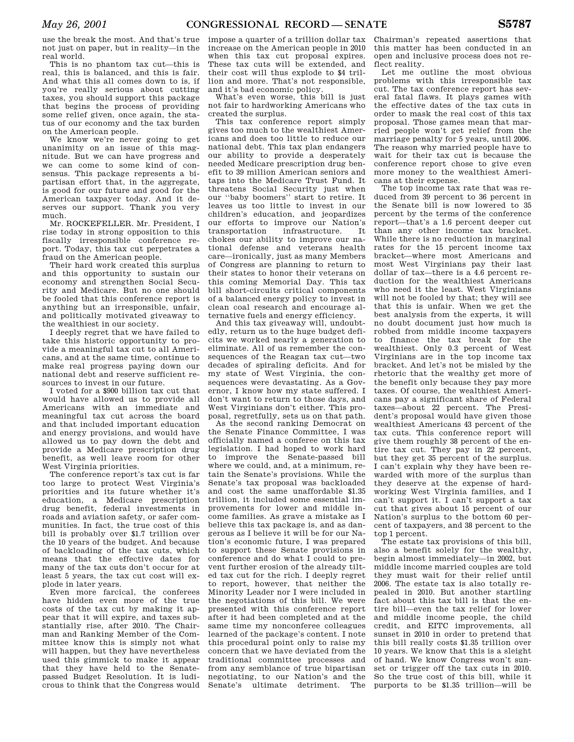use the break the most. And that's true not just on paper, but in reality—in the real world.

This is no phantom tax cut—this is real, this is balanced, and this is fair. And what this all comes down to is, if you're really serious about cutting taxes, you should support this package that begins the process of providing some relief given, once again, the status of our economy and the tax burden on the American people.

We know we're never going to get unanimity on an issue of this magnitude. But we can have progress and we can come to some kind of consensus. This package represents a bipartisan effort that, in the aggregate, is good for our future and good for the American taxpayer today. And it deserves our support. Thank you very much.

Mr. ROCKEFELLER. Mr. President, I rise today in strong opposition to this fiscally irresponsible conference report. Today, this tax cut perpetrates a fraud on the American people.

Their hard work created this surplus and this opportunity to sustain our economy and strengthen Social Security and Medicare. But no one should be fooled that this conference report is anything but an irresponsible, unfair, and politically motivated giveaway to the wealthiest in our society.

I deeply regret that we have failed to take this historic opportunity to provide a meaningful tax cut to all Americans, and at the same time, continue to make real progress paying down our national debt and reserve sufficient resources to invest in our future.

I voted for a $900 billion tax cut that would have allowed us to provide all Americans with an immediate and meaningful tax cut across the board and that included important education and energy provisions, and would have allowed us to pay down the debt and provide a Medicare prescription drug benefit, as well leave room for other West Virginia priorities.

The conference report's tax cut is far too large to protect West Virginia's priorities and its future whether it's education, a Medicare prescription drug benefit, federal investments in roads and aviation safety, or safer communities. In fact, the true cost of this bill is probably over $1.7 trillion over the 10 years of the budget. And because of backloading of the tax cuts, which means that the effective dates for many of the tax cuts don't occur for at least 5 years, the tax cut cost will explode in later years.

Even more farcical, the conferees have hidden even more of the true costs of the tax cut by making it appear that it will expire, and taxes substantially rise, after 2010. The Chairman and Ranking Member of the Committee know this is simply not what will happen, but they have nevertheless used this gimmick to make it appear that they have held to the Senate-passed Budget Resolution. It is ludicrous to think that the Congress would impose a quarter of a trillion dollar tax increase on the American people in 2010 when this tax cut proposal expires. These tax cuts will be extended, and their cost will thus explode to $4 trillion and more. That's not responsible, and it's bad economic policy.

What's even worse, this bill is just not fair to hardworking Americans who created the surplus.

This tax conference report simply gives too much to the wealthiest Americans and does too little to reduce our national debt. This tax plan endangers our ability to provide a desperately needed Medicare prescription drug benefit to 39 million American seniors and taps into the Medicare Trust Fund. It threatens Social Security just when our ''baby boomers'' start to retire. It leaves us too little to invest in our children's education, and jeopardizes our efforts to improve our Nation's transportation infrastructure. It chokes our ability to improve our national defense and veterans health care—ironically, just as many Members of Congress are planning to return to their states to honor their veterans on this coming Memorial Day. This tax bill short-circuits critical components of a balanced energy policy to invest in clean coal research and encourage alternative fuels and energy efficiency.

And this tax giveaway will, undoubtedly, return us to the huge budget deficits we worked nearly a generation to eliminate. All of us remember the consequences of the Reagan tax cut—two decades of spiraling deficits. And for my state of West Virginia, the consequences were devastating. As a Governor, I know how my state suffered. I don't want to return to those days, and West Virginians don't either. This proposal, regretfully, sets us on that path.

As the second ranking Democrat on the Senate Finance Committee, I was officially named a conferee on this tax legislation. I had hoped to work hard to improve the Senate-passed bill where we could, and, at a minimum, retain the Senate's provisions. While the Senate's tax proposal was backloaded and cost the same unaffordable $1.35 trillion, it included some essential improvements for lower and middle income families. As grave a mistake as I believe this tax package is, and as dangerous as I believe it will be for our Nation's economic future, I was prepared to support these Senate provisions in conference and do what I could to prevent further erosion of the already tilted tax cut for the rich. I deeply regret to report, however, that neither the Minority Leader nor I were included in the negotiations of this bill. We were presented with this conference report after it had been completed and at the same time my nonconferee colleagues learned of the package's content. I note this procedural point only to raise my concern that we have deviated from the traditional committee processes and from any semblance of true bipartisan negotiating, to our Nation's and the Senate's ultimate detriment. The Chairman's repeated assertions that this matter has been conducted in an open and inclusive process does not reflect reality.

Let me outline the most obvious problems with this irresponsible tax cut. The tax conference report has several fatal flaws. It plays games with the effective dates of the tax cuts in order to mask the real cost of this tax proposal. Those games mean that married people won't get relief from the marriage penalty for 5 years, until 2006. The reason why married people have to wait for their tax cut is because the conference report chose to give even more money to the wealthiest Americans at their expense.

The top income tax rate that was reduced from 39 percent to 36 percent in the Senate bill is now lowered to 35 percent by the terms of the conference report—that's a 1.6 percent deeper cut than any other income tax bracket. While there is no reduction in marginal rates for the 15 percent income tax bracket—where most Americans and most West Virginians pay their last dollar of tax—there is a 4.6 percent reduction for the wealthiest Americans who need it the least. West Virginians will not be fooled by that; they will see that this is unfair. When we get the best analysis from the experts, it will no doubt document just how much is robbed from middle income taxpayers to finance the tax break for the wealthiest. Only 0.3 percent of West Virginians are in the top income tax bracket. And let's not be misled by the rhetoric that the wealthy get more of the benefit only because they pay more taxes. Of course, the wealthiest Americans pay a significant share of Federal taxes—about 22 percent. The President's proposal would have given those wealthiest Americans 43 percent of the tax cuts. This conference report will give them roughly 38 percent of the entire tax cut. They pay in 22 percent, but they get 35 percent of the surplus. I can't explain why they have been rewarded with more of the surplus than they deserve at the expense of hardworking West Virginia families, and I can't support it. I can't support a tax cut that gives about 15 percent of our Nation's surplus to the bottom 60 percent of taxpayers, and 38 percent to the top 1 percent.

The estate tax provisions of this bill, also a benefit solely for the wealthy, begin almost immediately—in 2002, but middle income married couples are told they must wait for their relief until 2006. The estate tax is also totally repealed in 2010. But another startling fact about this tax bill is that the entire bill—even the tax relief for lower and middle income people, the child credit, and EITC improvements, all sunset in 2010 in order to pretend that this bill really costs $1.35 trillion over 10 years. We know that this is a sleight of hand. We know Congress won't sunset or trigger off the tax cuts in 2010. So the true cost of this bill, while it purports to be $1.35 trillion—will be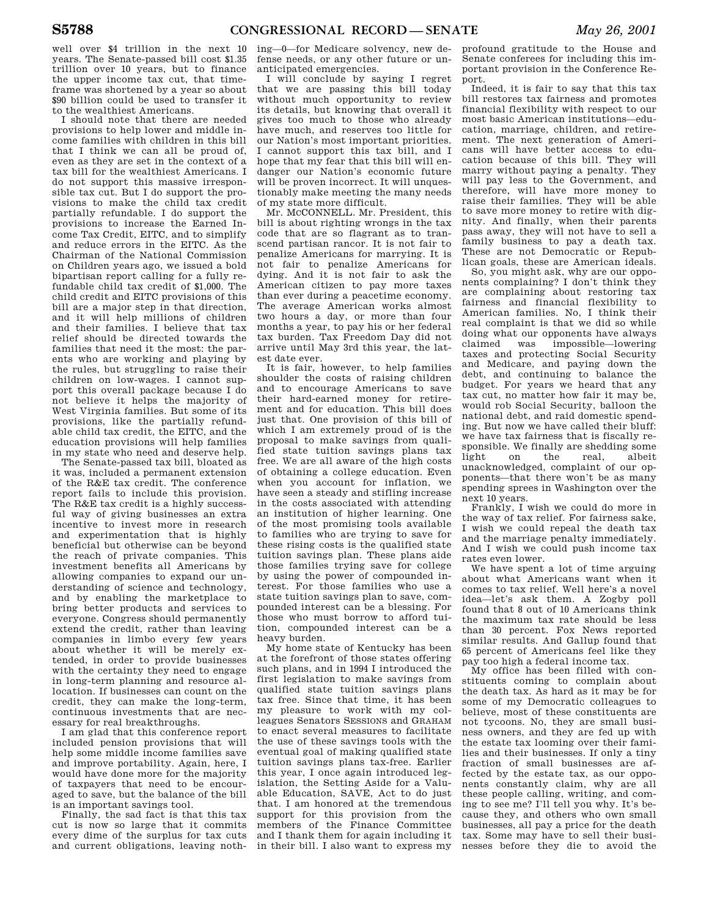well over $4 trillion in the next 10 years. The Senate-passed bill cost $1.35 trillion over 10 years, but to finance the upper income tax cut, that timeframe was shortened by a year so about $90 billion could be used to transfer it to the wealthiest Americans.

I should note that there are needed provisions to help lower and middle income families with children in this bill that I think we can all be proud of, even as they are set in the context of a tax bill for the wealthiest Americans. I do not support this massive irresponsible tax cut. But I do support the provisions to make the child tax credit partially refundable. I do support the provisions to increase the Earned Income Tax Credit, EITC, and to simplify and reduce errors in the EITC. As the Chairman of the National Commission on Children years ago, we issued a bold bipartisan report calling for a fully refundable child tax credit of $1,000. The child credit and EITC provisions of this bill are a major step in that direction, and it will help millions of children and their families. I believe that tax relief should be directed towards the families that need it the most: the parents who are working and playing by the rules, but struggling to raise their children on low-wages. I cannot support this overall package because I do not believe it helps the majority of West Virginia families. But some of its provisions, like the partially refundable child tax credit, the EITC, and the education provisions will help families in my state who need and deserve help.

The Senate-passed tax bill, bloated as it was, included a permanent extension of the R&E tax credit. The conference report fails to include this provision. The R&E tax credit is a highly successful way of giving businesses an extra incentive to invest more in research and experimentation that is highly beneficial but otherwise can be beyond the reach of private companies. This investment benefits all Americans by allowing companies to expand our understanding of science and technology, and by enabling the marketplace to bring better products and services to everyone. Congress should permanently extend the credit, rather than leaving companies in limbo every few years about whether it will be merely extended, in order to provide businesses with the certainty they need to engage in long-term planning and resource allocation. If businesses can count on the credit, they can make the long-term, continuous investments that are necessary for real breakthroughs.

I am glad that this conference report included pension provisions that will help some middle income families save and improve portability. Again, here, I would have done more for the majority of taxpayers that need to be encouraged to save, but the balance of the bill is an important savings tool.

Finally, the sad fact is that this tax cut is now so large that it commits every dime of the surplus for tax cuts and current obligations, leaving nothing—0—for Medicare solvency, new defense needs, or any other future or unanticipated emergencies.

I will conclude by saying I regret that we are passing this bill today without much opportunity to review its details, but knowing that overall it gives too much to those who already have much, and reserves too little for our Nation's most important priorities. I cannot support this tax bill, and I hope that my fear that this bill will endanger our Nation's economic future will be proven incorrect. It will unquestionably make meeting the many needs of my state more difficult.

Mr. McCONNELL. Mr. President, this bill is about righting wrongs in the tax code that are so flagrant as to transcend partisan rancor. It is not fair to penalize Americans for marrying. It is not fair to penalize Americans for dying. And it is not fair to ask the American citizen to pay more taxes than ever during a peacetime economy. The average American works almost two hours a day, or more than four months a year, to pay his or her federal tax burden. Tax Freedom Day did not arrive until May 3rd this year, the latest date ever.

It is fair, however, to help families shoulder the costs of raising children and to encourage Americans to save their hard-earned money for retirement and for education. This bill does just that. One provision of this bill of which I am extremely proud of is the proposal to make savings from qualified state tuition savings plans tax free. We are all aware of the high costs of obtaining a college education. Even when you account for inflation, we have seen a steady and stifling increase in the costs associated with attending an institution of higher learning. One of the most promising tools available to families who are trying to save for these rising costs is the qualified state tuition savings plan. These plans aide those families trying save for college by using the power of compounded interest. For those families who use a state tuition savings plan to save, compounded interest can be a blessing. For those who must borrow to afford tuition, compounded interest can be a heavy burden.

My home state of Kentucky has been at the forefront of those states offering such plans, and in 1994 I introduced the first legislation to make savings from qualified state tuition savings plans tax free. Since that time, it has been my pleasure to work with my colleagues Senators SESSIONS and GRAHAM to enact several measures to facilitate the use of these savings tools with the eventual goal of making qualified state tuition savings plans tax-free. Earlier this year, I once again introduced legislation, the Setting Aside for a Valuable Education, SAVE, Act to do just that. I am honored at the tremendous support for this provision from the members of the Finance Committee and I thank them for again including it in their bill. I also want to express my profound gratitude to the House and Senate conferees for including this important provision in the Conference Report.

Indeed, it is fair to say that this tax bill restores tax fairness and promotes financial flexibility with respect to our most basic American institutions—education, marriage, children, and retirement. The next generation of Americans will have better access to education because of this bill. They will marry without paying a penalty. They will pay less to the Government, and therefore, will have more money to raise their families. They will be able to save more money to retire with dignity. And finally, when their parents pass away, they will not have to sell a family business to pay a death tax. These are not Democratic or Republican goals, these are American ideals.

So, you might ask, why are our opponents complaining? I don't think they are complaining about restoring tax fairness and financial flexibility to American families. No, I think their real complaint is that we did so while doing what our opponents have always claimed was impossible—lowering taxes and protecting Social Security and Medicare, and paying down the debt, and continuing to balance the budget. For years we heard that any tax cut, no matter how fair it may be, would rob Social Security, balloon the national debt, and raid domestic spending. But now we have called their bluff: we have tax fairness that is fiscally responsible. We finally are shedding some light on the real, albeit unacknowledged, complaint of our opponents—that there won't be as many spending sprees in Washington over the next 10 years.

Frankly, I wish we could do more in the way of tax relief. For fairness sake, I wish we could repeal the death tax and the marriage penalty immediately. And I wish we could push income tax rates even lower.

We have spent a lot of time arguing about what Americans want when it comes to tax relief. Well here's a novel idea—let's ask them. A Zogby poll found that 8 out of 10 Americans think the maximum tax rate should be less than 30 percent. Fox News reported similar results. And Gallup found that 65 percent of Americans feel like they pay too high a federal income tax.

My office has been filled with constituents coming to complain about the death tax. As hard as it may be for some of my Democratic colleagues to believe, most of these constituents are not tycoons. No, they are small business owners, and they are fed up with the estate tax looming over their families and their businesses. If only a tiny fraction of small businesses are affected by the estate tax, as our opponents constantly claim, why are all these people calling, writing, and coming to see me? I'll tell you why. It's because they, and others who own small businesses, all pay a price for the death tax. Some may have to sell their businesses before they die to avoid the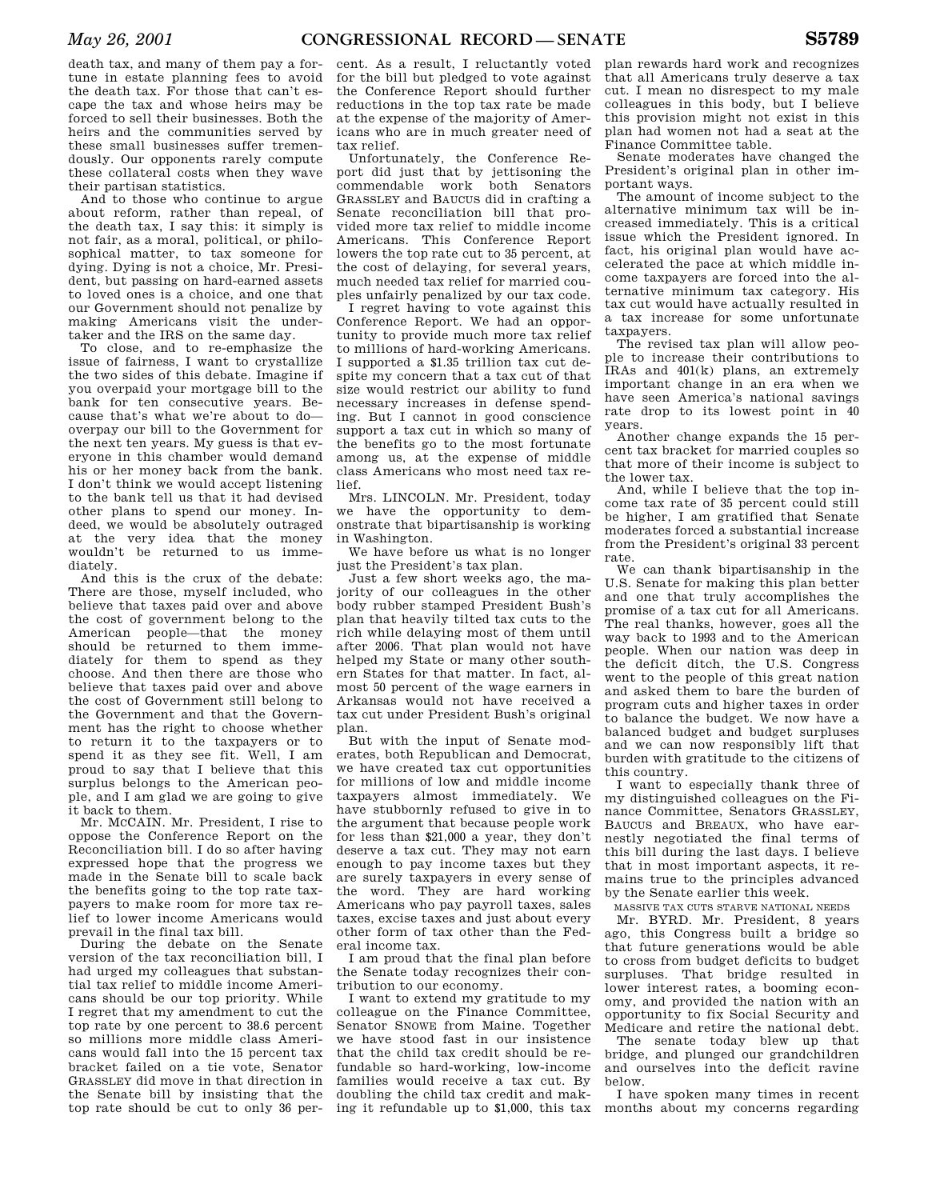death tax, and many of them pay a fortune in estate planning fees to avoid the death tax. For those that can't escape the tax and whose heirs may be forced to sell their businesses. Both the heirs and the communities served by these small businesses suffer tremendously. Our opponents rarely compute these collateral costs when they wave their partisan statistics.

And to those who continue to argue about reform, rather than repeal, of the death tax, I say this: it simply is not fair, as a moral, political, or philosophical matter, to tax someone for dying. Dying is not a choice, Mr. President, but passing on hard-earned assets to loved ones is a choice, and one that our Government should not penalize by making Americans visit the undertaker and the IRS on the same day.

To close, and to re-emphasize the issue of fairness, I want to crystallize the two sides of this debate. Imagine if you overpaid your mortgage bill to the bank for ten consecutive years. Because that's what we're about to do—overpay our bill to the Government for the next ten years. My guess is that everyone in this chamber would demand his or her money back from the bank. I don't think we would accept listening to the bank tell us that it had devised other plans to spend our money. Indeed, we would be absolutely outraged at the very idea that the money wouldn't be returned to us immediately.

And this is the crux of the debate: There are those, myself included, who believe that taxes paid over and above the cost of government belong to the American people—that the money should be returned to them immediately for them to spend as they choose. And then there are those who believe that taxes paid over and above the cost of Government still belong to the Government and that the Government has the right to choose whether to return it to the taxpayers or to spend it as they see fit. Well, I am proud to say that I believe that this surplus belongs to the American people, and I am glad we are going to give it back to them.

Mr. MCCAIN. Mr. President, I rise to oppose the Conference Report on the Reconciliation bill. I do so after having expressed hope that the progress we made in the Senate bill to scale back the benefits going to the top rate taxpayers to make room for more tax relief to lower income Americans would prevail in the final tax bill.

During the debate on the Senate version of the tax reconciliation bill, I had urged my colleagues that substantial tax relief to middle income Americans should be our top priority. While I regret that my amendment to cut the top rate by one percent to 38.6 percent so millions more middle class Americans would fall into the 15 percent tax bracket failed on a tie vote, Senator GRASSLEY did move in that direction in the Senate bill by insisting that the top rate should be cut to only 36 percent. As a result, I reluctantly voted for the bill but pledged to vote against the Conference Report should further reductions in the top tax rate be made at the expense of the majority of Americans who are in much greater need of tax relief.

Unfortunately, the Conference Report did just that by jettisoning the commendable work both Senators GRASSLEY and BAUCUS did in crafting a Senate reconciliation bill that provided more tax relief to middle income Americans. This Conference Report lowers the top rate cut to 35 percent, at the cost of delaying, for several years, much needed tax relief for married couples unfairly penalized by our tax code.

I regret having to vote against this Conference Report. We had an opportunity to provide much more tax relief to millions of hard-working Americans. I supported a $1.35 trillion tax cut despite my concern that a tax cut of that size would restrict our ability to fund necessary increases in defense spending. But I cannot in good conscience support a tax cut in which so many of the benefits go to the most fortunate among us, at the expense of middle class Americans who most need tax relief.

Mrs. LINCOLN. Mr. President, today we have the opportunity to demonstrate that bipartisanship is working in Washington.

We have before us what is no longer just the President's tax plan.

Just a few short weeks ago, the majority of our colleagues in the other body rubber stamped President Bush's plan that heavily tilted tax cuts to the rich while delaying most of them until after 2006. That plan would not have helped my State or many other southern States for that matter. In fact, almost 50 percent of the wage earners in Arkansas would not have received a tax cut under President Bush's original plan.

But with the input of Senate moderates, both Republican and Democrat, we have created tax cut opportunities for millions of low and middle income taxpayers almost immediately. We have stubbornly refused to give in to the argument that because people work for less than $21,000 a year, they don't deserve a tax cut. They may not earn enough to pay income taxes but they are surely taxpayers in every sense of the word. They are hard working Americans who pay payroll taxes, sales taxes, excise taxes and just about every other form of tax other than the Federal income tax.

I am proud that the final plan before the Senate today recognizes their contribution to our economy.

I want to extend my gratitude to my colleague on the Finance Committee, Senator SNOWE from Maine. Together we have stood fast in our insistence that the child tax credit should be refundable so hard-working, low-income families would receive a tax cut. By doubling the child tax credit and making it refundable up to $1,000, this tax plan rewards hard work and recognizes that all Americans truly deserve a tax cut. I mean no disrespect to my male colleagues in this body, but I believe this provision might not exist in this plan had women not had a seat at the Finance Committee table.

Senate moderates have changed the President's original plan in other important ways.

The amount of income subject to the alternative minimum tax will be increased immediately. This is a critical issue which the President ignored. In fact, his original plan would have accelerated the pace at which middle income taxpayers are forced into the alternative minimum tax category. His tax cut would have actually resulted in a tax increase for some unfortunate taxpayers.

The revised tax plan will allow people to increase their contributions to IRAs and 401(k) plans, an extremely important change in an era when we have seen America's national savings rate drop to its lowest point in 40 years.

Another change expands the 15 percent tax bracket for married couples so that more of their income is subject to the lower tax.

And, while I believe that the top income tax rate of 35 percent could still be higher, I am gratified that Senate moderates forced a substantial increase from the President's original 33 percent rate.

We can thank bipartisanship in the U.S. Senate for making this plan better and one that truly accomplishes the promise of a tax cut for all Americans. The real thanks, however, goes all the way back to 1993 and to the American people. When our nation was deep in the deficit ditch, the U.S. Congress went to the people of this great nation and asked them to bare the burden of program cuts and higher taxes in order to balance the budget. We now have a balanced budget and budget surpluses and we can now responsibly lift that burden with gratitude to the citizens of this country.

I want to especially thank three of my distinguished colleagues on the Finance Committee, Senators GRASSLEY, BAUCUS and BREAUX, who have earnestly negotiated the final terms of this bill during the last days. I believe that in most important aspects, it remains true to the principles advanced by the Senate earlier this week.

MASSIVE TAX CUTS STARVE NATIONAL NEEDS

Mr. BYRD. Mr. President, 8 years ago, this Congress built a bridge so that future generations would be able to cross from budget deficits to budget surpluses. That bridge resulted in lower interest rates, a booming economy, and provided the nation with an opportunity to fix Social Security and Medicare and retire the national debt.

The senate today blew up that bridge, and plunged our grandchildren and ourselves into the deficit ravine below.

I have spoken many times in recent months about my concerns regarding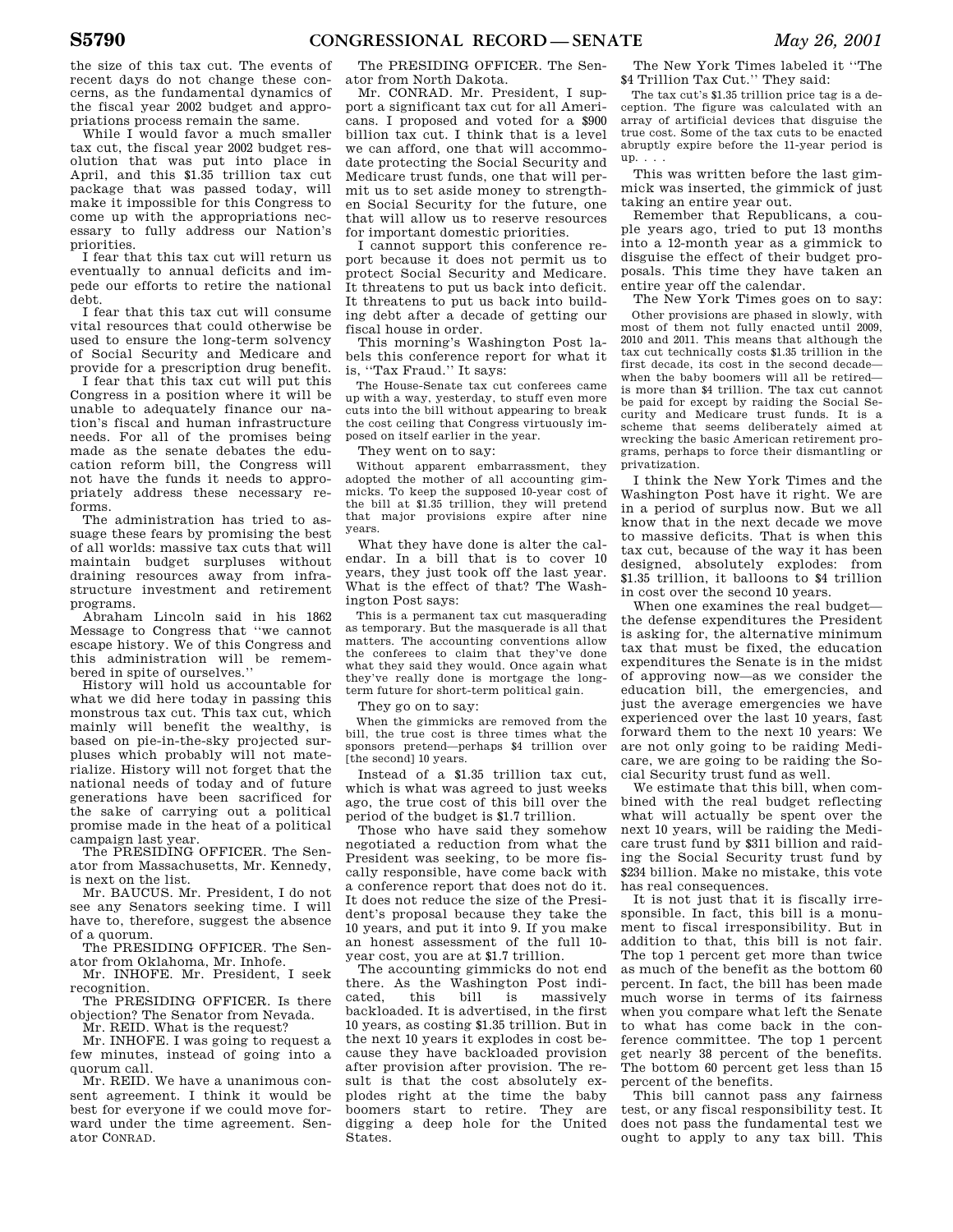the size of this tax cut. The events of recent days do not change these concerns, as the fundamental dynamics of the fiscal year 2002 budget and appropriations process remain the same.

While I would favor a much smaller tax cut, the fiscal year 2002 budget resolution that was put into place in April, and this $1.35 trillion tax cut package that was passed today, will make it impossible for this Congress to come up with the appropriations necessary to fully address our Nation's priorities.

I fear that this tax cut will return us eventually to annual deficits and impede our efforts to retire the national debt.

I fear that this tax cut will consume vital resources that could otherwise be used to ensure the long-term solvency of Social Security and Medicare and provide for a prescription drug benefit.

I fear that this tax cut will put this Congress in a position where it will be unable to adequately finance our nation's fiscal and human infrastructure needs. For all of the promises being made as the senate debates the education reform bill, the Congress will not have the funds it needs to appropriately address these necessary reforms.

The administration has tried to assuage these fears by promising the best of all worlds: massive tax cuts that will maintain budget surpluses without draining resources away from infrastructure investment and retirement programs.

Abraham Lincoln said in his 1862 Message to Congress that "we cannot escape history. We of this Congress and this administration will be remembered in spite of ourselves."

History will hold us accountable for what we did here today in passing this monstrous tax cut. This tax cut, which mainly will benefit the wealthy, is based on pie-in-the-sky projected surpluses which probably will not materialize. History will not forget that the national needs of today and of future generations have been sacrificed for the sake of carrying out a political promise made in the heat of a political campaign last year.

The PRESIDING OFFICER. The Senator from Massachusetts, Mr. Kennedy, is next on the list.

Mr. BAUCUS. Mr. President, I do not see any Senators seeking time. I will have to, therefore, suggest the absence of a quorum.

The PRESIDING OFFICER. The Senator from Oklahoma, Mr. Inhofe.

Mr. INHOFE. Mr. President, I seek recognition.

The PRESIDING OFFICER. Is there objection? The Senator from Nevada.

Mr. REID. What is the request?

Mr. INHOFE. I was going to request a few minutes, instead of going into a quorum call.

Mr. REID. We have a unanimous consent agreement. I think it would be best for everyone if we could move forward under the time agreement. Senator CONRAD.

The PRESIDING OFFICER. The Senator from North Dakota.

Mr. CONRAD. Mr. President, I support a significant tax cut for all Americans. I proposed and voted for a $900 billion tax cut. I think that is a level we can afford, one that will accommodate protecting the Social Security and Medicare trust funds, one that will permit us to set aside money to strengthen Social Security for the future, one that will allow us to reserve resources for important domestic priorities.

I cannot support this conference report because it does not permit us to protect Social Security and Medicare. It threatens to put us back into deficit. It threatens to put us back into building debt after a decade of getting our fiscal house in order.

This morning's Washington Post labels this conference report for what it is, "Tax Fraud." It says:

> The House-Senate tax cut conferees came up with a way, yesterday, to stuff even more cuts into the bill without appearing to break the cost ceiling that Congress virtuously imposed on itself earlier in the year.

They went on to say:

> Without apparent embarrassment, they adopted the mother of all accounting gimmicks. To keep the supposed 10-year cost of the bill at $1.35 trillion, they will pretend that major provisions expire after nine years.

What they have done is alter the calendar. In a bill that is to cover 10 years, they just took off the last year. What is the effect of that? The Washington Post says:

> This is a permanent tax cut masquerading as temporary. But the masquerade is all that matters. The accounting conventions allow the conferees to claim that they've done what they said they would. Once again what they've really done is mortgage the long-term future for short-term political gain.

They go on to say:

> When the gimmicks are removed from the bill, the true cost is three times what the sponsors pretend—perhaps $4 trillion over [the second] 10 years.

Instead of a $1.35 trillion tax cut, which is what was agreed to just weeks ago, the true cost of this bill over the period of the budget is $1.7 trillion.

Those who have said they somehow negotiated a reduction from what the President was seeking, to be more fiscally responsible, have come back with a conference report that does not do it. It does not reduce the size of the President's proposal because they take the 10 years, and put it into 9. If you make an honest assessment of the full 10-year cost, you are at $1.7 trillion.

The accounting gimmicks do not end there. As the Washington Post indicated, this bill is massively backloaded. It is advertised, in the first 10 years, as costing $1.35 trillion. But in the next 10 years it explodes in cost because they have backloaded provision after provision. The result is that the cost absolutely explodes right at the time the baby boomers start to retire. They are digging a deep hole for the United States.

The New York Times labeled it "The $4 Trillion Tax Cut." They said:

> The tax cut's $1.35 trillion price tag is a deception. The figure was calculated with an array of artificial devices that disguise the true cost. Some of the tax cuts to be enacted abruptly expire before the 11-year period is up. . . .

This was written before the last gimmick was inserted, the gimmick of just taking an entire year out.

Remember that Republicans, a couple years ago, tried to put 13 months into a 12-month year as a gimmick to disguise the effect of their budget proposals. This time they have taken an entire year off the calendar.

The New York Times goes on to say:

> Other provisions are phased in slowly, with most of them not fully enacted until 2009, 2010 and 2011. This means that although the tax cut technically costs $1.35 trillion in the first decade, its cost in the second decade—when the baby boomers will all be retired—is more than $4 trillion. The tax cut cannot be paid for except by raiding the Social Security and Medicare trust funds. It is a scheme that seems deliberately aimed at wrecking the basic American retirement programs, perhaps to force their dismantling or privatization.

I think the New York Times and the Washington Post have it right. We are in a period of surplus now. But we all know that in the next decade we move to massive deficits. That is when this tax cut, because of the way it has been designed, absolutely explodes: from $1.35 trillion, it balloons to $4 trillion in cost over the second 10 years.

When one examines the real budget—the defense expenditures the President is asking for, the alternative minimum tax that must be fixed, the education expenditures the Senate is in the midst of approving now—as we consider the education bill, the emergencies, and just the average emergencies we have experienced over the last 10 years, fast forward them to the next 10 years: We are not only going to be raiding Medicare, we are going to be raiding the Social Security trust fund as well.

We estimate that this bill, when combined with the real budget reflecting what will actually be spent over the next 10 years, will be raiding the Medicare trust fund by $311 billion and raiding the Social Security trust fund by $234 billion. Make no mistake, this vote has real consequences.

It is not just that it is fiscally irresponsible. In fact, this bill is a monument to fiscal irresponsibility. But in addition to that, this bill is not fair. The top 1 percent get more than twice as much of the benefit as the bottom 60 percent. In fact, the bill has been made much worse in terms of its fairness when you compare what left the Senate to what has come back in the conference committee. The top 1 percent get nearly 38 percent of the benefits. The bottom 60 percent get less than 15 percent of the benefits.

This bill cannot pass any fairness test, or any fiscal responsibility test. It does not pass the fundamental test we ought to apply to any tax bill. This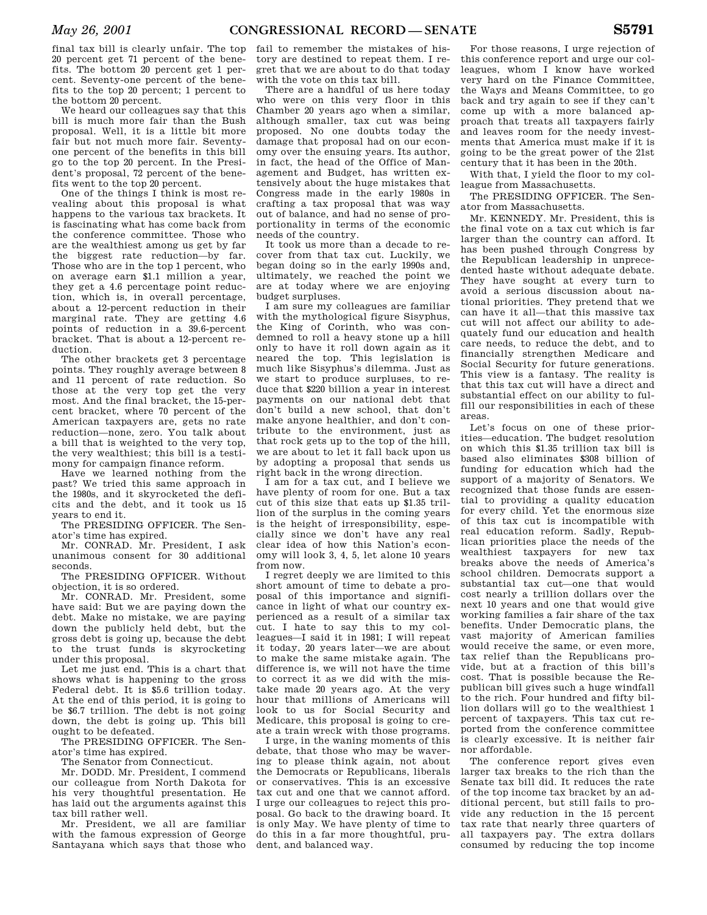final tax bill is clearly unfair. The top 20 percent get 71 percent of the benefits. The bottom 20 percent get 1 percent. Seventy-one percent of the benefits to the top 20 percent; 1 percent to the bottom 20 percent.

We heard our colleagues say that this bill is much more fair than the Bush proposal. Well, it is a little bit more fair but not much more fair. Seventy-one percent of the benefits in this bill go to the top 20 percent. In the President's proposal, 72 percent of the benefits went to the top 20 percent.

One of the things I think is most revealing about this proposal is what happens to the various tax brackets. It is fascinating what has come back from the conference committee. Those who are the wealthiest among us get by far the biggest rate reduction—by far. Those who are in the top 1 percent, who on average earn $1.1 million a year, they get a 4.6 percentage point reduction, which is, in overall percentage, about a 12-percent reduction in their marginal rate. They are getting 4.6 points of reduction in a 39.6-percent bracket. That is about a 12-percent reduction.

The other brackets get 3 percentage points. They roughly average between 8 and 11 percent of rate reduction. So those at the very top get the very most. And the final bracket, the 15-percent bracket, where 70 percent of the American taxpayers are, gets no rate reduction—none, zero. You talk about a bill that is weighted to the very top, the very wealthiest; this bill is a testimony for campaign finance reform.

Have we learned nothing from the past? We tried this same approach in the 1980s, and it skyrocketed the deficits and the debt, and it took us 15 years to end it.

The PRESIDING OFFICER. The Senator's time has expired.

Mr. CONRAD. Mr. President, I ask unanimous consent for 30 additional seconds.

The PRESIDING OFFICER. Without objection, it is so ordered.

Mr. CONRAD. Mr. President, some have said: But we are paying down the debt. Make no mistake, we are paying down the publicly held debt, but the gross debt is going up, because the debt to the trust funds is skyrocketing under this proposal.

Let me just end. This is a chart that shows what is happening to the gross Federal debt. It is $5.6 trillion today. At the end of this period, it is going to be $6.7 trillion. The debt is not going down, the debt is going up. This bill ought to be defeated.

The PRESIDING OFFICER. The Senator's time has expired.

The Senator from Connecticut.

Mr. DODD. Mr. President, I commend our colleague from North Dakota for his very thoughtful presentation. He has laid out the arguments against this tax bill rather well.

Mr. President, we all are familiar with the famous expression of George Santayana which says that those who fail to remember the mistakes of history are destined to repeat them. I regret that we are about to do that today with the vote on this tax bill.

There are a handful of us here today who were on this very floor in this Chamber 20 years ago when a similar, although smaller, tax cut was being proposed. No one doubts today the damage that proposal had on our economy over the ensuing years. Its author, in fact, the head of the Office of Management and Budget, has written extensively about the huge mistakes that Congress made in the early 1980s in crafting a tax proposal that was way out of balance, and had no sense of proportionality in terms of the economic needs of the country.

It took us more than a decade to recover from that tax cut. Luckily, we began doing so in the early 1990s and, ultimately, we reached the point we are at today where we are enjoying budget surpluses.

I am sure my colleagues are familiar with the mythological figure Sisyphus, the King of Corinth, who was condemned to roll a heavy stone up a hill only to have it roll down again as it neared the top. This legislation is much like Sisyphus's dilemma. Just as we start to produce surpluses, to reduce that $220 billion a year in interest payments on our national debt that don't build a new school, that don't make anyone healthier, and don't contribute to the environment, just as that rock gets up to the top of the hill, we are about to let it fall back upon us by adopting a proposal that sends us right back in the wrong direction.

I am for a tax cut, and I believe we have plenty of room for one. But a tax cut of this size that eats up $1.35 trillion of the surplus in the coming years is the height of irresponsibility, especially since we don't have any real clear idea of how this Nation's economy will look 3, 4, 5, let alone 10 years from now.

I regret deeply we are limited to this short amount of time to debate a proposal of this importance and significance in light of what our country experienced as a result of a similar tax cut. I hate to say this to my colleagues—I said it in 1981; I will repeat it today, 20 years later—we are about to make the same mistake again. The difference is, we will not have the time to correct it as we did with the mistake made 20 years ago. At the very hour that millions of Americans will look to us for Social Security and Medicare, this proposal is going to create a train wreck with those programs.

I urge, in the waning moments of this debate, that those who may be wavering to please think again, not about the Democrats or Republicans, liberals or conservatives. This is an excessive tax cut and one that we cannot afford. I urge our colleagues to reject this proposal. Go back to the drawing board. It is only May. We have plenty of time to do this in a far more thoughtful, prudent, and balanced way.

For those reasons, I urge rejection of this conference report and urge our colleagues, whom I know have worked very hard on the Finance Committee, the Ways and Means Committee, to go back and try again to see if they can't come up with a more balanced approach that treats all taxpayers fairly and leaves room for the needy investments that America must make if it is going to be the great power of the 21st century that it has been in the 20th.

With that, I yield the floor to my colleague from Massachusetts.

The PRESIDING OFFICER. The Senator from Massachusetts.

Mr. KENNEDY. Mr. President, this is the final vote on a tax cut which is far larger than the country can afford. It has been pushed through Congress by the Republican leadership in unprecedented haste without adequate debate. They have sought at every turn to avoid a serious discussion about national priorities. They pretend that we can have it all—that this massive tax cut will not affect our ability to adequately fund our education and health care needs, to reduce the debt, and to financially strengthen Medicare and Social Security for future generations. This view is a fantasy. The reality is that this tax cut will have a direct and substantial effect on our ability to fulfill our responsibilities in each of these areas.

Let's focus on one of these priorities—education. The budget resolution on which this $1.35 trillion tax bill is based also eliminates $308 billion of funding for education which had the support of a majority of Senators. We recognized that those funds are essential to providing a quality education for every child. Yet the enormous size of this tax cut is incompatible with real education reform. Sadly, Republican priorities place the needs of the wealthiest taxpayers for new tax breaks above the needs of America's school children. Democrats support a substantial tax cut—one that would cost nearly a trillion dollars over the next 10 years and one that would give working families a fair share of the tax benefits. Under Democratic plans, the vast majority of American families would receive the same, or even more, tax relief than the Republicans provide, but at a fraction of this bill's cost. That is possible because the Republican bill gives such a huge windfall to the rich. Four hundred and fifty billion dollars will go to the wealthiest 1 percent of taxpayers. This tax cut reported from the conference committee is clearly excessive. It is neither fair nor affordable.

The conference report gives even larger tax breaks to the rich than the Senate tax bill did. It reduces the rate of the top income tax bracket by an additional percent, but still fails to provide any reduction in the 15 percent tax rate that nearly three quarters of all taxpayers pay. The extra dollars consumed by reducing the top income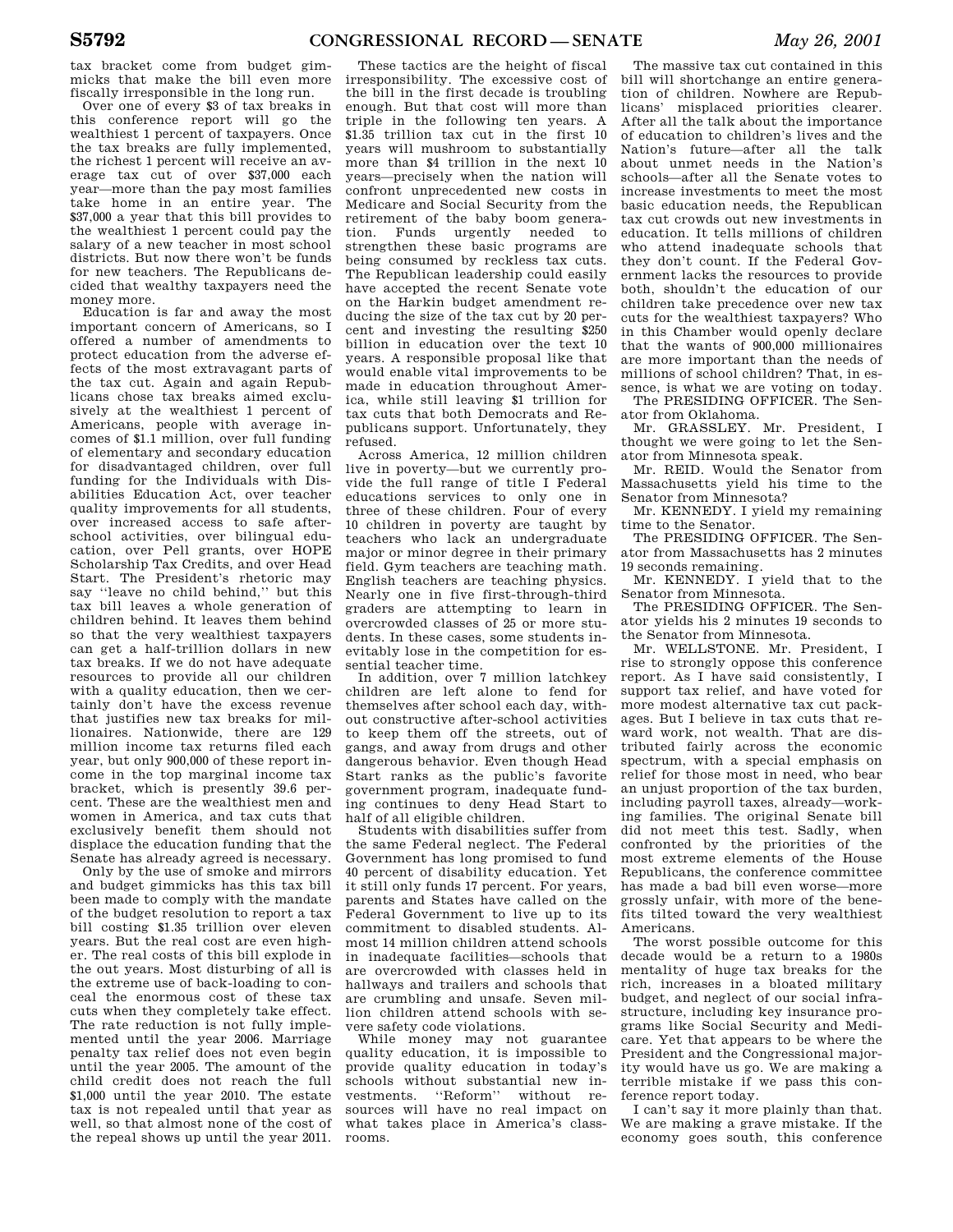tax bracket come from budget gimmicks that make the bill even more fiscally irresponsible in the long run.

Over one of every $3 of tax breaks in this conference report will go the wealthiest 1 percent of taxpayers. Once the tax breaks are fully implemented, the richest 1 percent will receive an average tax cut of over $37,000 each year—more than the pay most families take home in an entire year. The $37,000 a year that this bill provides to the wealthiest 1 percent could pay the salary of a new teacher in most school districts. But now there won't be funds for new teachers. The Republicans decided that wealthy taxpayers need the money more.

Education is far and away the most important concern of Americans, so I offered a number of amendments to protect education from the adverse effects of the most extravagant parts of the tax cut. Again and again Republicans chose tax breaks aimed exclusively at the wealthiest 1 percent of Americans, people with average incomes of $1.1 million, over full funding of elementary and secondary education for disadvantaged children, over full funding for the Individuals with Disabilities Education Act, over teacher quality improvements for all students, over increased access to safe after-school activities, over bilingual education, over Pell grants, over HOPE Scholarship Tax Credits, and over Head Start. The President's rhetoric may say "leave no child behind," but this tax bill leaves a whole generation of children behind. It leaves them behind so that the very wealthiest taxpayers can get a half-trillion dollars in new tax breaks. If we do not have adequate resources to provide all our children with a quality education, then we certainly don't have the excess revenue that justifies new tax breaks for millionaires. Nationwide, there are 129 million income tax returns filed each year, but only 900,000 of these report income in the top marginal income tax bracket, which is presently 39.6 percent. These are the wealthiest men and women in America, and tax cuts that exclusively benefit them should not displace the education funding that the Senate has already agreed is necessary.

Only by the use of smoke and mirrors and budget gimmicks has this tax bill been made to comply with the mandate of the budget resolution to report a tax bill costing $1.35 trillion over eleven years. But the real cost are even higher. The real costs of this bill explode in the out years. Most disturbing of all is the extreme use of back-loading to conceal the enormous cost of these tax cuts when they completely take effect. The rate reduction is not fully implemented until the year 2006. Marriage penalty tax relief does not even begin until the year 2005. The amount of the child credit does not reach the full $1,000 until the year 2010. The estate tax is not repealed until that year as well, so that almost none of the cost of the repeal shows up until the year 2011.

These tactics are the height of fiscal irresponsibility. The excessive cost of the bill in the first decade is troubling enough. But that cost will more than triple in the following ten years. A $1.35 trillion tax cut in the first 10 years will mushroom to substantially more than $4 trillion in the next 10 years—precisely when the nation will confront unprecedented new costs in Medicare and Social Security from the retirement of the baby boom generation. Funds urgently needed to strengthen these basic programs are being consumed by reckless tax cuts. The Republican leadership could easily have accepted the recent Senate vote on the Harkin budget amendment reducing the size of the tax cut by 20 percent and investing the resulting $250 billion in education over the text 10 years. A responsible proposal like that would enable vital improvements to be made in education throughout America, while still leaving $1 trillion for tax cuts that both Democrats and Republicans support. Unfortunately, they refused.

Across America, 12 million children live in poverty—but we currently provide the full range of title I Federal educations services to only one in three of these children. Four of every 10 children in poverty are taught by teachers who lack an undergraduate major or minor degree in their primary field. Gym teachers are teaching math. English teachers are teaching physics. Nearly one in five first-through-third graders are attempting to learn in overcrowded classes of 25 or more students. In these cases, some students inevitably lose in the competition for essential teacher time.

In addition, over 7 million latchkey children are left alone to fend for themselves after school each day, without constructive after-school activities to keep them off the streets, out of gangs, and away from drugs and other dangerous behavior. Even though Head Start ranks as the public's favorite government program, inadequate funding continues to deny Head Start to half of all eligible children.

Students with disabilities suffer from the same Federal neglect. The Federal Government has long promised to fund 40 percent of disability education. Yet it still only funds 17 percent. For years, parents and States have called on the Federal Government to live up to its commitment to disabled students. Almost 14 million children attend schools in inadequate facilities—schools that are overcrowded with classes held in hallways and trailers and schools that are crumbling and unsafe. Seven million children attend schools with severe safety code violations.

While money may not guarantee quality education, it is impossible to provide quality education in today's schools without substantial new investments. "Reform" without resources will have no real impact on what takes place in America's classrooms.

The massive tax cut contained in this bill will shortchange an entire generation of children. Nowhere are Republicans' misplaced priorities clearer. After all the talk about the importance of education to children's lives and the Nation's future—after all the talk about unmet needs in the Nation's schools—after all the Senate votes to increase investments to meet the most basic education needs, the Republican tax cut crowds out new investments in education. It tells millions of children who attend inadequate schools that they don't count. If the Federal Government lacks the resources to provide both, shouldn't the education of our children take precedence over new tax cuts for the wealthiest taxpayers? Who in this Chamber would openly declare that the wants of 900,000 millionaires are more important than the needs of millions of school children? That, in essence, is what we are voting on today.

The PRESIDING OFFICER. The Senator from Oklahoma.

Mr. GRASSLEY. Mr. President, I thought we were going to let the Senator from Minnesota speak.

Mr. REID. Would the Senator from Massachusetts yield his time to the Senator from Minnesota?

Mr. KENNEDY. I yield my remaining time to the Senator.

The PRESIDING OFFICER. The Senator from Massachusetts has 2 minutes 19 seconds remaining.

Mr. KENNEDY. I yield that to the Senator from Minnesota.

The PRESIDING OFFICER. The Senator yields his 2 minutes 19 seconds to the Senator from Minnesota.

Mr. WELLSTONE. Mr. President, I rise to strongly oppose this conference report. As I have said consistently, I support tax relief, and have voted for more modest alternative tax cut packages. But I believe in tax cuts that reward work, not wealth. That are distributed fairly across the economic spectrum, with a special emphasis on relief for those most in need, who bear an unjust proportion of the tax burden, including payroll taxes, already—working families. The original Senate bill did not meet this test. Sadly, when confronted by the priorities of the most extreme elements of the House Republicans, the conference committee has made a bad bill even worse—more grossly unfair, with more of the benefits tilted toward the very wealthiest Americans.

The worst possible outcome for this decade would be a return to a 1980s mentality of huge tax breaks for the rich, increases in a bloated military budget, and neglect of our social infrastructure, including key insurance programs like Social Security and Medicare. Yet that appears to be where the President and the Congressional majority would have us go. We are making a terrible mistake if we pass this conference report today.

I can't say it more plainly than that. We are making a grave mistake. If the economy goes south, this conference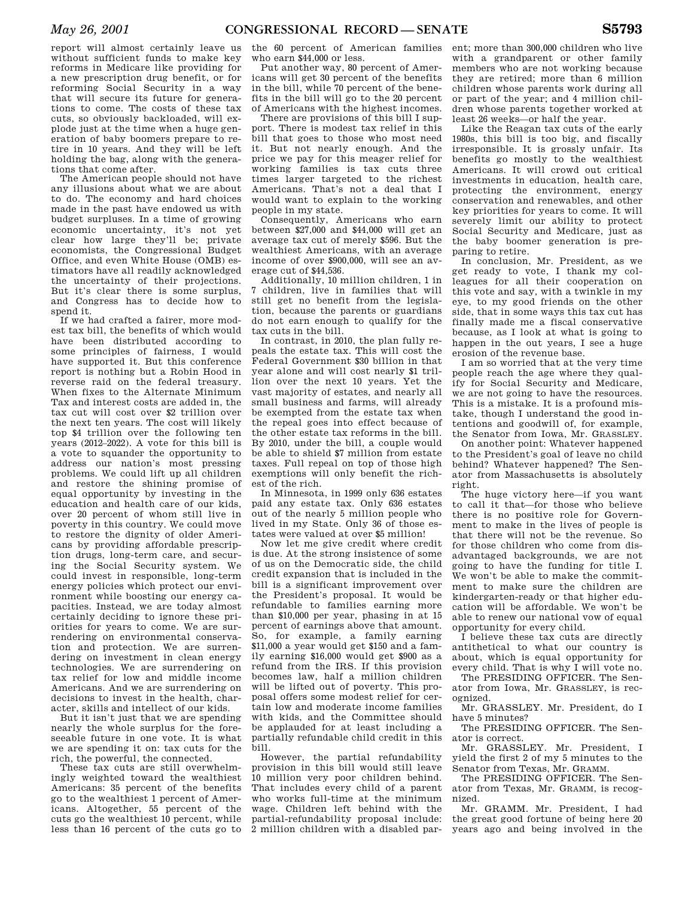report will almost certainly leave us without sufficient funds to make key reforms in Medicare like providing for a new prescription drug benefit, or for reforming Social Security in a way that will secure its future for generations to come. The costs of these tax cuts, so obviously backloaded, will explode just at the time when a huge generation of baby boomers prepare to retire in 10 years. And they will be left holding the bag, along with the generations that come after.

The American people should not have any illusions about what we are about to do. The economy and hard choices made in the past have endowed us with budget surpluses. In a time of growing economic uncertainty, it's not yet clear how large they'll be; private economists, the Congressional Budget Office, and even White House (OMB) estimators have all readily acknowledged the uncertainty of their projections. But it's clear there is some surplus, and Congress has to decide how to spend it.

If we had crafted a fairer, more modest tax bill, the benefits of which would have been distributed according to some principles of fairness, I would have supported it. But this conference report is nothing but a Robin Hood in reverse raid on the federal treasury. When fixes to the Alternate Minimum Tax and interest costs are added in, the tax cut will cost over $2 trillion over the next ten years. The cost will likely top $4 trillion over the following ten years (2012–2022). A vote for this bill is a vote to squander the opportunity to address our nation's most pressing problems. We could lift up all children and restore the shining promise of equal opportunity by investing in the education and health care of our kids, over 20 percent of whom still live in poverty in this country. We could move to restore the dignity of older Americans by providing affordable prescription drugs, long-term care, and securing the Social Security system. We could invest in responsible, long-term energy policies which protect our environment while boosting our energy capacities. Instead, we are today almost certainly deciding to ignore these priorities for years to come. We are surrendering on environmental conservation and protection. We are surrendering on investment in clean energy technologies. We are surrendering on tax relief for low and middle income Americans. And we are surrendering on decisions to invest in the health, character, skills and intellect of our kids.

But it isn't just that we are spending nearly the whole surplus for the foreseeable future in one vote. It is what we are spending it on: tax cuts for the rich, the powerful, the connected.

These tax cuts are still overwhelmingly weighted toward the wealthiest Americans: 35 percent of the benefits go to the wealthiest 1 percent of Americans. Altogether, 55 percent of the cuts go the wealthiest 10 percent, while less than 16 percent of the cuts go to the 60 percent of American families who earn $44,000 or less.

Put another way, 80 percent of Americans will get 30 percent of the benefits in the bill, while 70 percent of the benefits in the bill will go to the 20 percent of Americans with the highest incomes.

There are provisions of this bill I support. There is modest tax relief in this bill that goes to those who most need it. But not nearly enough. And the price we pay for this meager relief for working families is tax cuts three times larger targeted to the richest Americans. That's not a deal that I would want to explain to the working people in my state.

Consequently, Americans who earn between $27,000 and $44,000 will get an average tax cut of merely $596. But the wealthiest Americans, with an average income of over $900,000, will see an average cut of $44,536.

Additionally, 10 million children, 1 in 7 children, live in families that will still get no benefit from the legislation, because the parents or guardians do not earn enough to qualify for the tax cuts in the bill.

In contrast, in 2010, the plan fully repeals the estate tax. This will cost the Federal Government $30 billion in that year alone and will cost nearly $1 trillion over the next 10 years. Yet the vast majority of estates, and nearly all small business and farms, will already be exempted from the estate tax when the repeal goes into effect because of the other estate tax reforms in the bill. By 2010, under the bill, a couple would be able to shield $7 million from estate taxes. Full repeal on top of those high exemptions will only benefit the richest of the rich.

In Minnesota, in 1999 only 636 estates paid any estate tax. Only 636 estates out of the nearly 5 million people who lived in my State. Only 36 of those estates were valued at over $5 million!

Now let me give credit where credit is due. At the strong insistence of some of us on the Democratic side, the child credit expansion that is included in the bill is a significant improvement over the President's proposal. It would be refundable to families earning more than $10,000 per year, phasing in at 15 percent of earnings above that amount. So, for example, a family earning $11,000 a year would get $150 and a family earning $16,000 would get $900 as a refund from the IRS. If this provision becomes law, half a million children will be lifted out of poverty. This proposal offers some modest relief for certain low and moderate income families with kids, and the Committee should be applauded for at least including a partially refundable child credit in this bill.

However, the partial refundability provision in this bill would still leave 10 million very poor children behind. That includes every child of a parent who works full-time at the minimum wage. Children left behind with the partial-refundability proposal include: 2 million children with a disabled parent; more than 300,000 children who live with a grandparent or other family members who are not working because they are retired; more than 6 million children whose parents work during all or part of the year; and 4 million children whose parents together worked at least 26 weeks—or half the year.

Like the Reagan tax cuts of the early 1980s, this bill is too big, and fiscally irresponsible. It is grossly unfair. Its benefits go mostly to the wealthiest Americans. It will crowd out critical investments in education, health care, protecting the environment, energy conservation and renewables, and other key priorities for years to come. It will severely limit our ability to protect Social Security and Medicare, just as the baby boomer generation is preparing to retire.

In conclusion, Mr. President, as we get ready to vote, I thank my colleagues for all their cooperation on this vote and say, with a twinkle in my eye, to my good friends on the other side, that in some ways this tax cut has finally made me a fiscal conservative because, as I look at what is going to happen in the out years, I see a huge erosion of the revenue base.

I am so worried that at the very time people reach the age where they qualify for Social Security and Medicare, we are not going to have the resources. This is a mistake. It is a profound mistake, though I understand the good intentions and goodwill of, for example, the Senator from Iowa, Mr. GRASSLEY.

On another point: Whatever happened to the President's goal of leave no child behind? Whatever happened? The Senator from Massachusetts is absolutely right.

The huge victory here—if you want to call it that—for those who believe there is no positive role for Government to make in the lives of people is that there will not be the revenue. So for those children who come from disadvantaged backgrounds, we are not going to have the funding for title I. We won't be able to make the commitment to make sure the children are kindergarten-ready or that higher education will be affordable. We won't be able to renew our national vow of equal opportunity for every child.

I believe these tax cuts are directly antithetical to what our country is about, which is equal opportunity for every child. That is why I will vote no.

The PRESIDING OFFICER. The Senator from Iowa, Mr. GRASSLEY, is recognized.

Mr. GRASSLEY. Mr. President, do I have 5 minutes?

The PRESIDING OFFICER. The Senator is correct.

Mr. GRASSLEY. Mr. President, I yield the first 2 of my 5 minutes to the Senator from Texas, Mr. GRAMM.

The PRESIDING OFFICER. The Senator from Texas, Mr. GRAMM, is recognized.

Mr. GRAMM. Mr. President, I had the great good fortune of being here 20 years ago and being involved in the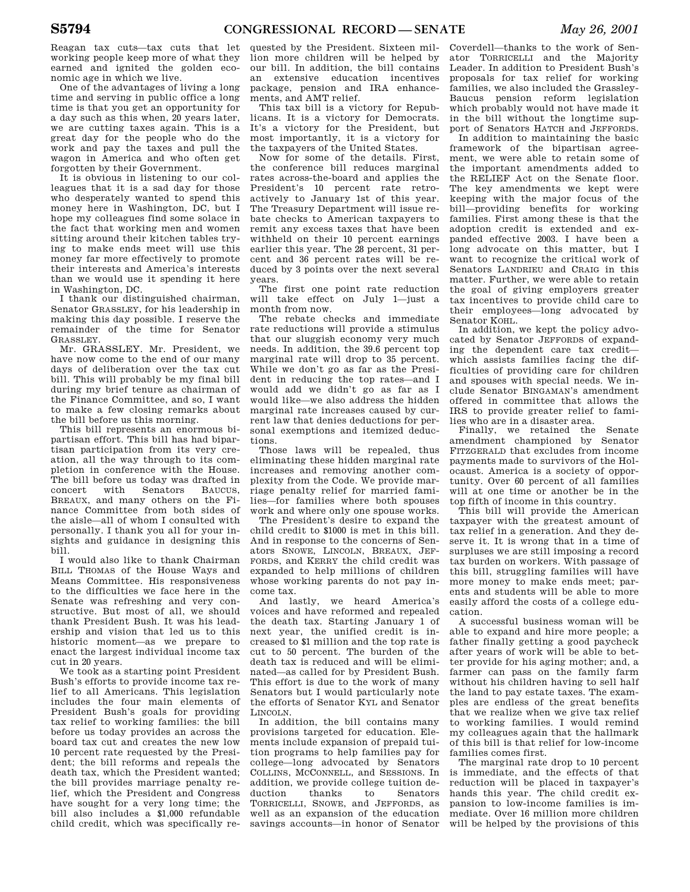Reagan tax cuts—tax cuts that let working people keep more of what they earned and ignited the golden economic age in which we live.

One of the advantages of living a long time and serving in public office a long time is that you get an opportunity for a day such as this when, 20 years later, we are cutting taxes again. This is a great day for the people who do the work and pay the taxes and pull the wagon in America and who often get forgotten by their Government.

It is obvious in listening to our colleagues that it is a sad day for those who desperately wanted to spend this money here in Washington, DC, but I hope my colleagues find some solace in the fact that working men and women sitting around their kitchen tables trying to make ends meet will use this money far more effectively to promote their interests and America's interests than we would use it spending it here in Washington, DC.

I thank our distinguished chairman, Senator GRASSLEY, for his leadership in making this day possible. I reserve the remainder of the time for Senator GRASSLEY.

Mr. GRASSLEY. Mr. President, we have now come to the end of our many days of deliberation over the tax cut bill. This will probably be my final bill during my brief tenure as chairman of the Finance Committee, and so, I want to make a few closing remarks about the bill before us this morning.

This bill represents an enormous bipartisan effort. This bill has had bipartisan participation from its very creation, all the way through to its completion in conference with the House. The bill before us today was drafted in concert with Senators BAUCUS, BREAUX, and many others on the Finance Committee from both sides of the aisle—all of whom I consulted with personally. I thank you all for your insights and guidance in designing this bill.

I would also like to thank Chairman BILL THOMAS of the House Ways and Means Committee. His responsiveness to the difficulties we face here in the Senate was refreshing and very constructive. But most of all, we should thank President Bush. It was his leadership and vision that led us to this historic moment—as we prepare to enact the largest individual income tax cut in 20 years.

We took as a starting point President Bush's efforts to provide income tax relief to all Americans. This legislation includes the four main elements of President Bush's goals for providing tax relief to working families: the bill before us today provides an across the board tax cut and creates the new low 10 percent rate requested by the President; the bill reforms and repeals the death tax, which the President wanted; the bill provides marriage penalty relief, which the President and Congress have sought for a very long time; the bill also includes a $1,000 refundable child credit, which was specifically requested by the President. Sixteen million more children will be helped by our bill. In addition, the bill contains an extensive education incentives package, pension and IRA enhancements, and AMT relief.

This tax bill is a victory for Republicans. It is a victory for Democrats. It's a victory for the President, but most importantly, it is a victory for the taxpayers of the United States.

Now for some of the details. First, the conference bill reduces marginal rates across-the-board and applies the President's 10 percent rate retroactively to January 1st of this year. The Treasury Department will issue rebate checks to American taxpayers to remit any excess taxes that have been withheld on their 10 percent earnings earlier this year. The 28 percent, 31 percent and 36 percent rates will be reduced by 3 points over the next several years.

The first one point rate reduction will take effect on July 1—just a month from now.

The rebate checks and immediate rate reductions will provide a stimulus that our sluggish economy very much needs. In addition, the 39.6 percent top marginal rate will drop to 35 percent. While we don't go as far as the President in reducing the top rates—and I would add we didn't go as far as I would like—we also address the hidden marginal rate increases caused by current law that denies deductions for personal exemptions and itemized deductions.

Those laws will be repealed, thus eliminating these hidden marginal rate increases and removing another complexity from the Code. We provide marriage penalty relief for married families—for families where both spouses work and where only one spouse works.

The President's desire to expand the child credit to $1000 is met in this bill. And in response to the concerns of Senators SNOWE, LINCOLN, BREAUX, JEFFORDS, and KERRY the child credit was expanded to help millions of children whose working parents do not pay income tax.

And lastly, we heard America's voices and have reformed and repealed the death tax. Starting January 1 of next year, the unified credit is increased to $1 million and the top rate is cut to 50 percent. The burden of the death tax is reduced and will be eliminated—as called for by President Bush. This effort is due to the work of many Senators but I would particularly note the efforts of Senator KYL and Senator LINCOLN.

In addition, the bill contains many provisions targeted for education. Elements include expansion of prepaid tuition programs to help families pay for college—long advocated by Senators COLLINS, MCCONNELL, and SESSIONS. In addition, we provide college tuition deduction thanks to Senators TORRICELLI, SNOWE, and JEFFORDS, as well as an expansion of the education savings accounts—in honor of Senator Coverdell—thanks to the work of Senator TORRICELLI and the Majority Leader. In addition to President Bush's proposals for tax relief for working families, we also included the Grassley-Baucus pension reform legislation which probably would not have made it in the bill without the longtime support of Senators HATCH and JEFFORDS.

In addition to maintaining the basic framework of the bipartisan agreement, we were able to retain some of the important amendments added to the RELIEF Act on the Senate floor. The key amendments we kept were keeping with the major focus of the bill—providing benefits for working families. First among these is that the adoption credit is extended and expanded effective 2003. I have been a long advocate on this matter, but I want to recognize the critical work of Senators LANDRIEU and CRAIG in this matter. Further, we were able to retain the goal of giving employers greater tax incentives to provide child care to their employees—long advocated by Senator KOHL.

In addition, we kept the policy advocated by Senator JEFFORDS of expanding the dependent care tax credit—which assists families facing the difficulties of providing care for children and spouses with special needs. We include Senator BINGAMAN's amendment offered in committee that allows the IRS to provide greater relief to families who are in a disaster area.

Finally, we retained the Senate amendment championed by Senator FITZGERALD that excludes from income payments made to survivors of the Holocaust. America is a society of opportunity. Over 60 percent of all families will at one time or another be in the top fifth of income in this country.

This bill will provide the American taxpayer with the greatest amount of tax relief in a generation. And they deserve it. It is wrong that in a time of surpluses we are still imposing a record tax burden on workers. With passage of this bill, struggling families will have more money to make ends meet; parents and students will be able to more easily afford the costs of a college education.

A successful business woman will be able to expand and hire more people; a father finally getting a good paycheck after years of work will be able to better provide for his aging mother; and, a farmer can pass on the family farm without his children having to sell half the land to pay estate taxes. The examples are endless of the great benefits that we realize when we give tax relief to working families. I would remind my colleagues again that the hallmark of this bill is that relief for low-income families comes first.

The marginal rate drop to 10 percent is immediate, and the effects of that reduction will be placed in taxpayer's hands this year. The child credit expansion to low-income families is immediate. Over 16 million more children will be helped by the provisions of this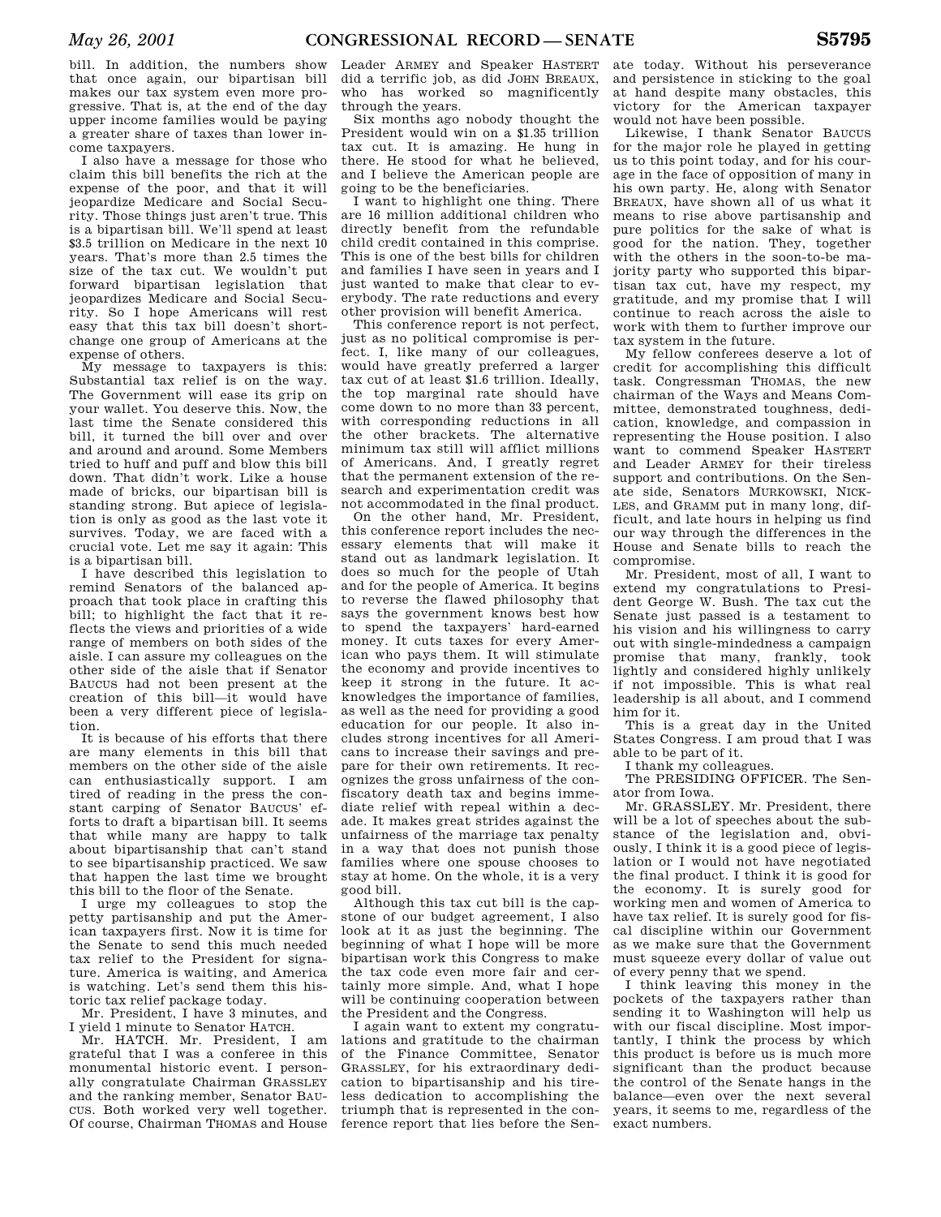bill. In addition, the numbers show that once again, our bipartisan bill makes our tax system even more progressive. That is, at the end of the day upper income families would be paying a greater share of taxes than lower income taxpayers.

I also have a message for those who claim this bill benefits the rich at the expense of the poor, and that it will jeopardize Medicare and Social Security. Those things just aren't true. This is a bipartisan bill. We'll spend at least $3.5 trillion on Medicare in the next 10 years. That's more than 2.5 times the size of the tax cut. We wouldn't put forward bipartisan legislation that jeopardizes Medicare and Social Security. So I hope Americans will rest easy that this tax bill doesn't shortchange one group of Americans at the expense of others.

My message to taxpayers is this: Substantial tax relief is on the way. The Government will ease its grip on your wallet. You deserve this. Now, the last time the Senate considered this bill, it turned the bill over and over and around and around. Some Members tried to huff and puff and blow this bill down. That didn't work. Like a house made of bricks, our bipartisan bill is standing strong. But apiece of legislation is only as good as the last vote it survives. Today, we are faced with a crucial vote. Let me say it again: This is a bipartisan bill.

I have described this legislation to remind Senators of the balanced approach that took place in crafting this bill; to highlight the fact that it reflects the views and priorities of a wide range of members on both sides of the aisle. I can assure my colleagues on the other side of the aisle that if Senator BAUCUS had not been present at the creation of this bill—it would have been a very different piece of legislation.

It is because of his efforts that there are many elements in this bill that members on the other side of the aisle can enthusiastically support. I am tired of reading in the press the constant carping of Senator BAUCUS' efforts to draft a bipartisan bill. It seems that while many are happy to talk about bipartisanship that can't stand to see bipartisanship practiced. We saw that happen the last time we brought this bill to the floor of the Senate.

I urge my colleagues to stop the petty partisanship and put the American taxpayers first. Now it is time for the Senate to send this much needed tax relief to the President for signature. America is waiting, and America is watching. Let's send them this historic tax relief package today.

Mr. President, I have 3 minutes, and I yield 1 minute to Senator HATCH.

Mr. HATCH. Mr. President, I am grateful that I was a conferee in this monumental historic event. I personally congratulate Chairman GRASSLEY and the ranking member, Senator BAUCUS. Both worked very well together. Of course, Chairman THOMAS and House Leader ARMEY and Speaker HASTERT did a terrific job, as did JOHN BREAUX, who has worked so magnificently through the years.

Six months ago nobody thought the President would win on a $1.35 trillion tax cut. It is amazing. He hung in there. He stood for what he believed, and I believe the American people are going to be the beneficiaries.

I want to highlight one thing. There are 16 million additional children who directly benefit from the refundable child credit contained in this comprise. This is one of the best bills for children and families I have seen in years and I just wanted to make that clear to everybody. The rate reductions and every other provision will benefit America.

This conference report is not perfect, just as no political compromise is perfect. I, like many of our colleagues, would have greatly preferred a larger tax cut of at least $1.6 trillion. Ideally, the top marginal rate should have come down to no more than 33 percent, with corresponding reductions in all the other brackets. The alternative minimum tax still will afflict millions of Americans. And, I greatly regret that the permanent extension of the research and experimentation credit was not accommodated in the final product.

On the other hand, Mr. President, this conference report includes the necessary elements that will make it stand out as landmark legislation. It does so much for the people of Utah and for the people of America. It begins to reverse the flawed philosophy that says the government knows best how to spend the taxpayers' hard-earned money. It cuts taxes for every American who pays them. It will stimulate the economy and provide incentives to keep it strong in the future. It acknowledges the importance of families, as well as the need for providing a good education for our people. It also includes strong incentives for all Americans to increase their savings and prepare for their own retirements. It recognizes the gross unfairness of the confiscatory death tax and begins immediate relief with repeal within a decade. It makes great strides against the unfairness of the marriage tax penalty in a way that does not punish those families where one spouse chooses to stay at home. On the whole, it is a very good bill.

Although this tax cut bill is the capstone of our budget agreement, I also look at it as just the beginning. The beginning of what I hope will be more bipartisan work this Congress to make the tax code even more fair and certainly more simple. And, what I hope will be continuing cooperation between the President and the Congress.

I again want to extent my congratulations and gratitude to the chairman of the Finance Committee, Senator GRASSLEY, for his extraordinary dedication to bipartisanship and his tireless dedication to accomplishing the triumph that is represented in the conference report that lies before the Senate today. Without his perseverance and persistence in sticking to the goal at hand despite many obstacles, this victory for the American taxpayer would not have been possible.

Likewise, I thank Senator BAUCUS for the major role he played in getting us to this point today, and for his courage in the face of opposition of many in his own party. He, along with Senator BREAUX, have shown all of us what it means to rise above partisanship and pure politics for the sake of what is good for the nation. They, together with the others in the soon-to-be majority party who supported this bipartisan tax cut, have my respect, my gratitude, and my promise that I will continue to reach across the aisle to work with them to further improve our tax system in the future.

My fellow conferees deserve a lot of credit for accomplishing this difficult task. Congressman THOMAS, the new chairman of the Ways and Means Committee, demonstrated toughness, dedication, knowledge, and compassion in representing the House position. I also want to commend Speaker HASTERT and Leader ARMEY for their tireless support and contributions. On the Senate side, Senators MURKOWSKI, NICKLES, and GRAMM put in many long, difficult, and late hours in helping us find our way through the differences in the House and Senate bills to reach the compromise.

Mr. President, most of all, I want to extend my congratulations to President George W. Bush. The tax cut the Senate just passed is a testament to his vision and his willingness to carry out with single-mindedness a campaign promise that many, frankly, took lightly and considered highly unlikely if not impossible. This is what real leadership is all about, and I commend him for it.

This is a great day in the United States Congress. I am proud that I was able to be part of it.

I thank my colleagues.

The PRESIDING OFFICER. The Senator from Iowa.

Mr. GRASSLEY. Mr. President, there will be a lot of speeches about the substance of the legislation and, obviously, I think it is a good piece of legislation or I would not have negotiated the final product. I think it is good for the economy. It is surely good for working men and women of America to have tax relief. It is surely good for fiscal discipline within our Government as we make sure that the Government must squeeze every dollar of value out of every penny that we spend.

I think leaving this money in the pockets of the taxpayers rather than sending it to Washington will help us with our fiscal discipline. Most importantly, I think the process by which this product is before us is much more significant than the product because the control of the Senate hangs in the balance—even over the next several years, it seems to me, regardless of the exact numbers.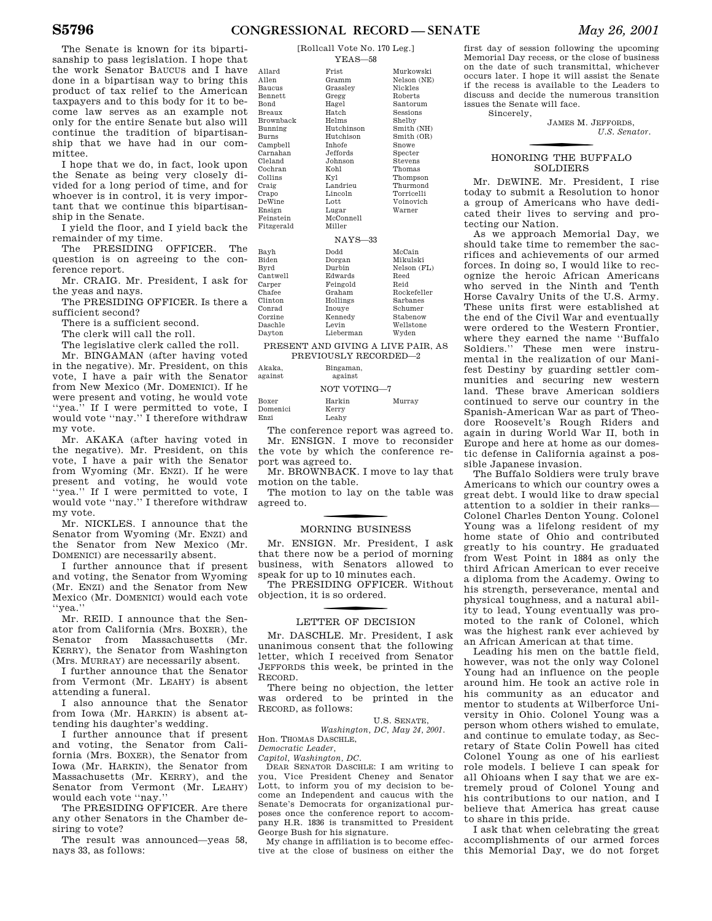The Senate is known for its bipartisanship to pass legislation. I hope that the work Senator BAUCUS and I have done in a bipartisan way to bring this product of tax relief to the American taxpayers and to this body for it to become law serves as an example not only for the entire Senate but also will continue the tradition of bipartisanship that we have had in our committee.

I hope that we do, in fact, look upon the Senate as being very closely divided for a long period of time, and for whoever is in control, it is very important that we continue this bipartisanship in the Senate.

I yield the floor, and I yield back the remainder of my time.

The PRESIDING OFFICER. The question is on agreeing to the conference report.

Mr. CRAIG. Mr. President, I ask for the yeas and nays.

The PRESIDING OFFICER. Is there a sufficient second?

There is a sufficient second.

The clerk will call the roll.

The legislative clerk called the roll.

Mr. BINGAMAN (after having voted in the negative). Mr. President, on this vote, I have a pair with the Senator from New Mexico (Mr. DOMENICI). If he were present and voting, he would vote "yea." If I were permitted to vote, I would vote "nay." I therefore withdraw my vote.

Mr. AKAKA (after having voted in the negative). Mr. President, on this vote, I have a pair with the Senator from Wyoming (Mr. ENZI). If he were present and voting, he would vote "yea." If I were permitted to vote, I would vote "nay." I therefore withdraw my vote.

Mr. NICKLES. I announce that the Senator from Wyoming (Mr. ENZI) and the Senator from New Mexico (Mr. DOMENICI) are necessarily absent.

I further announce that if present and voting, the Senator from Wyoming (Mr. ENZI) and the Senator from New Mexico (Mr. DOMENICI) would each vote "yea."

Mr. REID. I announce that the Senator from California (Mrs. BOXER), the Senator from Massachusetts (Mr. KERRY), the Senator from Washington (Mrs. MURRAY) are necessarily absent.

I further announce that the Senator from Vermont (Mr. LEAHY) is absent attending a funeral.

I also announce that the Senator from Iowa (Mr. HARKIN) is absent attending his daughter's wedding.

I further announce that if present and voting, the Senator from California (Mrs. BOXER), the Senator from Iowa (Mr. HARKIN), the Senator from Massachusetts (Mr. KERRY), and the Senator from Vermont (Mr. LEAHY) would each vote "nay."

The PRESIDING OFFICER. Are there any other Senators in the Chamber desiring to vote?

The result was announced—yeas 58, nays 33, as follows:

[Rollcall Vote No. 170 Leg.]

YEAS—58

| | | |
|---|---|---|
| Allard | Frist | Murkowski |
| Allen | Gramm | Nelson (NE) |
| Baucus | Grassley | Nickles |
| Bennett | Gregg | Roberts |
| Bond | Hagel | Santorum |
| Breaux | Hatch | Sessions |
| Brownback | Helms | Shelby |
| Bunning | Hutchinson | Smith (NH) |
| Burns | Hutchison | Smith (OR) |
| Campbell | Inhofe | Snowe |
| Carnahan | Jeffords | Specter |
| Cleland | Johnson | Stevens |
| Cochran | Kohl | Thomas |
| Collins | Kyl | Thompson |
| Craig | Landrieu | Thurmond |
| Crapo | Lincoln | Torricelli |
| DeWine | Lott | Voinovich |
| Ensign | Lugar | Warner |
| Feinstein | McConnell | |
| Fitzgerald | Miller | |

NAYS—33

| | | |
|---|---|---|
| Bayh | Dodd | McCain |
| Biden | Dorgan | Mikulski |
| Byrd | Durbin | Nelson (FL) |
| Cantwell | Edwards | Reed |
| Carper | Feingold | Reid |
| Chafee | Graham | Rockefeller |
| Clinton | Hollings | Sarbanes |
| Conrad | Inouye | Schumer |
| Corzine | Kennedy | Stabenow |
| Daschle | Levin | Wellstone |
| Dayton | Lieberman | Wyden |

PRESENT AND GIVING A LIVE PAIR, AS PREVIOUSLY RECORDED—2

| | |
|---|---|
| Akaka, against | Bingaman, against |

NOT VOTING—7

| | | |
|---|---|---|
| Boxer | Harkin | Murray |
| Domenici | Kerry | |
| Enzi | Leahy | |

The conference report was agreed to.

Mr. ENSIGN. I move to reconsider the vote by which the conference report was agreed to.

Mr. BROWNBACK. I move to lay that motion on the table.

The motion to lay on the table was agreed to.

## MORNING BUSINESS

Mr. ENSIGN. Mr. President, I ask that there now be a period of morning business, with Senators allowed to speak for up to 10 minutes each.

The PRESIDING OFFICER. Without objection, it is so ordered.

## LETTER OF DECISION

Mr. DASCHLE. Mr. President, I ask unanimous consent that the following letter, which I received from Senator JEFFORDS this week, be printed in the RECORD.

There being no objection, the letter was ordered to be printed in the RECORD, as follows:

U.S. SENATE,
*Washington, DC, May 24, 2001.*

Hon. THOMAS DASCHLE,
*Democratic Leader,*
*Capitol, Washington, DC.*

DEAR SENATOR DASCHLE: I am writing to you, Vice President Cheney and Senator Lott, to inform you of my decision to become an Independent and caucus with the Senate's Democrats for organizational purposes once the conference report to accompany H.R. 1836 is transmitted to President George Bush for his signature.

My change in affiliation is to become effective at the close of business on either the first day of session following the upcoming Memorial Day recess, or the close of business on the date of such transmittal, whichever occurs later. I hope it will assist the Senate if the recess is available to the Leaders to discuss and decide the numerous transition issues the Senate will face.

Sincerely,

JAMES M. JEFFORDS,
*U.S. Senator.*

## HONORING THE BUFFALO SOLDIERS

Mr. DEWINE. Mr. President, I rise today to submit a Resolution to honor a group of Americans who have dedicated their lives to serving and protecting our Nation.

As we approach Memorial Day, we should take time to remember the sacrifices and achievements of our armed forces. In doing so, I would like to recognize the heroic African Americans who served in the Ninth and Tenth Horse Cavalry Units of the U.S. Army. These units first were established at the end of the Civil War and eventually were ordered to the Western Frontier, where they earned the name "Buffalo Soldiers." These men were instrumental in the realization of our Manifest Destiny by guarding settler communities and securing new western land. These brave American soldiers continued to serve our country in the Spanish-American War as part of Theodore Roosevelt's Rough Riders and again in during World War II, both in Europe and here at home as our domestic defense in California against a possible Japanese invasion.

The Buffalo Soldiers were truly brave Americans to which our country owes a great debt. I would like to draw special attention to a soldier in their ranks—Colonel Charles Denton Young. Colonel Young was a lifelong resident of my home state of Ohio and contributed greatly to his country. He graduated from West Point in 1884 as only the third African American to ever receive a diploma from the Academy. Owing to his strength, perseverance, mental and physical toughness, and a natural ability to lead, Young eventually was promoted to the rank of Colonel, which was the highest rank ever achieved by an African American at that time.

Leading his men on the battle field, however, was not the only way Colonel Young had an influence on the people around him. He took an active role in his community as an educator and mentor to students at Wilberforce University in Ohio. Colonel Young was a person whom others wished to emulate, and continue to emulate today, as Secretary of State Colin Powell has cited Colonel Young as one of his earliest role models. I believe I can speak for all Ohioans when I say that we are extremely proud of Colonel Young and his contributions to our nation, and I believe that America has great cause to share in this pride.

I ask that when celebrating the great accomplishments of our armed forces this Memorial Day, we do not forget